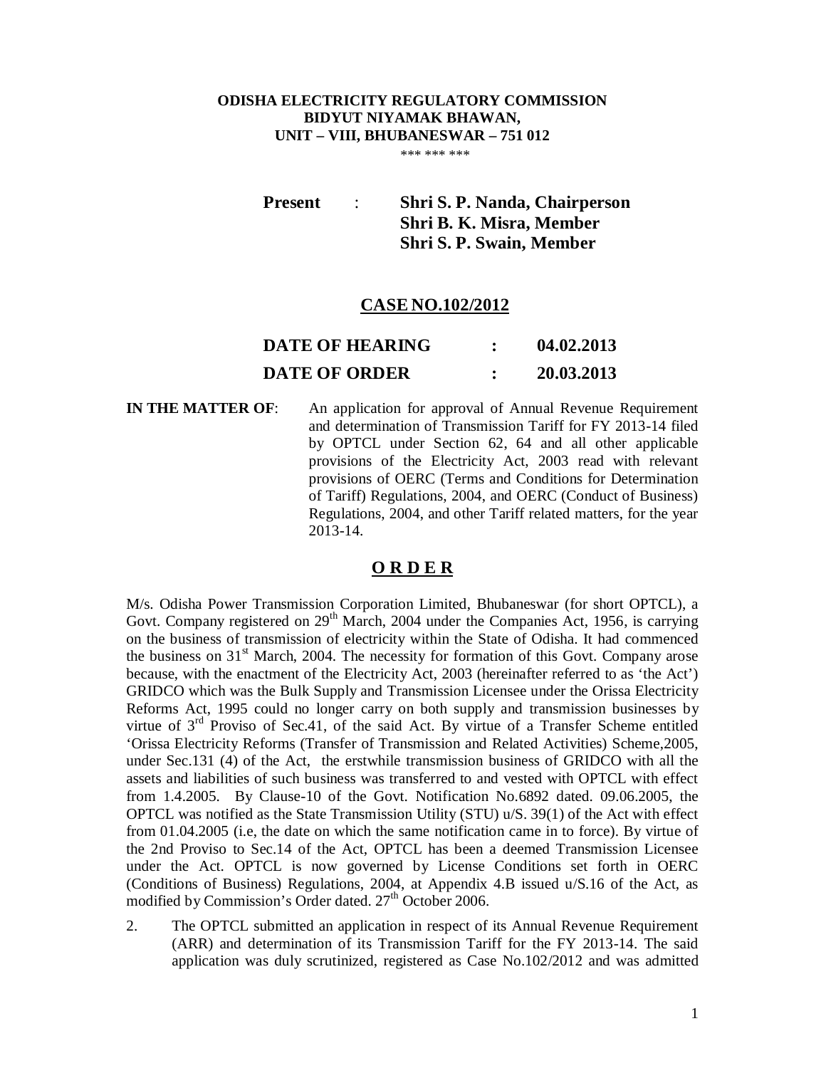**ODISHA ELECTRICITY REGULATORY COMMISSION**
**BIDYUT NIYAMAK BHAWAN,**
**UNIT – VIII, BHUBANESWAR – 751 012**

\*\*\* \*\*\* \*\*\*

**Present : Shri S. P. Nanda, Chairperson**
**Shri B. K. Misra, Member**
**Shri S. P. Swain, Member**

## CASE NO.102/2012

**DATE OF HEARING : 04.02.2013**

**DATE OF ORDER : 20.03.2013**

**IN THE MATTER OF**: An application for approval of Annual Revenue Requirement and determination of Transmission Tariff for FY 2013-14 filed by OPTCL under Section 62, 64 and all other applicable provisions of the Electricity Act, 2003 read with relevant provisions of OERC (Terms and Conditions for Determination of Tariff) Regulations, 2004, and OERC (Conduct of Business) Regulations, 2004, and other Tariff related matters, for the year 2013-14.

## O R D E R

M/s. Odisha Power Transmission Corporation Limited, Bhubaneswar (for short OPTCL), a Govt. Company registered on 29th March, 2004 under the Companies Act, 1956, is carrying on the business of transmission of electricity within the State of Odisha. It had commenced the business on 31st March, 2004. The necessity for formation of this Govt. Company arose because, with the enactment of the Electricity Act, 2003 (hereinafter referred to as 'the Act') GRIDCO which was the Bulk Supply and Transmission Licensee under the Orissa Electricity Reforms Act, 1995 could no longer carry on both supply and transmission businesses by virtue of 3rd Proviso of Sec.41, of the said Act. By virtue of a Transfer Scheme entitled 'Orissa Electricity Reforms (Transfer of Transmission and Related Activities) Scheme,2005, under Sec.131 (4) of the Act, the erstwhile transmission business of GRIDCO with all the assets and liabilities of such business was transferred to and vested with OPTCL with effect from 1.4.2005. By Clause-10 of the Govt. Notification No.6892 dated. 09.06.2005, the OPTCL was notified as the State Transmission Utility (STU) u/S. 39(1) of the Act with effect from 01.04.2005 (i.e, the date on which the same notification came in to force). By virtue of the 2nd Proviso to Sec.14 of the Act, OPTCL has been a deemed Transmission Licensee under the Act. OPTCL is now governed by License Conditions set forth in OERC (Conditions of Business) Regulations, 2004, at Appendix 4.B issued u/S.16 of the Act, as modified by Commission's Order dated. 27th October 2006.

2. The OPTCL submitted an application in respect of its Annual Revenue Requirement (ARR) and determination of its Transmission Tariff for the FY 2013-14. The said application was duly scrutinized, registered as Case No.102/2012 and was admitted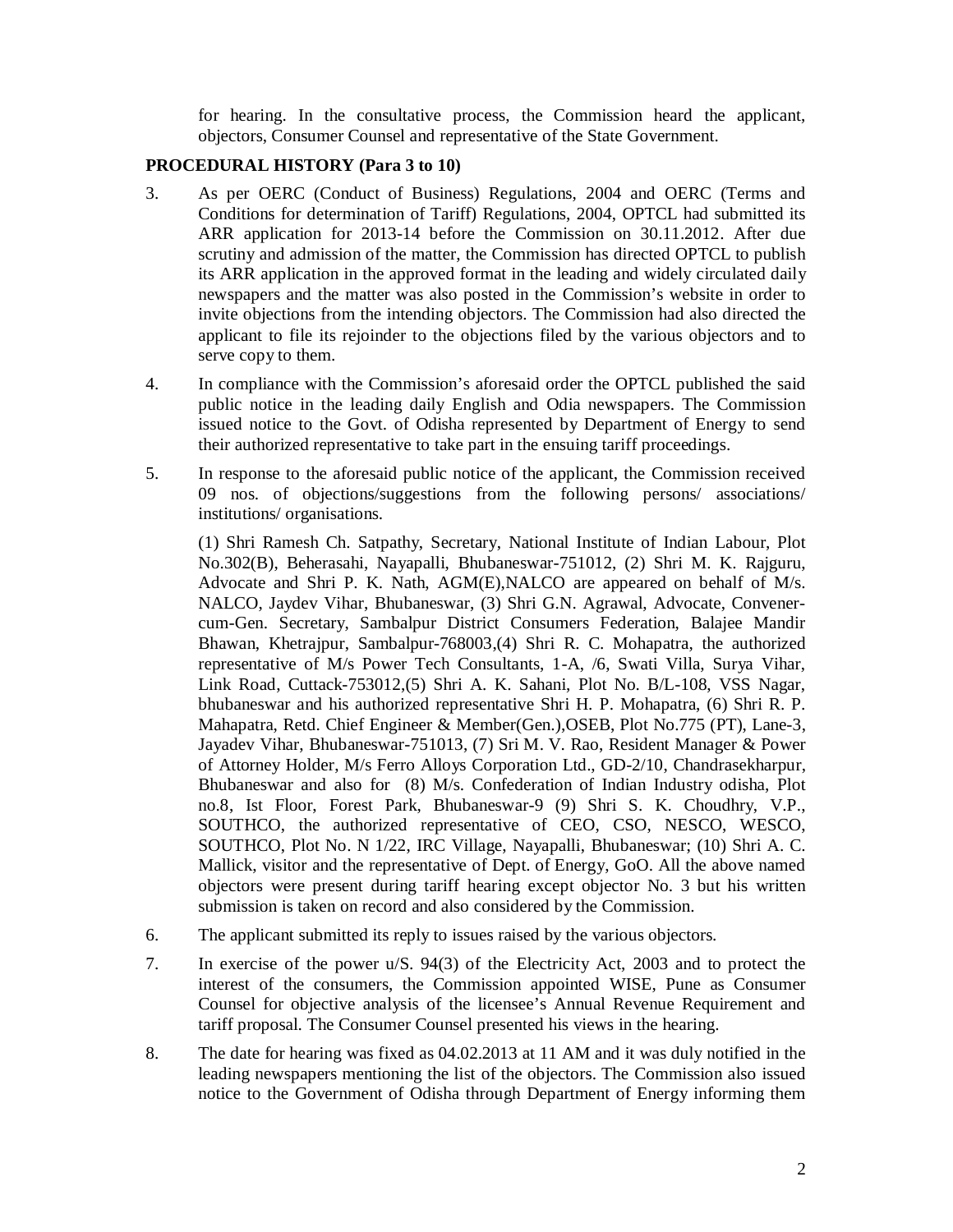for hearing. In the consultative process, the Commission heard the applicant, objectors, Consumer Counsel and representative of the State Government.

**PROCEDURAL HISTORY (Para 3 to 10)**

3. As per OERC (Conduct of Business) Regulations, 2004 and OERC (Terms and Conditions for determination of Tariff) Regulations, 2004, OPTCL had submitted its ARR application for 2013-14 before the Commission on 30.11.2012. After due scrutiny and admission of the matter, the Commission has directed OPTCL to publish its ARR application in the approved format in the leading and widely circulated daily newspapers and the matter was also posted in the Commission's website in order to invite objections from the intending objectors. The Commission had also directed the applicant to file its rejoinder to the objections filed by the various objectors and to serve copy to them.

4. In compliance with the Commission's aforesaid order the OPTCL published the said public notice in the leading daily English and Odia newspapers. The Commission issued notice to the Govt. of Odisha represented by Department of Energy to send their authorized representative to take part in the ensuing tariff proceedings.

5. In response to the aforesaid public notice of the applicant, the Commission received 09 nos. of objections/suggestions from the following persons/ associations/ institutions/ organisations.

   (1) Shri Ramesh Ch. Satpathy, Secretary, National Institute of Indian Labour, Plot No.302(B), Beherasahi, Nayapalli, Bhubaneswar-751012, (2) Shri M. K. Rajguru, Advocate and Shri P. K. Nath, AGM(E),NALCO are appeared on behalf of M/s. NALCO, Jaydev Vihar, Bhubaneswar, (3) Shri G.N. Agrawal, Advocate, Convener-cum-Gen. Secretary, Sambalpur District Consumers Federation, Balajee Mandir Bhawan, Khetrajpur, Sambalpur-768003,(4) Shri R. C. Mohapatra, the authorized representative of M/s Power Tech Consultants, 1-A, /6, Swati Villa, Surya Vihar, Link Road, Cuttack-753012,(5) Shri A. K. Sahani, Plot No. B/L-108, VSS Nagar, bhubaneswar and his authorized representative Shri H. P. Mohapatra, (6) Shri R. P. Mahapatra, Retd. Chief Engineer & Member(Gen.),OSEB, Plot No.775 (PT), Lane-3, Jayadev Vihar, Bhubaneswar-751013, (7) Sri M. V. Rao, Resident Manager & Power of Attorney Holder, M/s Ferro Alloys Corporation Ltd., GD-2/10, Chandrasekharpur, Bhubaneswar and also for (8) M/s. Confederation of Indian Industry odisha, Plot no.8, Ist Floor, Forest Park, Bhubaneswar-9 (9) Shri S. K. Choudhry, V.P., SOUTHCO, the authorized representative of CEO, CSO, NESCO, WESCO, SOUTHCO, Plot No. N 1/22, IRC Village, Nayapalli, Bhubaneswar; (10) Shri A. C. Mallick, visitor and the representative of Dept. of Energy, GoO. All the above named objectors were present during tariff hearing except objector No. 3 but his written submission is taken on record and also considered by the Commission.

6. The applicant submitted its reply to issues raised by the various objectors.

7. In exercise of the power u/S. 94(3) of the Electricity Act, 2003 and to protect the interest of the consumers, the Commission appointed WISE, Pune as Consumer Counsel for objective analysis of the licensee's Annual Revenue Requirement and tariff proposal. The Consumer Counsel presented his views in the hearing.

8. The date for hearing was fixed as 04.02.2013 at 11 AM and it was duly notified in the leading newspapers mentioning the list of the objectors. The Commission also issued notice to the Government of Odisha through Department of Energy informing them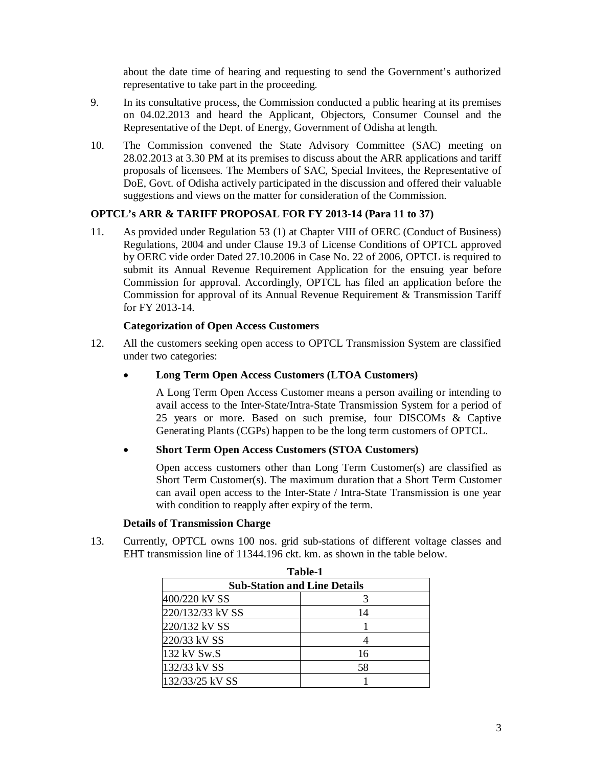about the date time of hearing and requesting to send the Government's authorized representative to take part in the proceeding.

9. In its consultative process, the Commission conducted a public hearing at its premises on 04.02.2013 and heard the Applicant, Objectors, Consumer Counsel and the Representative of the Dept. of Energy, Government of Odisha at length.

10. The Commission convened the State Advisory Committee (SAC) meeting on 28.02.2013 at 3.30 PM at its premises to discuss about the ARR applications and tariff proposals of licensees. The Members of SAC, Special Invitees, the Representative of DoE, Govt. of Odisha actively participated in the discussion and offered their valuable suggestions and views on the matter for consideration of the Commission.

**OPTCL's ARR & TARIFF PROPOSAL FOR FY 2013-14 (Para 11 to 37)**

11. As provided under Regulation 53 (1) at Chapter VIII of OERC (Conduct of Business) Regulations, 2004 and under Clause 19.3 of License Conditions of OPTCL approved by OERC vide order Dated 27.10.2006 in Case No. 22 of 2006, OPTCL is required to submit its Annual Revenue Requirement Application for the ensuing year before Commission for approval. Accordingly, OPTCL has filed an application before the Commission for approval of its Annual Revenue Requirement & Transmission Tariff for FY 2013-14.

**Categorization of Open Access Customers**

12. All the customers seeking open access to OPTCL Transmission System are classified under two categories:

- **Long Term Open Access Customers (LTOA Customers)**

  A Long Term Open Access Customer means a person availing or intending to avail access to the Inter-State/Intra-State Transmission System for a period of 25 years or more. Based on such premise, four DISCOMs & Captive Generating Plants (CGPs) happen to be the long term customers of OPTCL.

- **Short Term Open Access Customers (STOA Customers)**

  Open access customers other than Long Term Customer(s) are classified as Short Term Customer(s). The maximum duration that a Short Term Customer can avail open access to the Inter-State / Intra-State Transmission is one year with condition to reapply after expiry of the term.

**Details of Transmission Charge**

13. Currently, OPTCL owns 100 nos. grid sub-stations of different voltage classes and EHT transmission line of 11344.196 ckt. km. as shown in the table below.

**Table-1**

| Sub-Station and Line Details | |
|---|---|
| 400/220 kV SS | 3 |
| 220/132/33 kV SS | 14 |
| 220/132 kV SS | 1 |
| 220/33 kV SS | 4 |
| 132 kV Sw.S | 16 |
| 132/33 kV SS | 58 |
| 132/33/25 kV SS | 1 |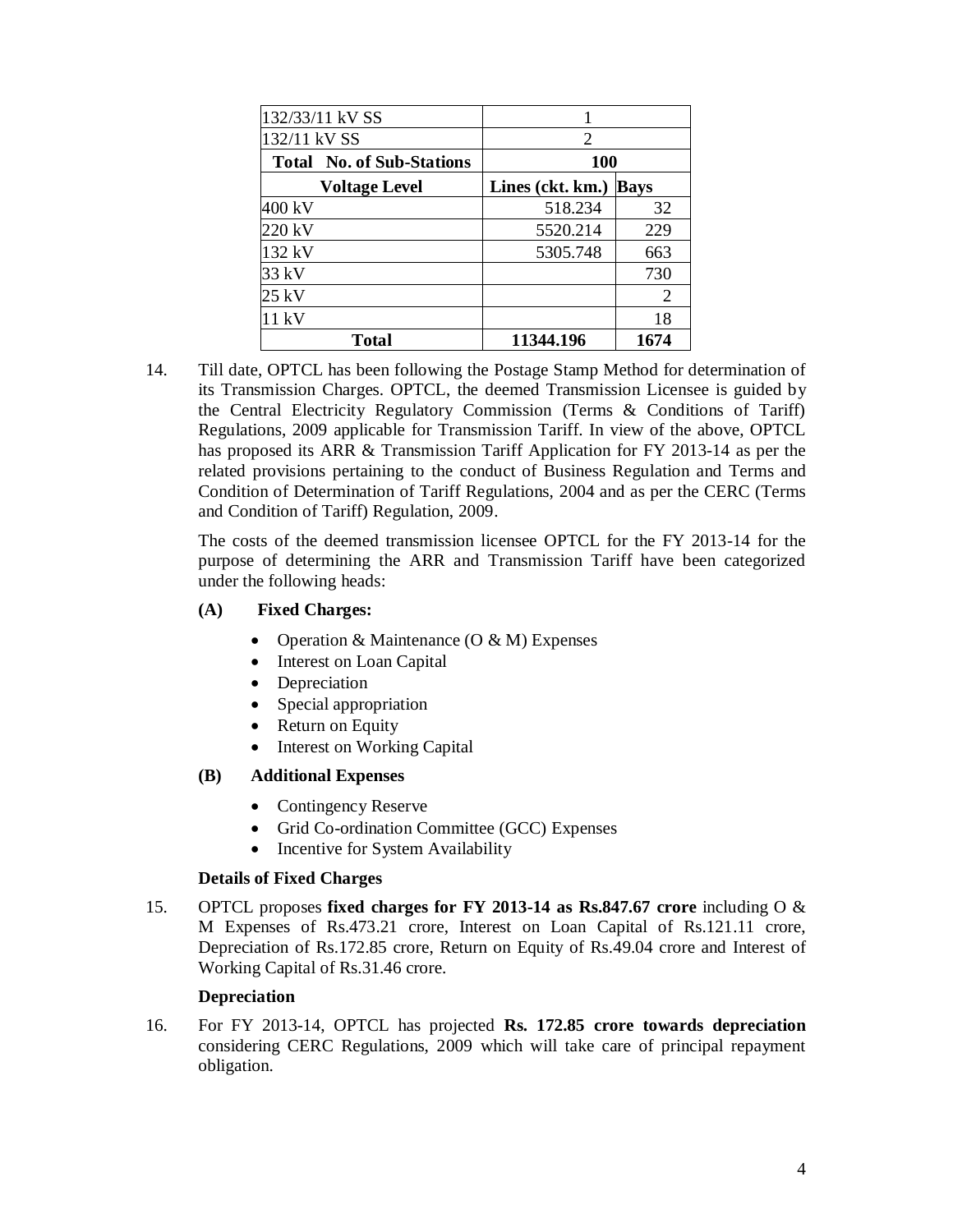| | | |
|---|---|---|
| 132/33/11 kV SS | 1 | |
| 132/11 kV SS | 2 | |
| **Total No. of Sub-Stations** | **100** | |
| **Voltage Level** | **Lines (ckt. km.)** | **Bays** |
| 400 kV | 518.234 | 32 |
| 220 kV | 5520.214 | 229 |
| 132 kV | 5305.748 | 663 |
| 33 kV | | 730 |
| 25 kV | | 2 |
| 11 kV | | 18 |
| **Total** | **11344.196** | **1674** |

14. Till date, OPTCL has been following the Postage Stamp Method for determination of its Transmission Charges. OPTCL, the deemed Transmission Licensee is guided by the Central Electricity Regulatory Commission (Terms & Conditions of Tariff) Regulations, 2009 applicable for Transmission Tariff. In view of the above, OPTCL has proposed its ARR & Transmission Tariff Application for FY 2013-14 as per the related provisions pertaining to the conduct of Business Regulation and Terms and Condition of Determination of Tariff Regulations, 2004 and as per the CERC (Terms and Condition of Tariff) Regulation, 2009.

    The costs of the deemed transmission licensee OPTCL for the FY 2013-14 for the purpose of determining the ARR and Transmission Tariff have been categorized under the following heads:

    **(A) Fixed Charges:**

    - Operation & Maintenance (O & M) Expenses
    - Interest on Loan Capital
    - Depreciation
    - Special appropriation
    - Return on Equity
    - Interest on Working Capital

    **(B) Additional Expenses**

    - Contingency Reserve
    - Grid Co-ordination Committee (GCC) Expenses
    - Incentive for System Availability

    **Details of Fixed Charges**

15. OPTCL proposes **fixed charges for FY 2013-14 as Rs.847.67 crore** including O & M Expenses of Rs.473.21 crore, Interest on Loan Capital of Rs.121.11 crore, Depreciation of Rs.172.85 crore, Return on Equity of Rs.49.04 crore and Interest of Working Capital of Rs.31.46 crore.

    **Depreciation**

16. For FY 2013-14, OPTCL has projected **Rs. 172.85 crore towards depreciation** considering CERC Regulations, 2009 which will take care of principal repayment obligation.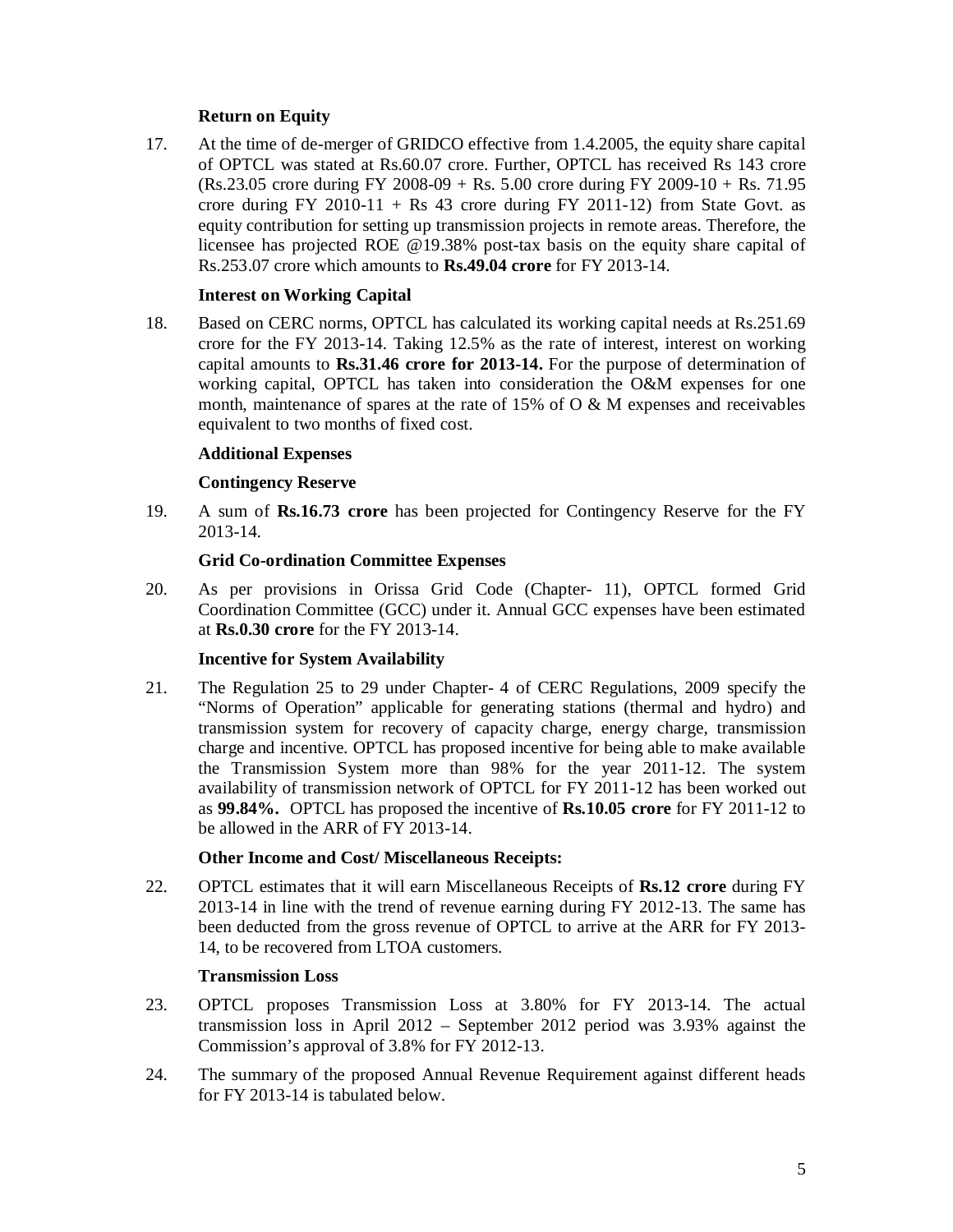**Return on Equity**

17. At the time of de-merger of GRIDCO effective from 1.4.2005, the equity share capital of OPTCL was stated at Rs.60.07 crore. Further, OPTCL has received Rs 143 crore (Rs.23.05 crore during FY 2008-09 + Rs. 5.00 crore during FY 2009-10 + Rs. 71.95 crore during FY 2010-11 + Rs 43 crore during FY 2011-12) from State Govt. as equity contribution for setting up transmission projects in remote areas. Therefore, the licensee has projected ROE @19.38% post-tax basis on the equity share capital of Rs.253.07 crore which amounts to **Rs.49.04 crore** for FY 2013-14.

**Interest on Working Capital**

18. Based on CERC norms, OPTCL has calculated its working capital needs at Rs.251.69 crore for the FY 2013-14. Taking 12.5% as the rate of interest, interest on working capital amounts to **Rs.31.46 crore for 2013-14.** For the purpose of determination of working capital, OPTCL has taken into consideration the O&M expenses for one month, maintenance of spares at the rate of 15% of O & M expenses and receivables equivalent to two months of fixed cost.

**Additional Expenses**

**Contingency Reserve**

19. A sum of **Rs.16.73 crore** has been projected for Contingency Reserve for the FY 2013-14.

**Grid Co-ordination Committee Expenses**

20. As per provisions in Orissa Grid Code (Chapter- 11), OPTCL formed Grid Coordination Committee (GCC) under it. Annual GCC expenses have been estimated at **Rs.0.30 crore** for the FY 2013-14.

**Incentive for System Availability**

21. The Regulation 25 to 29 under Chapter- 4 of CERC Regulations, 2009 specify the "Norms of Operation" applicable for generating stations (thermal and hydro) and transmission system for recovery of capacity charge, energy charge, transmission charge and incentive. OPTCL has proposed incentive for being able to make available the Transmission System more than 98% for the year 2011-12. The system availability of transmission network of OPTCL for FY 2011-12 has been worked out as **99.84%.** OPTCL has proposed the incentive of **Rs.10.05 crore** for FY 2011-12 to be allowed in the ARR of FY 2013-14.

**Other Income and Cost/ Miscellaneous Receipts:**

22. OPTCL estimates that it will earn Miscellaneous Receipts of **Rs.12 crore** during FY 2013-14 in line with the trend of revenue earning during FY 2012-13. The same has been deducted from the gross revenue of OPTCL to arrive at the ARR for FY 2013-14, to be recovered from LTOA customers.

**Transmission Loss**

23. OPTCL proposes Transmission Loss at 3.80% for FY 2013-14. The actual transmission loss in April 2012 – September 2012 period was 3.93% against the Commission's approval of 3.8% for FY 2012-13.

24. The summary of the proposed Annual Revenue Requirement against different heads for FY 2013-14 is tabulated below.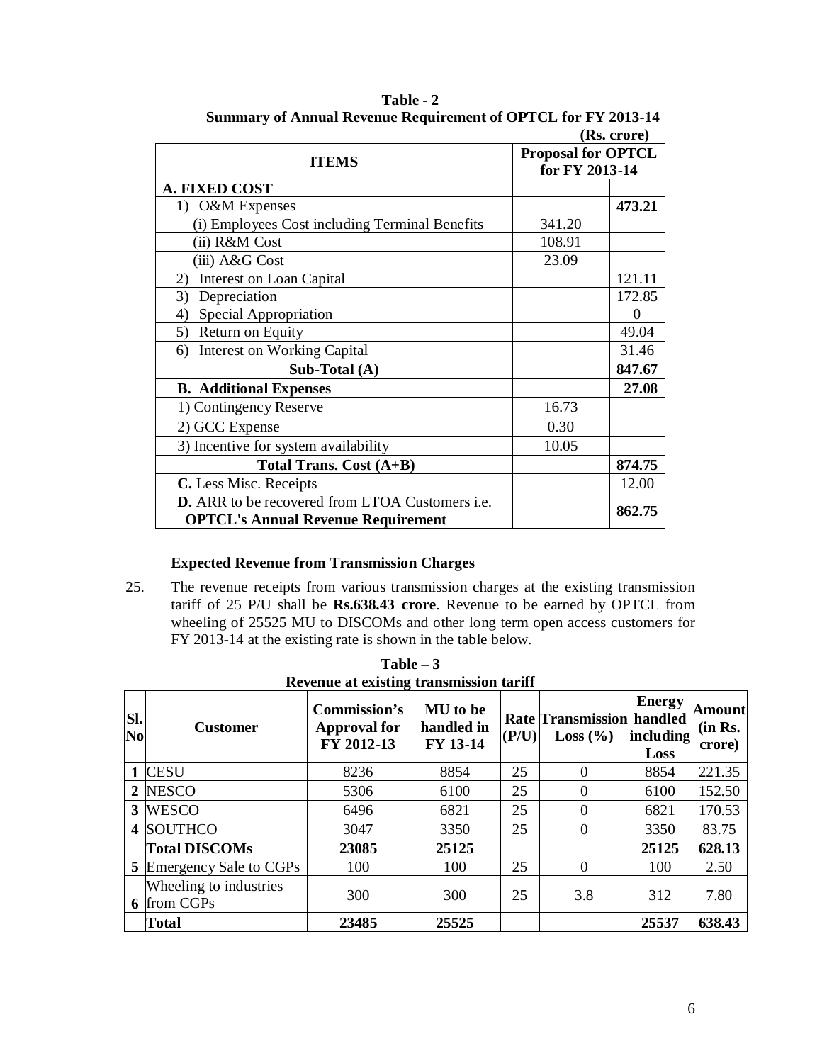**Table - 2**
**Summary of Annual Revenue Requirement of OPTCL for FY 2013-14**

**(Rs. crore)**

| ITEMS | Proposal for OPTCL for FY 2013-14 | |
|---|---|---|
| **A. FIXED COST** | | |
| 1) O&M Expenses | | **473.21** |
| (i) Employees Cost including Terminal Benefits | 341.20 | |
| (ii) R&M Cost | 108.91 | |
| (iii) A&G Cost | 23.09 | |
| 2) Interest on Loan Capital | | 121.11 |
| 3) Depreciation | | 172.85 |
| 4) Special Appropriation | | 0 |
| 5) Return on Equity | | 49.04 |
| 6) Interest on Working Capital | | 31.46 |
| **Sub-Total (A)** | | **847.67** |
| **B. Additional Expenses** | | **27.08** |
| 1) Contingency Reserve | 16.73 | |
| 2) GCC Expense | 0.30 | |
| 3) Incentive for system availability | 10.05 | |
| **Total Trans. Cost (A+B)** | | **874.75** |
| **C.** Less Misc. Receipts | | 12.00 |
| **D.** ARR to be recovered from LTOA Customers i.e. **OPTCL's Annual Revenue Requirement** | | **862.75** |

**Expected Revenue from Transmission Charges**

25. The revenue receipts from various transmission charges at the existing transmission tariff of 25 P/U shall be **Rs.638.43 crore**. Revenue to be earned by OPTCL from wheeling of 25525 MU to DISCOMs and other long term open access customers for FY 2013-14 at the existing rate is shown in the table below.

**Table – 3**
**Revenue at existing transmission tariff**

| Sl. No | Customer | Commission's Approval for FY 2012-13 | MU to be handled in FY 13-14 | Rate (P/U) | Transmission Loss (%) | Energy handled including Loss | Amount (in Rs. crore) |
|---|---|---|---|---|---|---|---|
| **1** | CESU | 8236 | 8854 | 25 | 0 | 8854 | 221.35 |
| **2** | NESCO | 5306 | 6100 | 25 | 0 | 6100 | 152.50 |
| **3** | WESCO | 6496 | 6821 | 25 | 0 | 6821 | 170.53 |
| **4** | SOUTHCO | 3047 | 3350 | 25 | 0 | 3350 | 83.75 |
| | **Total DISCOMs** | **23085** | **25125** | | | **25125** | **628.13** |
| **5** | Emergency Sale to CGPs | 100 | 100 | 25 | 0 | 100 | 2.50 |
| **6** | Wheeling to industries from CGPs | 300 | 300 | 25 | 3.8 | 312 | 7.80 |
| | **Total** | **23485** | **25525** | | | **25537** | **638.43** |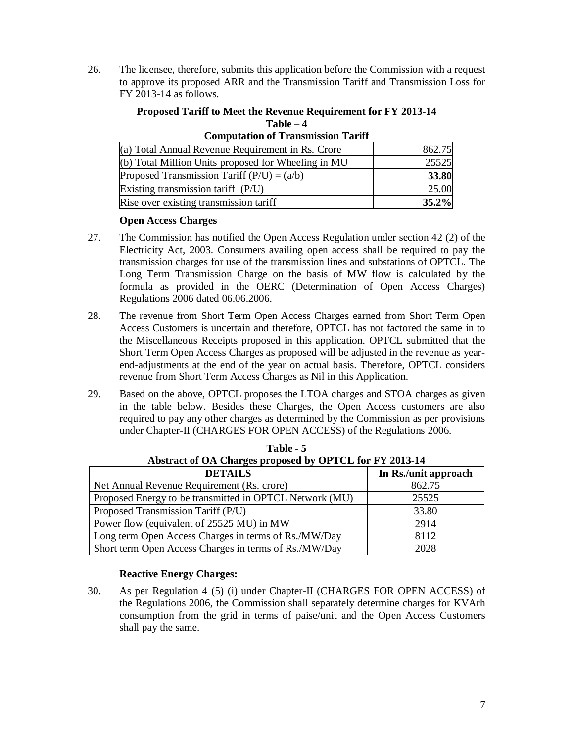26. The licensee, therefore, submits this application before the Commission with a request to approve its proposed ARR and the Transmission Tariff and Transmission Loss for FY 2013-14 as follows.

**Proposed Tariff to Meet the Revenue Requirement for FY 2013-14**
**Table – 4**
**Computation of Transmission Tariff**

| | |
|---|---|
| (a) Total Annual Revenue Requirement in Rs. Crore | 862.75 |
| (b) Total Million Units proposed for Wheeling in MU | 25525 |
| Proposed Transmission Tariff (P/U) = (a/b) | **33.80** |
| Existing transmission tariff (P/U) | 25.00 |
| Rise over existing transmission tariff | **35.2%** |

**Open Access Charges**

27. The Commission has notified the Open Access Regulation under section 42 (2) of the Electricity Act, 2003. Consumers availing open access shall be required to pay the transmission charges for use of the transmission lines and substations of OPTCL. The Long Term Transmission Charge on the basis of MW flow is calculated by the formula as provided in the OERC (Determination of Open Access Charges) Regulations 2006 dated 06.06.2006.

28. The revenue from Short Term Open Access Charges earned from Short Term Open Access Customers is uncertain and therefore, OPTCL has not factored the same in to the Miscellaneous Receipts proposed in this application. OPTCL submitted that the Short Term Open Access Charges as proposed will be adjusted in the revenue as year-end-adjustments at the end of the year on actual basis. Therefore, OPTCL considers revenue from Short Term Access Charges as Nil in this Application.

29. Based on the above, OPTCL proposes the LTOA charges and STOA charges as given in the table below. Besides these Charges, the Open Access customers are also required to pay any other charges as determined by the Commission as per provisions under Chapter-II (CHARGES FOR OPEN ACCESS) of the Regulations 2006.

**Table - 5**
**Abstract of OA Charges proposed by OPTCL for FY 2013-14**

| DETAILS | In Rs./unit approach |
|---|---|
| Net Annual Revenue Requirement (Rs. crore) | 862.75 |
| Proposed Energy to be transmitted in OPTCL Network (MU) | 25525 |
| Proposed Transmission Tariff (P/U) | 33.80 |
| Power flow (equivalent of 25525 MU) in MW | 2914 |
| Long term Open Access Charges in terms of Rs./MW/Day | 8112 |
| Short term Open Access Charges in terms of Rs./MW/Day | 2028 |

**Reactive Energy Charges:**

30. As per Regulation 4 (5) (i) under Chapter-II (CHARGES FOR OPEN ACCESS) of the Regulations 2006, the Commission shall separately determine charges for KVArh consumption from the grid in terms of paise/unit and the Open Access Customers shall pay the same.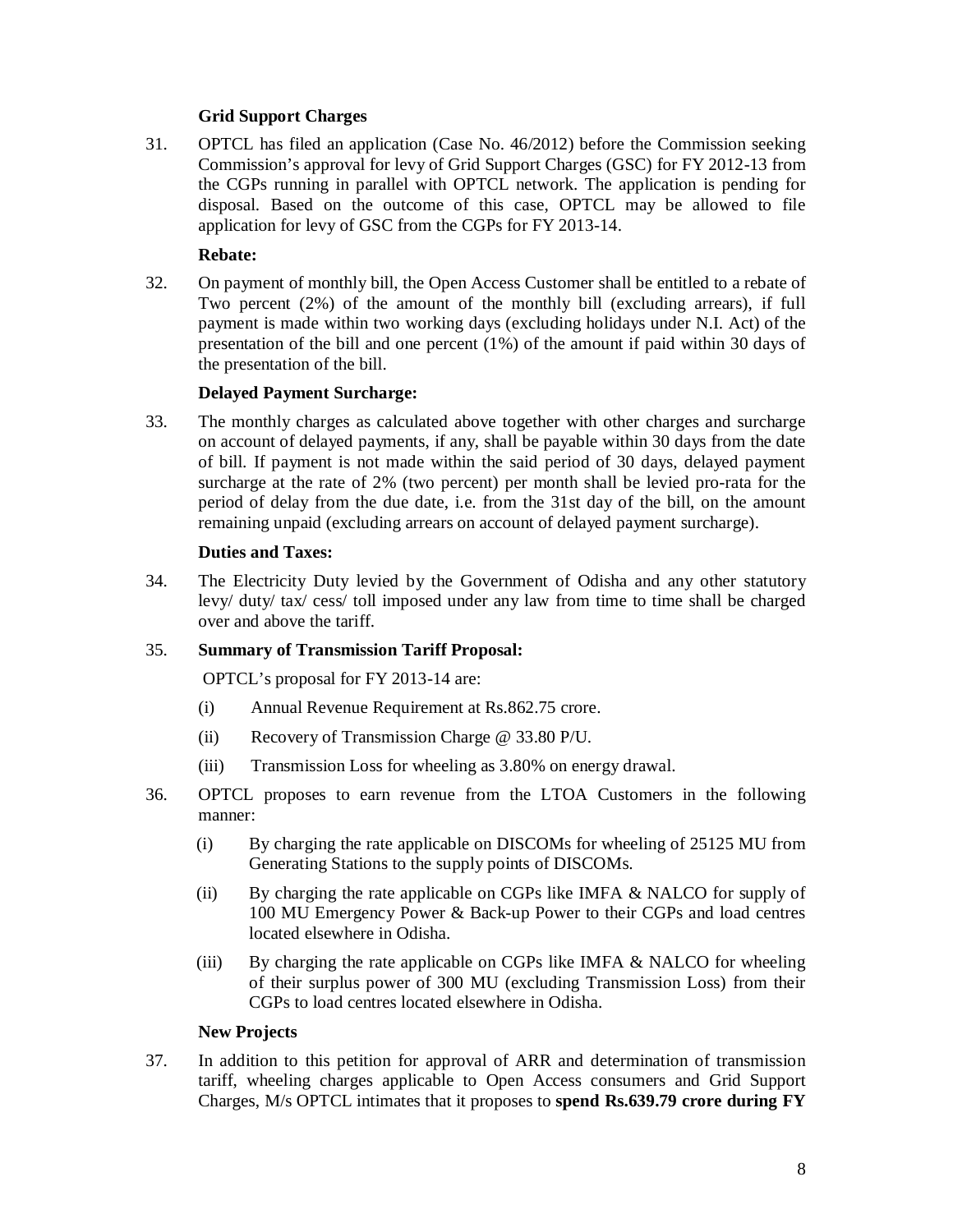**Grid Support Charges**

31. OPTCL has filed an application (Case No. 46/2012) before the Commission seeking Commission's approval for levy of Grid Support Charges (GSC) for FY 2012-13 from the CGPs running in parallel with OPTCL network. The application is pending for disposal. Based on the outcome of this case, OPTCL may be allowed to file application for levy of GSC from the CGPs for FY 2013-14.

**Rebate:**

32. On payment of monthly bill, the Open Access Customer shall be entitled to a rebate of Two percent (2%) of the amount of the monthly bill (excluding arrears), if full payment is made within two working days (excluding holidays under N.I. Act) of the presentation of the bill and one percent (1%) of the amount if paid within 30 days of the presentation of the bill.

**Delayed Payment Surcharge:**

33. The monthly charges as calculated above together with other charges and surcharge on account of delayed payments, if any, shall be payable within 30 days from the date of bill. If payment is not made within the said period of 30 days, delayed payment surcharge at the rate of 2% (two percent) per month shall be levied pro-rata for the period of delay from the due date, i.e. from the 31st day of the bill, on the amount remaining unpaid (excluding arrears on account of delayed payment surcharge).

**Duties and Taxes:**

34. The Electricity Duty levied by the Government of Odisha and any other statutory levy/ duty/ tax/ cess/ toll imposed under any law from time to time shall be charged over and above the tariff.

35. **Summary of Transmission Tariff Proposal:**

    OPTCL's proposal for FY 2013-14 are:

    (i) Annual Revenue Requirement at Rs.862.75 crore.

    (ii) Recovery of Transmission Charge @ 33.80 P/U.

    (iii) Transmission Loss for wheeling as 3.80% on energy drawal.

36. OPTCL proposes to earn revenue from the LTOA Customers in the following manner:

    (i) By charging the rate applicable on DISCOMs for wheeling of 25125 MU from Generating Stations to the supply points of DISCOMs.

    (ii) By charging the rate applicable on CGPs like IMFA & NALCO for supply of 100 MU Emergency Power & Back-up Power to their CGPs and load centres located elsewhere in Odisha.

    (iii) By charging the rate applicable on CGPs like IMFA & NALCO for wheeling of their surplus power of 300 MU (excluding Transmission Loss) from their CGPs to load centres located elsewhere in Odisha.

**New Projects**

37. In addition to this petition for approval of ARR and determination of transmission tariff, wheeling charges applicable to Open Access consumers and Grid Support Charges, M/s OPTCL intimates that it proposes to **spend Rs.639.79 crore during FY**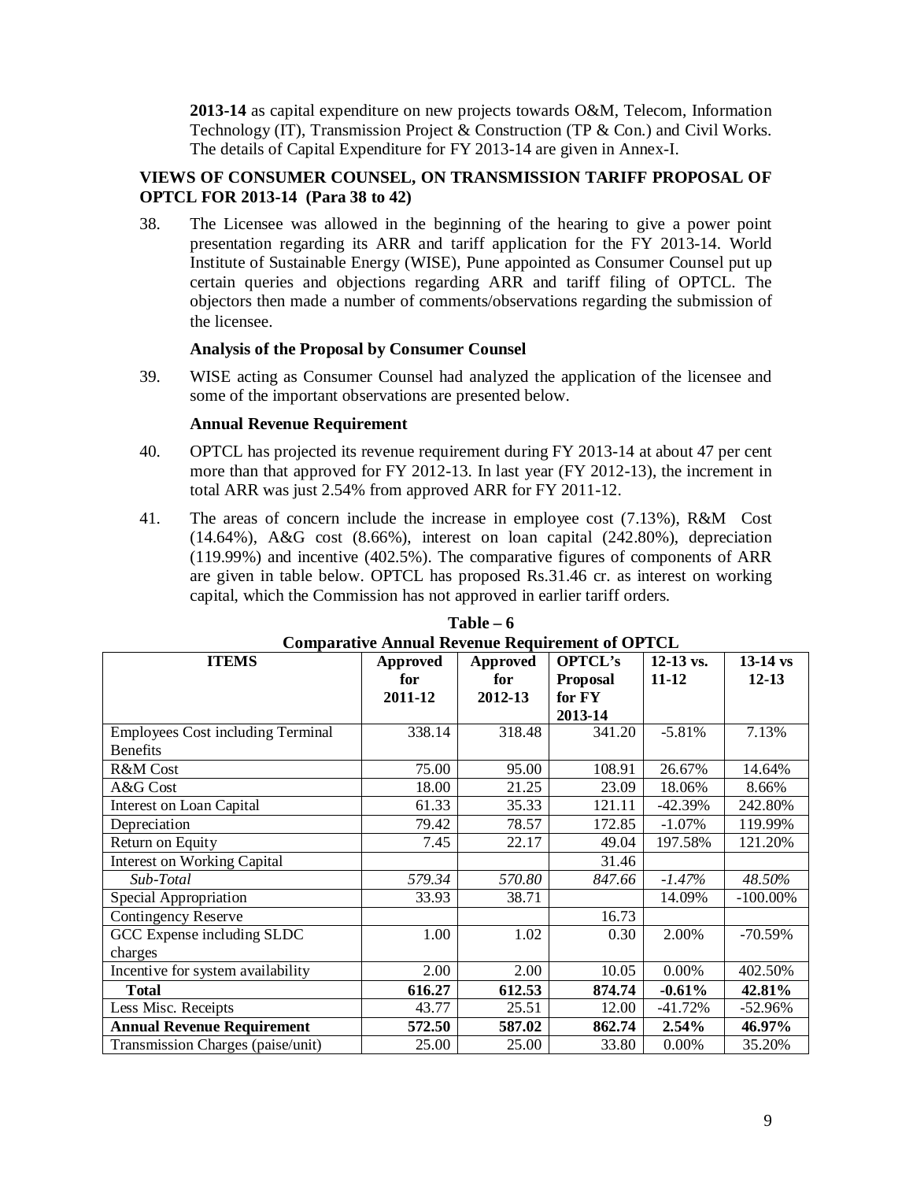**2013-14** as capital expenditure on new projects towards O&M, Telecom, Information Technology (IT), Transmission Project & Construction (TP & Con.) and Civil Works. The details of Capital Expenditure for FY 2013-14 are given in Annex-I.

## VIEWS OF CONSUMER COUNSEL, ON TRANSMISSION TARIFF PROPOSAL OF OPTCL FOR 2013-14 (Para 38 to 42)

38. The Licensee was allowed in the beginning of the hearing to give a power point presentation regarding its ARR and tariff application for the FY 2013-14. World Institute of Sustainable Energy (WISE), Pune appointed as Consumer Counsel put up certain queries and objections regarding ARR and tariff filing of OPTCL. The objectors then made a number of comments/observations regarding the submission of the licensee.

### Analysis of the Proposal by Consumer Counsel

39. WISE acting as Consumer Counsel had analyzed the application of the licensee and some of the important observations are presented below.

### Annual Revenue Requirement

40. OPTCL has projected its revenue requirement during FY 2013-14 at about 47 per cent more than that approved for FY 2012-13. In last year (FY 2012-13), the increment in total ARR was just 2.54% from approved ARR for FY 2011-12.

41. The areas of concern include the increase in employee cost (7.13%), R&M Cost (14.64%), A&G cost (8.66%), interest on loan capital (242.80%), depreciation (119.99%) and incentive (402.5%). The comparative figures of components of ARR are given in table below. OPTCL has proposed Rs.31.46 cr. as interest on working capital, which the Commission has not approved in earlier tariff orders.

**Table – 6**
**Comparative Annual Revenue Requirement of OPTCL**

| ITEMS | Approved for 2011-12 | Approved for 2012-13 | OPTCL's Proposal for FY 2013-14 | 12-13 vs. 11-12 | 13-14 vs 12-13 |
|---|---|---|---|---|---|
| Employees Cost including Terminal Benefits | 338.14 | 318.48 | 341.20 | -5.81% | 7.13% |
| R&M Cost | 75.00 | 95.00 | 108.91 | 26.67% | 14.64% |
| A&G Cost | 18.00 | 21.25 | 23.09 | 18.06% | 8.66% |
| Interest on Loan Capital | 61.33 | 35.33 | 121.11 | -42.39% | 242.80% |
| Depreciation | 79.42 | 78.57 | 172.85 | -1.07% | 119.99% |
| Return on Equity | 7.45 | 22.17 | 49.04 | 197.58% | 121.20% |
| Interest on Working Capital | | | 31.46 | | |
| *Sub-Total* | *579.34* | *570.80* | *847.66* | *-1.47%* | *48.50%* |
| Special Appropriation | 33.93 | 38.71 | | 14.09% | -100.00% |
| Contingency Reserve | | | 16.73 | | |
| GCC Expense including SLDC charges | 1.00 | 1.02 | 0.30 | 2.00% | -70.59% |
| Incentive for system availability | 2.00 | 2.00 | 10.05 | 0.00% | 402.50% |
| **Total** | **616.27** | **612.53** | **874.74** | **-0.61%** | **42.81%** |
| Less Misc. Receipts | 43.77 | 25.51 | 12.00 | -41.72% | -52.96% |
| **Annual Revenue Requirement** | **572.50** | **587.02** | **862.74** | **2.54%** | **46.97%** |
| Transmission Charges (paise/unit) | 25.00 | 25.00 | 33.80 | 0.00% | 35.20% |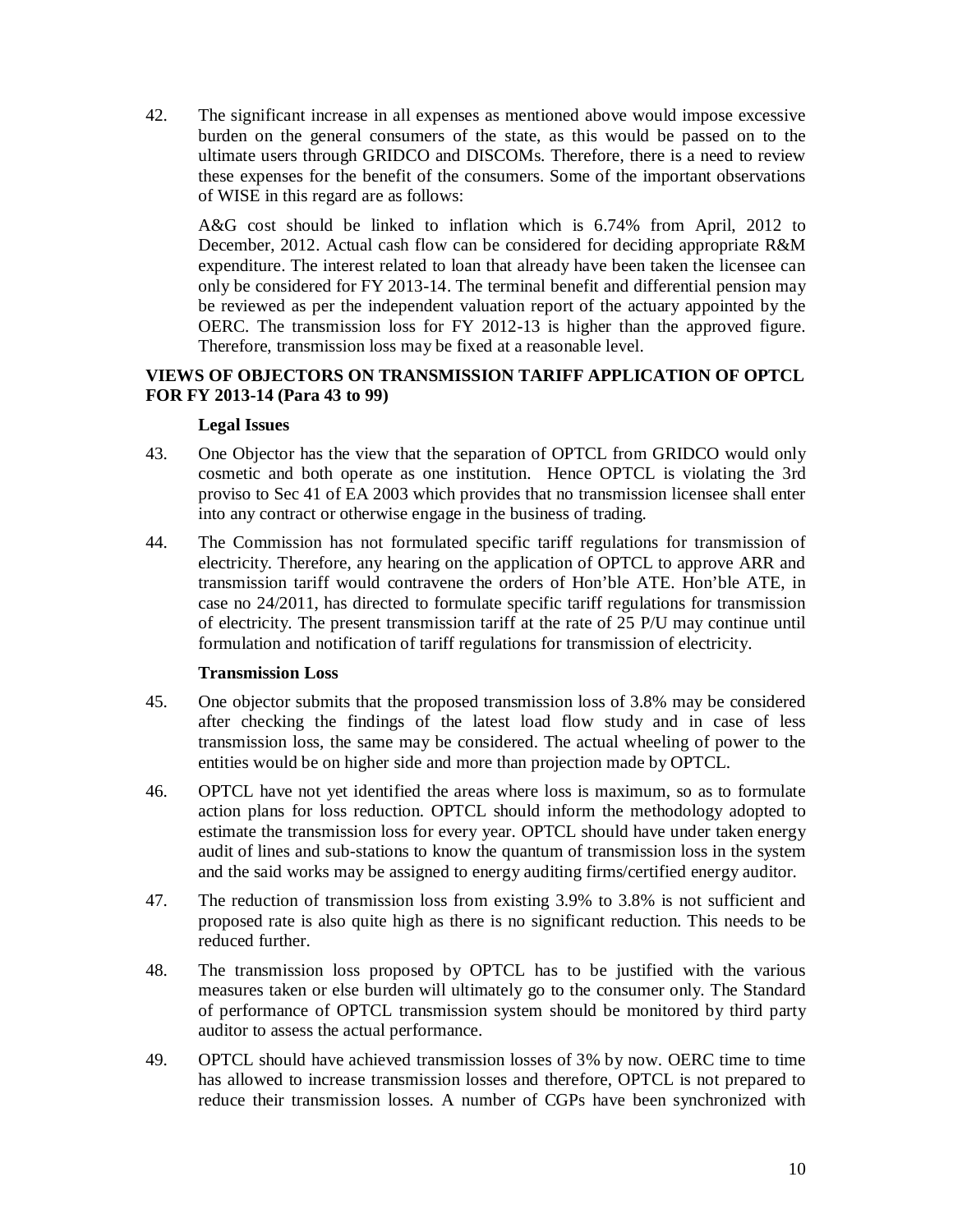42. The significant increase in all expenses as mentioned above would impose excessive burden on the general consumers of the state, as this would be passed on to the ultimate users through GRIDCO and DISCOMs. Therefore, there is a need to review these expenses for the benefit of the consumers. Some of the important observations of WISE in this regard are as follows:

    A&G cost should be linked to inflation which is 6.74% from April, 2012 to December, 2012. Actual cash flow can be considered for deciding appropriate R&M expenditure. The interest related to loan that already have been taken the licensee can only be considered for FY 2013-14. The terminal benefit and differential pension may be reviewed as per the independent valuation report of the actuary appointed by the OERC. The transmission loss for FY 2012-13 is higher than the approved figure. Therefore, transmission loss may be fixed at a reasonable level.

**VIEWS OF OBJECTORS ON TRANSMISSION TARIFF APPLICATION OF OPTCL FOR FY 2013-14 (Para 43 to 99)**

**Legal Issues**

43. One Objector has the view that the separation of OPTCL from GRIDCO would only cosmetic and both operate as one institution. Hence OPTCL is violating the 3rd proviso to Sec 41 of EA 2003 which provides that no transmission licensee shall enter into any contract or otherwise engage in the business of trading.

44. The Commission has not formulated specific tariff regulations for transmission of electricity. Therefore, any hearing on the application of OPTCL to approve ARR and transmission tariff would contravene the orders of Hon'ble ATE. Hon'ble ATE, in case no 24/2011, has directed to formulate specific tariff regulations for transmission of electricity. The present transmission tariff at the rate of 25 P/U may continue until formulation and notification of tariff regulations for transmission of electricity.

**Transmission Loss**

45. One objector submits that the proposed transmission loss of 3.8% may be considered after checking the findings of the latest load flow study and in case of less transmission loss, the same may be considered. The actual wheeling of power to the entities would be on higher side and more than projection made by OPTCL.

46. OPTCL have not yet identified the areas where loss is maximum, so as to formulate action plans for loss reduction. OPTCL should inform the methodology adopted to estimate the transmission loss for every year. OPTCL should have under taken energy audit of lines and sub-stations to know the quantum of transmission loss in the system and the said works may be assigned to energy auditing firms/certified energy auditor.

47. The reduction of transmission loss from existing 3.9% to 3.8% is not sufficient and proposed rate is also quite high as there is no significant reduction. This needs to be reduced further.

48. The transmission loss proposed by OPTCL has to be justified with the various measures taken or else burden will ultimately go to the consumer only. The Standard of performance of OPTCL transmission system should be monitored by third party auditor to assess the actual performance.

49. OPTCL should have achieved transmission losses of 3% by now. OERC time to time has allowed to increase transmission losses and therefore, OPTCL is not prepared to reduce their transmission losses. A number of CGPs have been synchronized with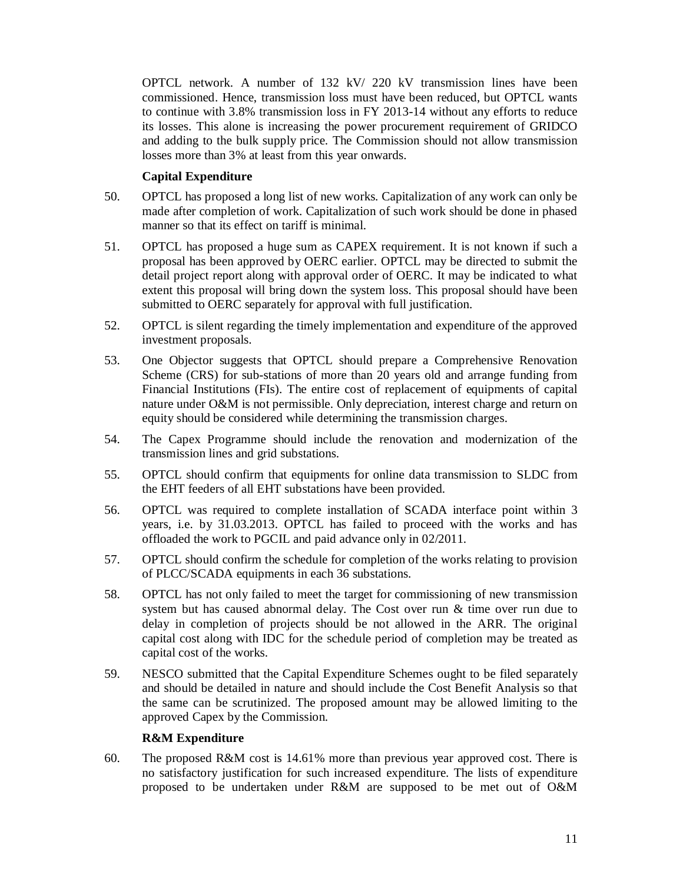OPTCL network. A number of 132 kV/ 220 kV transmission lines have been commissioned. Hence, transmission loss must have been reduced, but OPTCL wants to continue with 3.8% transmission loss in FY 2013-14 without any efforts to reduce its losses. This alone is increasing the power procurement requirement of GRIDCO and adding to the bulk supply price. The Commission should not allow transmission losses more than 3% at least from this year onwards.

**Capital Expenditure**

50. OPTCL has proposed a long list of new works. Capitalization of any work can only be made after completion of work. Capitalization of such work should be done in phased manner so that its effect on tariff is minimal.

51. OPTCL has proposed a huge sum as CAPEX requirement. It is not known if such a proposal has been approved by OERC earlier. OPTCL may be directed to submit the detail project report along with approval order of OERC. It may be indicated to what extent this proposal will bring down the system loss. This proposal should have been submitted to OERC separately for approval with full justification.

52. OPTCL is silent regarding the timely implementation and expenditure of the approved investment proposals.

53. One Objector suggests that OPTCL should prepare a Comprehensive Renovation Scheme (CRS) for sub-stations of more than 20 years old and arrange funding from Financial Institutions (FIs). The entire cost of replacement of equipments of capital nature under O&M is not permissible. Only depreciation, interest charge and return on equity should be considered while determining the transmission charges.

54. The Capex Programme should include the renovation and modernization of the transmission lines and grid substations.

55. OPTCL should confirm that equipments for online data transmission to SLDC from the EHT feeders of all EHT substations have been provided.

56. OPTCL was required to complete installation of SCADA interface point within 3 years, i.e. by 31.03.2013. OPTCL has failed to proceed with the works and has offloaded the work to PGCIL and paid advance only in 02/2011.

57. OPTCL should confirm the schedule for completion of the works relating to provision of PLCC/SCADA equipments in each 36 substations.

58. OPTCL has not only failed to meet the target for commissioning of new transmission system but has caused abnormal delay. The Cost over run & time over run due to delay in completion of projects should be not allowed in the ARR. The original capital cost along with IDC for the schedule period of completion may be treated as capital cost of the works.

59. NESCO submitted that the Capital Expenditure Schemes ought to be filed separately and should be detailed in nature and should include the Cost Benefit Analysis so that the same can be scrutinized. The proposed amount may be allowed limiting to the approved Capex by the Commission.

**R&M Expenditure**

60. The proposed R&M cost is 14.61% more than previous year approved cost. There is no satisfactory justification for such increased expenditure. The lists of expenditure proposed to be undertaken under R&M are supposed to be met out of O&M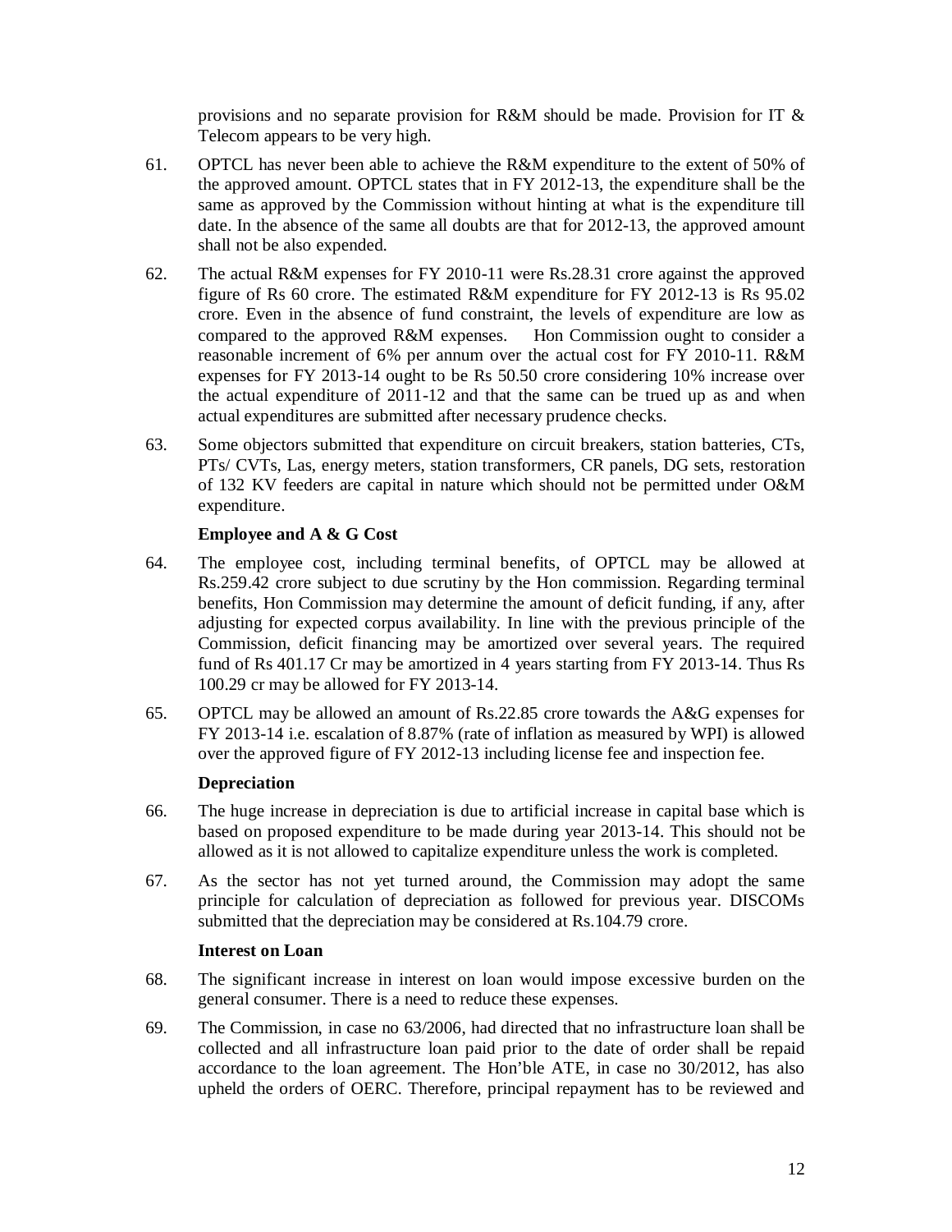provisions and no separate provision for R&M should be made. Provision for IT & Telecom appears to be very high.

61. OPTCL has never been able to achieve the R&M expenditure to the extent of 50% of the approved amount. OPTCL states that in FY 2012-13, the expenditure shall be the same as approved by the Commission without hinting at what is the expenditure till date. In the absence of the same all doubts are that for 2012-13, the approved amount shall not be also expended.

62. The actual R&M expenses for FY 2010-11 were Rs.28.31 crore against the approved figure of Rs 60 crore. The estimated R&M expenditure for FY 2012-13 is Rs 95.02 crore. Even in the absence of fund constraint, the levels of expenditure are low as compared to the approved R&M expenses. Hon Commission ought to consider a reasonable increment of 6% per annum over the actual cost for FY 2010-11. R&M expenses for FY 2013-14 ought to be Rs 50.50 crore considering 10% increase over the actual expenditure of 2011-12 and that the same can be trued up as and when actual expenditures are submitted after necessary prudence checks.

63. Some objectors submitted that expenditure on circuit breakers, station batteries, CTs, PTs/ CVTs, Las, energy meters, station transformers, CR panels, DG sets, restoration of 132 KV feeders are capital in nature which should not be permitted under O&M expenditure.

**Employee and A & G Cost**

64. The employee cost, including terminal benefits, of OPTCL may be allowed at Rs.259.42 crore subject to due scrutiny by the Hon commission. Regarding terminal benefits, Hon Commission may determine the amount of deficit funding, if any, after adjusting for expected corpus availability. In line with the previous principle of the Commission, deficit financing may be amortized over several years. The required fund of Rs 401.17 Cr may be amortized in 4 years starting from FY 2013-14. Thus Rs 100.29 cr may be allowed for FY 2013-14.

65. OPTCL may be allowed an amount of Rs.22.85 crore towards the A&G expenses for FY 2013-14 i.e. escalation of 8.87% (rate of inflation as measured by WPI) is allowed over the approved figure of FY 2012-13 including license fee and inspection fee.

**Depreciation**

66. The huge increase in depreciation is due to artificial increase in capital base which is based on proposed expenditure to be made during year 2013-14. This should not be allowed as it is not allowed to capitalize expenditure unless the work is completed.

67. As the sector has not yet turned around, the Commission may adopt the same principle for calculation of depreciation as followed for previous year. DISCOMs submitted that the depreciation may be considered at Rs.104.79 crore.

**Interest on Loan**

68. The significant increase in interest on loan would impose excessive burden on the general consumer. There is a need to reduce these expenses.

69. The Commission, in case no 63/2006, had directed that no infrastructure loan shall be collected and all infrastructure loan paid prior to the date of order shall be repaid accordance to the loan agreement. The Hon'ble ATE, in case no 30/2012, has also upheld the orders of OERC. Therefore, principal repayment has to be reviewed and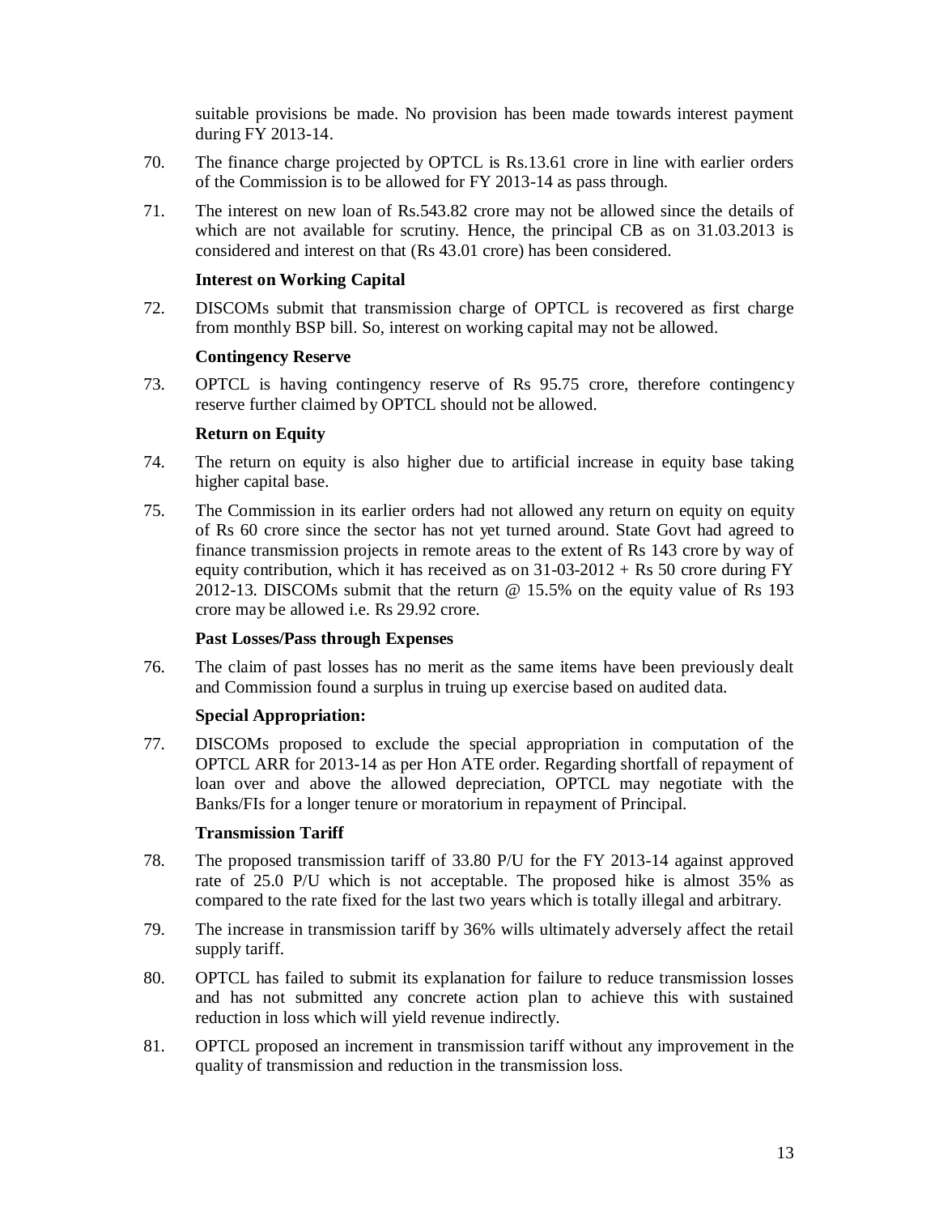suitable provisions be made. No provision has been made towards interest payment during FY 2013-14.

70. The finance charge projected by OPTCL is Rs.13.61 crore in line with earlier orders of the Commission is to be allowed for FY 2013-14 as pass through.

71. The interest on new loan of Rs.543.82 crore may not be allowed since the details of which are not available for scrutiny. Hence, the principal CB as on 31.03.2013 is considered and interest on that (Rs 43.01 crore) has been considered.

**Interest on Working Capital**

72. DISCOMs submit that transmission charge of OPTCL is recovered as first charge from monthly BSP bill. So, interest on working capital may not be allowed.

**Contingency Reserve**

73. OPTCL is having contingency reserve of Rs 95.75 crore, therefore contingency reserve further claimed by OPTCL should not be allowed.

**Return on Equity**

74. The return on equity is also higher due to artificial increase in equity base taking higher capital base.

75. The Commission in its earlier orders had not allowed any return on equity on equity of Rs 60 crore since the sector has not yet turned around. State Govt had agreed to finance transmission projects in remote areas to the extent of Rs 143 crore by way of equity contribution, which it has received as on 31-03-2012 + Rs 50 crore during FY 2012-13. DISCOMs submit that the return @ 15.5% on the equity value of Rs 193 crore may be allowed i.e. Rs 29.92 crore.

**Past Losses/Pass through Expenses**

76. The claim of past losses has no merit as the same items have been previously dealt and Commission found a surplus in truing up exercise based on audited data.

**Special Appropriation:**

77. DISCOMs proposed to exclude the special appropriation in computation of the OPTCL ARR for 2013-14 as per Hon ATE order. Regarding shortfall of repayment of loan over and above the allowed depreciation, OPTCL may negotiate with the Banks/FIs for a longer tenure or moratorium in repayment of Principal.

**Transmission Tariff**

78. The proposed transmission tariff of 33.80 P/U for the FY 2013-14 against approved rate of 25.0 P/U which is not acceptable. The proposed hike is almost 35% as compared to the rate fixed for the last two years which is totally illegal and arbitrary.

79. The increase in transmission tariff by 36% wills ultimately adversely affect the retail supply tariff.

80. OPTCL has failed to submit its explanation for failure to reduce transmission losses and has not submitted any concrete action plan to achieve this with sustained reduction in loss which will yield revenue indirectly.

81. OPTCL proposed an increment in transmission tariff without any improvement in the quality of transmission and reduction in the transmission loss.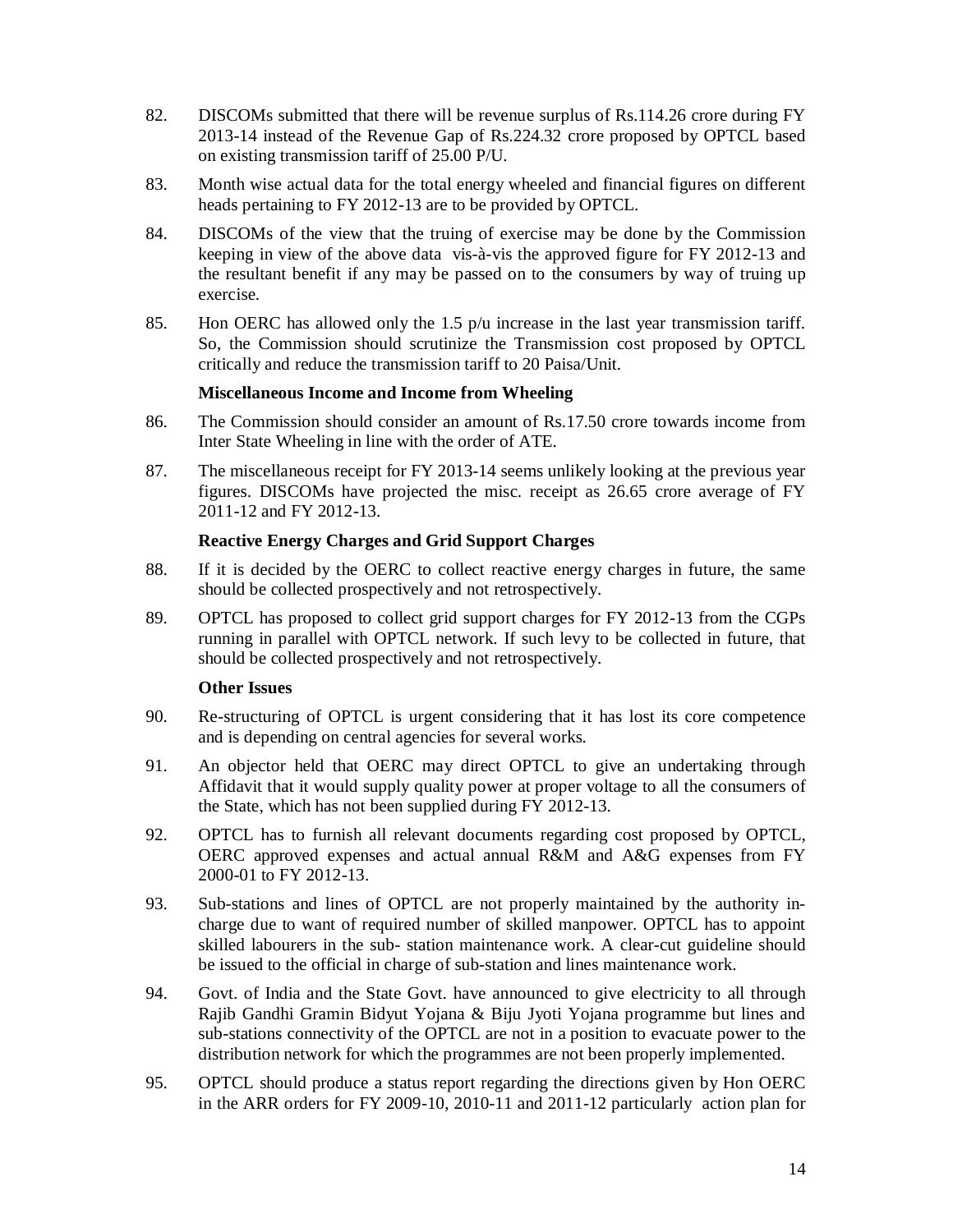82. DISCOMs submitted that there will be revenue surplus of Rs.114.26 crore during FY 2013-14 instead of the Revenue Gap of Rs.224.32 crore proposed by OPTCL based on existing transmission tariff of 25.00 P/U.

83. Month wise actual data for the total energy wheeled and financial figures on different heads pertaining to FY 2012-13 are to be provided by OPTCL.

84. DISCOMs of the view that the truing of exercise may be done by the Commission keeping in view of the above data vis-à-vis the approved figure for FY 2012-13 and the resultant benefit if any may be passed on to the consumers by way of truing up exercise.

85. Hon OERC has allowed only the 1.5 p/u increase in the last year transmission tariff. So, the Commission should scrutinize the Transmission cost proposed by OPTCL critically and reduce the transmission tariff to 20 Paisa/Unit.

**Miscellaneous Income and Income from Wheeling**

86. The Commission should consider an amount of Rs.17.50 crore towards income from Inter State Wheeling in line with the order of ATE.

87. The miscellaneous receipt for FY 2013-14 seems unlikely looking at the previous year figures. DISCOMs have projected the misc. receipt as 26.65 crore average of FY 2011-12 and FY 2012-13.

**Reactive Energy Charges and Grid Support Charges**

88. If it is decided by the OERC to collect reactive energy charges in future, the same should be collected prospectively and not retrospectively.

89. OPTCL has proposed to collect grid support charges for FY 2012-13 from the CGPs running in parallel with OPTCL network. If such levy to be collected in future, that should be collected prospectively and not retrospectively.

**Other Issues**

90. Re-structuring of OPTCL is urgent considering that it has lost its core competence and is depending on central agencies for several works.

91. An objector held that OERC may direct OPTCL to give an undertaking through Affidavit that it would supply quality power at proper voltage to all the consumers of the State, which has not been supplied during FY 2012-13.

92. OPTCL has to furnish all relevant documents regarding cost proposed by OPTCL, OERC approved expenses and actual annual R&M and A&G expenses from FY 2000-01 to FY 2012-13.

93. Sub-stations and lines of OPTCL are not properly maintained by the authority in-charge due to want of required number of skilled manpower. OPTCL has to appoint skilled labourers in the sub- station maintenance work. A clear-cut guideline should be issued to the official in charge of sub-station and lines maintenance work.

94. Govt. of India and the State Govt. have announced to give electricity to all through Rajib Gandhi Gramin Bidyut Yojana & Biju Jyoti Yojana programme but lines and sub-stations connectivity of the OPTCL are not in a position to evacuate power to the distribution network for which the programmes are not been properly implemented.

95. OPTCL should produce a status report regarding the directions given by Hon OERC in the ARR orders for FY 2009-10, 2010-11 and 2011-12 particularly action plan for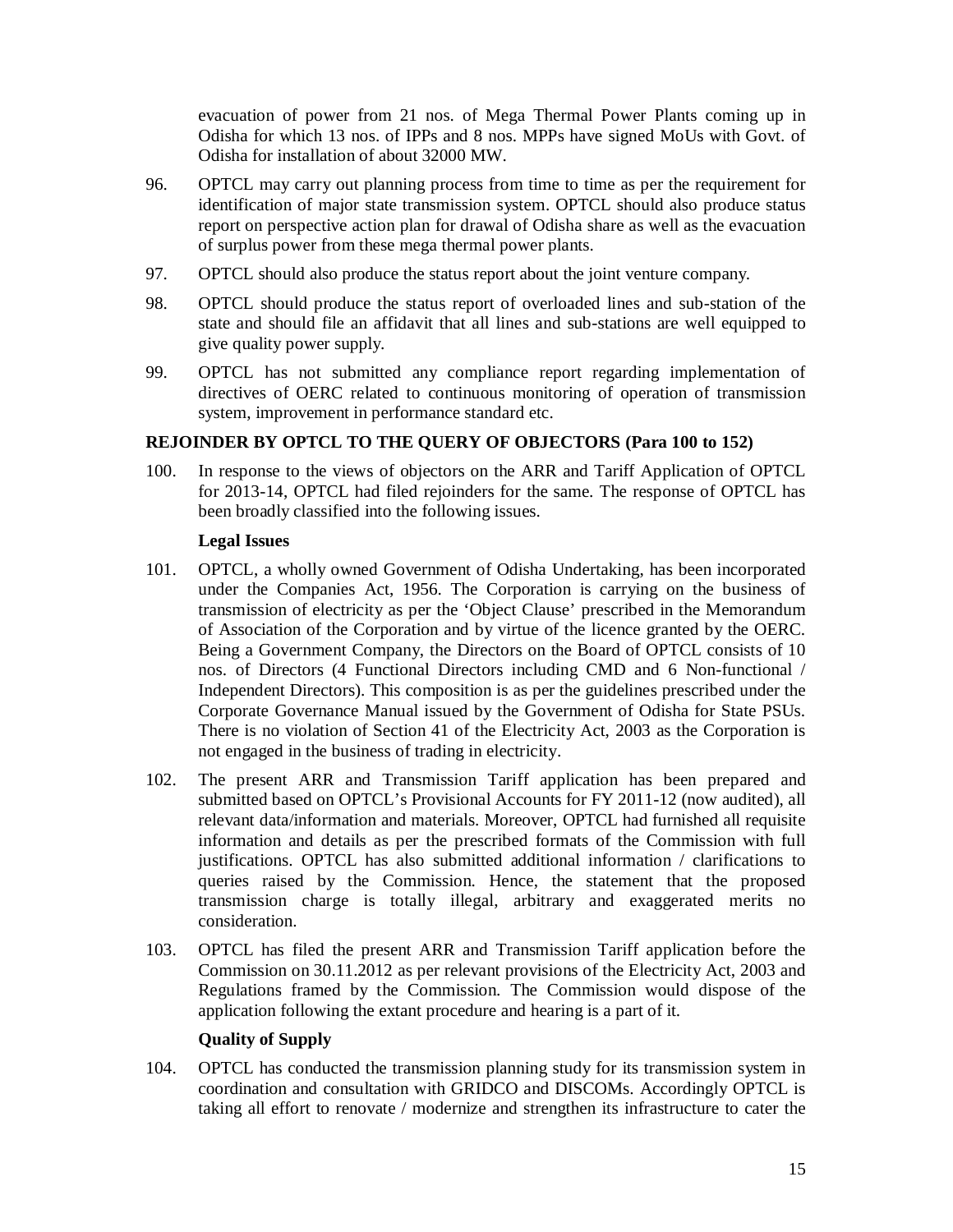evacuation of power from 21 nos. of Mega Thermal Power Plants coming up in Odisha for which 13 nos. of IPPs and 8 nos. MPPs have signed MoUs with Govt. of Odisha for installation of about 32000 MW.

96. OPTCL may carry out planning process from time to time as per the requirement for identification of major state transmission system. OPTCL should also produce status report on perspective action plan for drawal of Odisha share as well as the evacuation of surplus power from these mega thermal power plants.

97. OPTCL should also produce the status report about the joint venture company.

98. OPTCL should produce the status report of overloaded lines and sub-station of the state and should file an affidavit that all lines and sub-stations are well equipped to give quality power supply.

99. OPTCL has not submitted any compliance report regarding implementation of directives of OERC related to continuous monitoring of operation of transmission system, improvement in performance standard etc.

**REJOINDER BY OPTCL TO THE QUERY OF OBJECTORS (Para 100 to 152)**

100. In response to the views of objectors on the ARR and Tariff Application of OPTCL for 2013-14, OPTCL had filed rejoinders for the same. The response of OPTCL has been broadly classified into the following issues.

**Legal Issues**

101. OPTCL, a wholly owned Government of Odisha Undertaking, has been incorporated under the Companies Act, 1956. The Corporation is carrying on the business of transmission of electricity as per the 'Object Clause' prescribed in the Memorandum of Association of the Corporation and by virtue of the licence granted by the OERC. Being a Government Company, the Directors on the Board of OPTCL consists of 10 nos. of Directors (4 Functional Directors including CMD and 6 Non-functional / Independent Directors). This composition is as per the guidelines prescribed under the Corporate Governance Manual issued by the Government of Odisha for State PSUs. There is no violation of Section 41 of the Electricity Act, 2003 as the Corporation is not engaged in the business of trading in electricity.

102. The present ARR and Transmission Tariff application has been prepared and submitted based on OPTCL's Provisional Accounts for FY 2011-12 (now audited), all relevant data/information and materials. Moreover, OPTCL had furnished all requisite information and details as per the prescribed formats of the Commission with full justifications. OPTCL has also submitted additional information / clarifications to queries raised by the Commission. Hence, the statement that the proposed transmission charge is totally illegal, arbitrary and exaggerated merits no consideration.

103. OPTCL has filed the present ARR and Transmission Tariff application before the Commission on 30.11.2012 as per relevant provisions of the Electricity Act, 2003 and Regulations framed by the Commission. The Commission would dispose of the application following the extant procedure and hearing is a part of it.

**Quality of Supply**

104. OPTCL has conducted the transmission planning study for its transmission system in coordination and consultation with GRIDCO and DISCOMs. Accordingly OPTCL is taking all effort to renovate / modernize and strengthen its infrastructure to cater the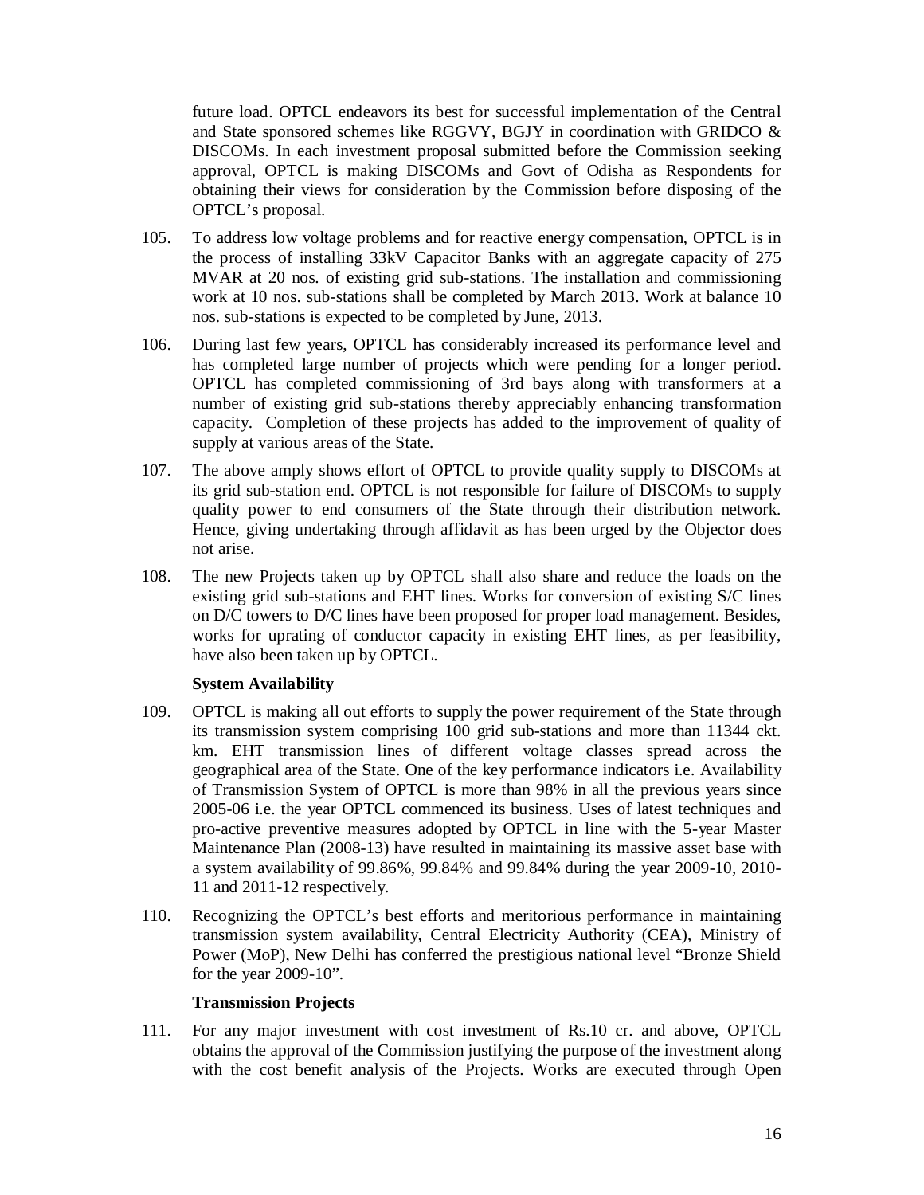future load. OPTCL endeavors its best for successful implementation of the Central and State sponsored schemes like RGGVY, BGJY in coordination with GRIDCO & DISCOMs. In each investment proposal submitted before the Commission seeking approval, OPTCL is making DISCOMs and Govt of Odisha as Respondents for obtaining their views for consideration by the Commission before disposing of the OPTCL's proposal.

105. To address low voltage problems and for reactive energy compensation, OPTCL is in the process of installing 33kV Capacitor Banks with an aggregate capacity of 275 MVAR at 20 nos. of existing grid sub-stations. The installation and commissioning work at 10 nos. sub-stations shall be completed by March 2013. Work at balance 10 nos. sub-stations is expected to be completed by June, 2013.

106. During last few years, OPTCL has considerably increased its performance level and has completed large number of projects which were pending for a longer period. OPTCL has completed commissioning of 3rd bays along with transformers at a number of existing grid sub-stations thereby appreciably enhancing transformation capacity. Completion of these projects has added to the improvement of quality of supply at various areas of the State.

107. The above amply shows effort of OPTCL to provide quality supply to DISCOMs at its grid sub-station end. OPTCL is not responsible for failure of DISCOMs to supply quality power to end consumers of the State through their distribution network. Hence, giving undertaking through affidavit as has been urged by the Objector does not arise.

108. The new Projects taken up by OPTCL shall also share and reduce the loads on the existing grid sub-stations and EHT lines. Works for conversion of existing S/C lines on D/C towers to D/C lines have been proposed for proper load management. Besides, works for uprating of conductor capacity in existing EHT lines, as per feasibility, have also been taken up by OPTCL.

**System Availability**

109. OPTCL is making all out efforts to supply the power requirement of the State through its transmission system comprising 100 grid sub-stations and more than 11344 ckt. km. EHT transmission lines of different voltage classes spread across the geographical area of the State. One of the key performance indicators i.e. Availability of Transmission System of OPTCL is more than 98% in all the previous years since 2005-06 i.e. the year OPTCL commenced its business. Uses of latest techniques and pro-active preventive measures adopted by OPTCL in line with the 5-year Master Maintenance Plan (2008-13) have resulted in maintaining its massive asset base with a system availability of 99.86%, 99.84% and 99.84% during the year 2009-10, 2010-11 and 2011-12 respectively.

110. Recognizing the OPTCL's best efforts and meritorious performance in maintaining transmission system availability, Central Electricity Authority (CEA), Ministry of Power (MoP), New Delhi has conferred the prestigious national level "Bronze Shield for the year 2009-10".

**Transmission Projects**

111. For any major investment with cost investment of Rs.10 cr. and above, OPTCL obtains the approval of the Commission justifying the purpose of the investment along with the cost benefit analysis of the Projects. Works are executed through Open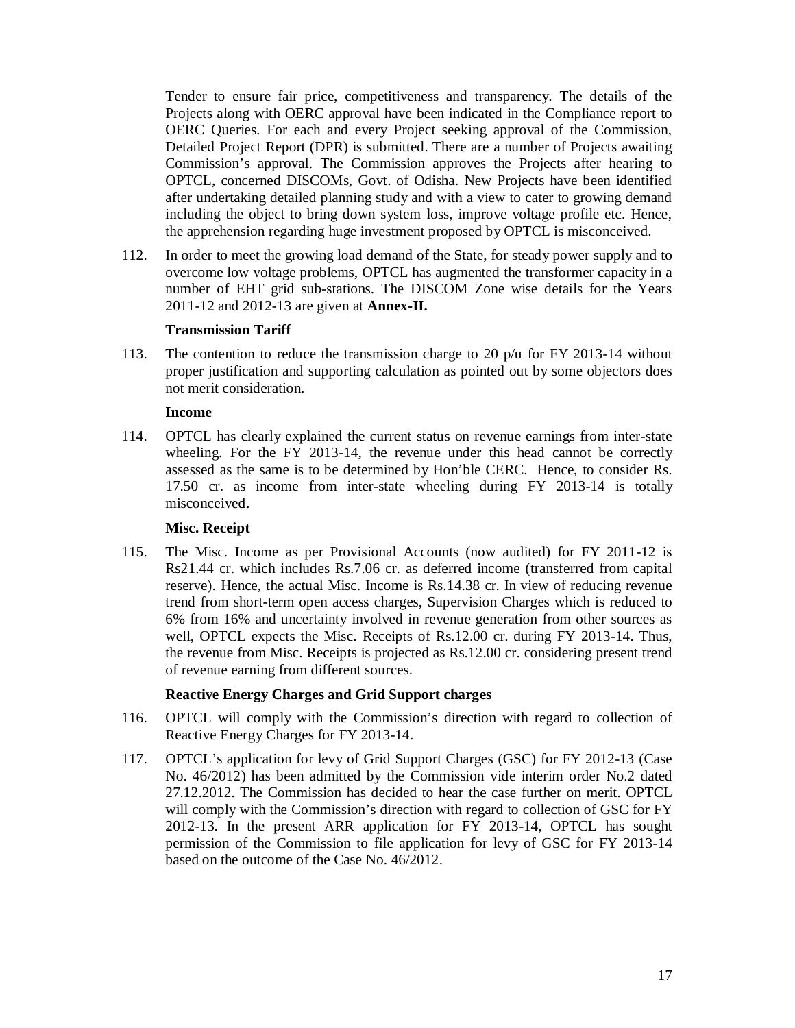Tender to ensure fair price, competitiveness and transparency. The details of the Projects along with OERC approval have been indicated in the Compliance report to OERC Queries. For each and every Project seeking approval of the Commission, Detailed Project Report (DPR) is submitted. There are a number of Projects awaiting Commission's approval. The Commission approves the Projects after hearing to OPTCL, concerned DISCOMs, Govt. of Odisha. New Projects have been identified after undertaking detailed planning study and with a view to cater to growing demand including the object to bring down system loss, improve voltage profile etc. Hence, the apprehension regarding huge investment proposed by OPTCL is misconceived.

112. In order to meet the growing load demand of the State, for steady power supply and to overcome low voltage problems, OPTCL has augmented the transformer capacity in a number of EHT grid sub-stations. The DISCOM Zone wise details for the Years 2011-12 and 2012-13 are given at **Annex-II.**

**Transmission Tariff**

113. The contention to reduce the transmission charge to 20 p/u for FY 2013-14 without proper justification and supporting calculation as pointed out by some objectors does not merit consideration.

**Income**

114. OPTCL has clearly explained the current status on revenue earnings from inter-state wheeling. For the FY 2013-14, the revenue under this head cannot be correctly assessed as the same is to be determined by Hon'ble CERC. Hence, to consider Rs. 17.50 cr. as income from inter-state wheeling during FY 2013-14 is totally misconceived.

**Misc. Receipt**

115. The Misc. Income as per Provisional Accounts (now audited) for FY 2011-12 is Rs21.44 cr. which includes Rs.7.06 cr. as deferred income (transferred from capital reserve). Hence, the actual Misc. Income is Rs.14.38 cr. In view of reducing revenue trend from short-term open access charges, Supervision Charges which is reduced to 6% from 16% and uncertainty involved in revenue generation from other sources as well, OPTCL expects the Misc. Receipts of Rs.12.00 cr. during FY 2013-14. Thus, the revenue from Misc. Receipts is projected as Rs.12.00 cr. considering present trend of revenue earning from different sources.

**Reactive Energy Charges and Grid Support charges**

116. OPTCL will comply with the Commission's direction with regard to collection of Reactive Energy Charges for FY 2013-14.

117. OPTCL's application for levy of Grid Support Charges (GSC) for FY 2012-13 (Case No. 46/2012) has been admitted by the Commission vide interim order No.2 dated 27.12.2012. The Commission has decided to hear the case further on merit. OPTCL will comply with the Commission's direction with regard to collection of GSC for FY 2012-13. In the present ARR application for FY 2013-14, OPTCL has sought permission of the Commission to file application for levy of GSC for FY 2013-14 based on the outcome of the Case No. 46/2012.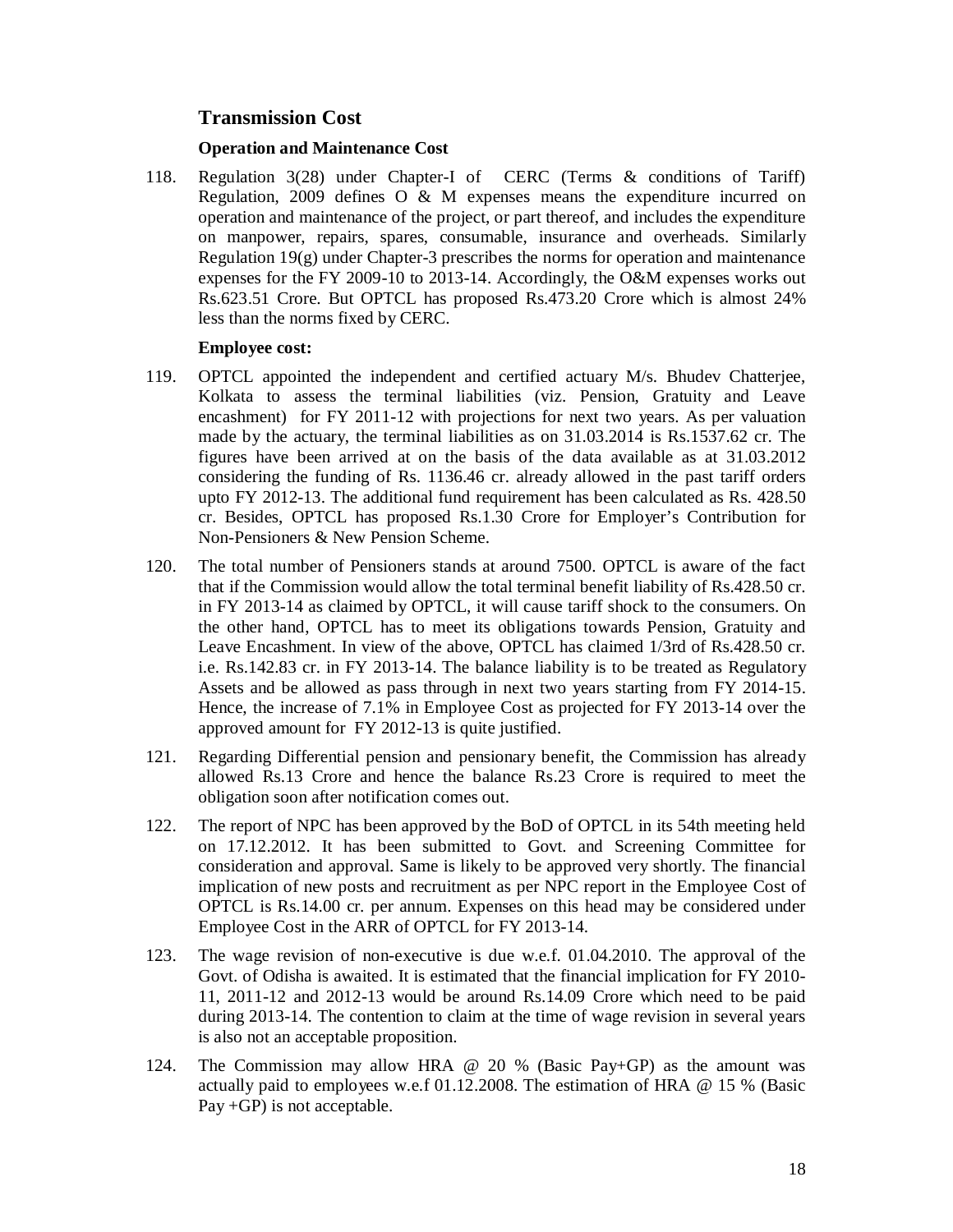## Transmission Cost

### Operation and Maintenance Cost

118. Regulation 3(28) under Chapter-I of CERC (Terms & conditions of Tariff) Regulation, 2009 defines O & M expenses means the expenditure incurred on operation and maintenance of the project, or part thereof, and includes the expenditure on manpower, repairs, spares, consumable, insurance and overheads. Similarly Regulation 19(g) under Chapter-3 prescribes the norms for operation and maintenance expenses for the FY 2009-10 to 2013-14. Accordingly, the O&M expenses works out Rs.623.51 Crore. But OPTCL has proposed Rs.473.20 Crore which is almost 24% less than the norms fixed by CERC.

### Employee cost:

119. OPTCL appointed the independent and certified actuary M/s. Bhudev Chatterjee, Kolkata to assess the terminal liabilities (viz. Pension, Gratuity and Leave encashment) for FY 2011-12 with projections for next two years. As per valuation made by the actuary, the terminal liabilities as on 31.03.2014 is Rs.1537.62 cr. The figures have been arrived at on the basis of the data available as at 31.03.2012 considering the funding of Rs. 1136.46 cr. already allowed in the past tariff orders upto FY 2012-13. The additional fund requirement has been calculated as Rs. 428.50 cr. Besides, OPTCL has proposed Rs.1.30 Crore for Employer's Contribution for Non-Pensioners & New Pension Scheme.

120. The total number of Pensioners stands at around 7500. OPTCL is aware of the fact that if the Commission would allow the total terminal benefit liability of Rs.428.50 cr. in FY 2013-14 as claimed by OPTCL, it will cause tariff shock to the consumers. On the other hand, OPTCL has to meet its obligations towards Pension, Gratuity and Leave Encashment. In view of the above, OPTCL has claimed 1/3rd of Rs.428.50 cr. i.e. Rs.142.83 cr. in FY 2013-14. The balance liability is to be treated as Regulatory Assets and be allowed as pass through in next two years starting from FY 2014-15. Hence, the increase of 7.1% in Employee Cost as projected for FY 2013-14 over the approved amount for FY 2012-13 is quite justified.

121. Regarding Differential pension and pensionary benefit, the Commission has already allowed Rs.13 Crore and hence the balance Rs.23 Crore is required to meet the obligation soon after notification comes out.

122. The report of NPC has been approved by the BoD of OPTCL in its 54th meeting held on 17.12.2012. It has been submitted to Govt. and Screening Committee for consideration and approval. Same is likely to be approved very shortly. The financial implication of new posts and recruitment as per NPC report in the Employee Cost of OPTCL is Rs.14.00 cr. per annum. Expenses on this head may be considered under Employee Cost in the ARR of OPTCL for FY 2013-14.

123. The wage revision of non-executive is due w.e.f. 01.04.2010. The approval of the Govt. of Odisha is awaited. It is estimated that the financial implication for FY 2010-11, 2011-12 and 2012-13 would be around Rs.14.09 Crore which need to be paid during 2013-14. The contention to claim at the time of wage revision in several years is also not an acceptable proposition.

124. The Commission may allow HRA @ 20 % (Basic Pay+GP) as the amount was actually paid to employees w.e.f 01.12.2008. The estimation of HRA @ 15 % (Basic Pay +GP) is not acceptable.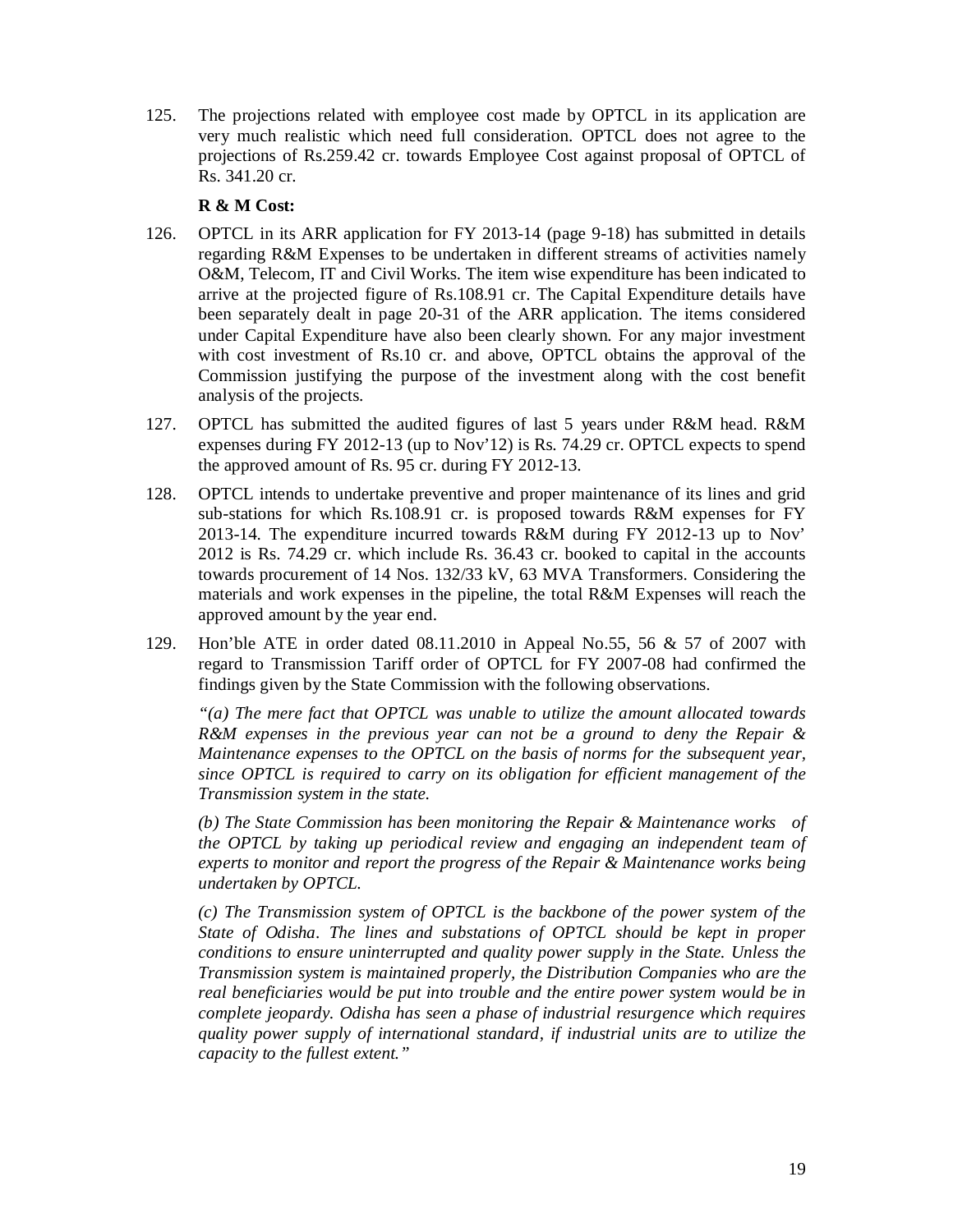125. The projections related with employee cost made by OPTCL in its application are very much realistic which need full consideration. OPTCL does not agree to the projections of Rs.259.42 cr. towards Employee Cost against proposal of OPTCL of Rs. 341.20 cr.

**R & M Cost:**

126. OPTCL in its ARR application for FY 2013-14 (page 9-18) has submitted in details regarding R&M Expenses to be undertaken in different streams of activities namely O&M, Telecom, IT and Civil Works. The item wise expenditure has been indicated to arrive at the projected figure of Rs.108.91 cr. The Capital Expenditure details have been separately dealt in page 20-31 of the ARR application. The items considered under Capital Expenditure have also been clearly shown. For any major investment with cost investment of Rs.10 cr. and above, OPTCL obtains the approval of the Commission justifying the purpose of the investment along with the cost benefit analysis of the projects.

127. OPTCL has submitted the audited figures of last 5 years under R&M head. R&M expenses during FY 2012-13 (up to Nov'12) is Rs. 74.29 cr. OPTCL expects to spend the approved amount of Rs. 95 cr. during FY 2012-13.

128. OPTCL intends to undertake preventive and proper maintenance of its lines and grid sub-stations for which Rs.108.91 cr. is proposed towards R&M expenses for FY 2013-14. The expenditure incurred towards R&M during FY 2012-13 up to Nov' 2012 is Rs. 74.29 cr. which include Rs. 36.43 cr. booked to capital in the accounts towards procurement of 14 Nos. 132/33 kV, 63 MVA Transformers. Considering the materials and work expenses in the pipeline, the total R&M Expenses will reach the approved amount by the year end.

129. Hon'ble ATE in order dated 08.11.2010 in Appeal No.55, 56 & 57 of 2007 with regard to Transmission Tariff order of OPTCL for FY 2007-08 had confirmed the findings given by the State Commission with the following observations.

*"(a) The mere fact that OPTCL was unable to utilize the amount allocated towards R&M expenses in the previous year can not be a ground to deny the Repair & Maintenance expenses to the OPTCL on the basis of norms for the subsequent year, since OPTCL is required to carry on its obligation for efficient management of the Transmission system in the state.*

*(b) The State Commission has been monitoring the Repair & Maintenance works of the OPTCL by taking up periodical review and engaging an independent team of experts to monitor and report the progress of the Repair & Maintenance works being undertaken by OPTCL.*

*(c) The Transmission system of OPTCL is the backbone of the power system of the State of Odisha. The lines and substations of OPTCL should be kept in proper conditions to ensure uninterrupted and quality power supply in the State. Unless the Transmission system is maintained properly, the Distribution Companies who are the real beneficiaries would be put into trouble and the entire power system would be in complete jeopardy. Odisha has seen a phase of industrial resurgence which requires quality power supply of international standard, if industrial units are to utilize the capacity to the fullest extent."*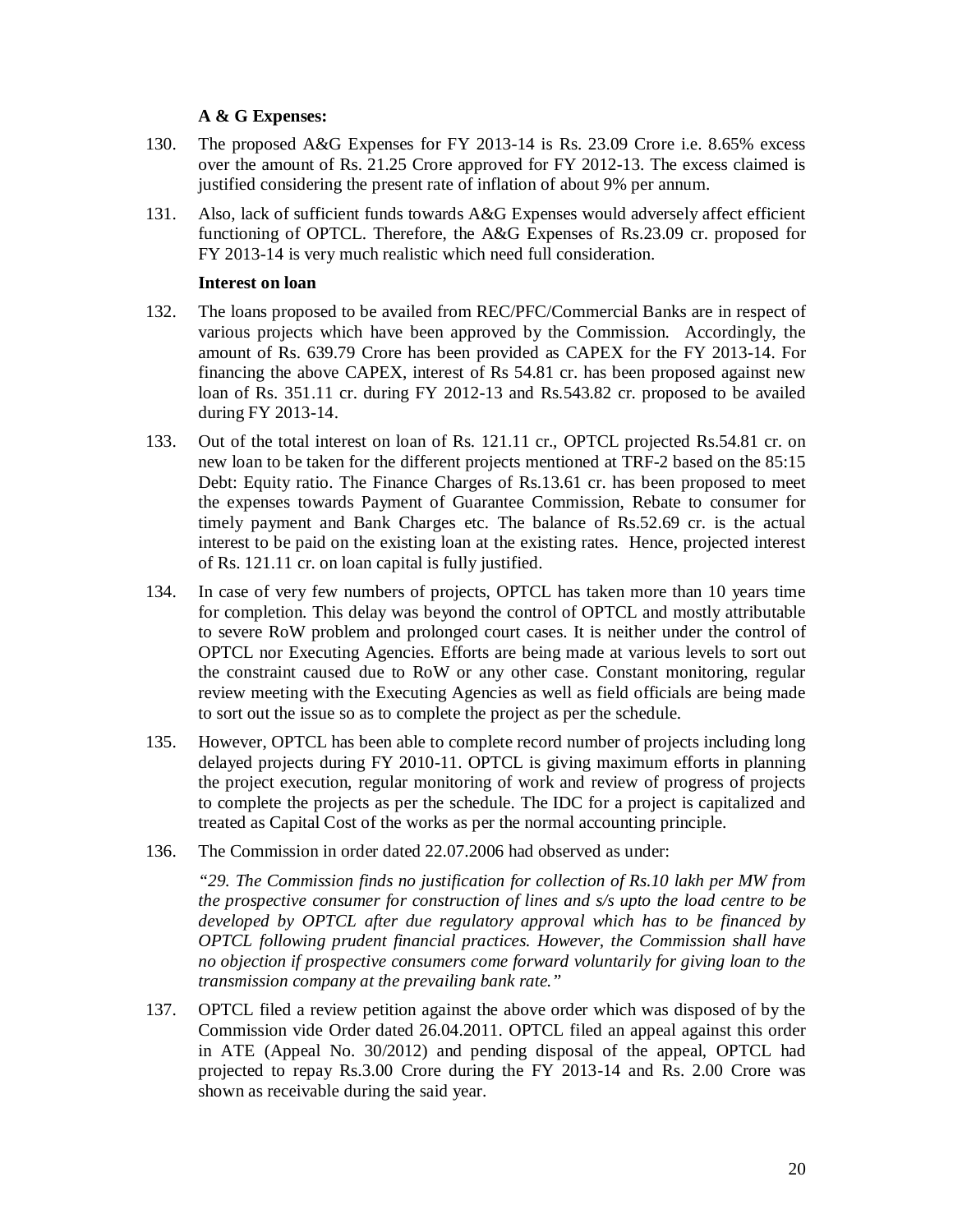**A & G Expenses:**

130. The proposed A&G Expenses for FY 2013-14 is Rs. 23.09 Crore i.e. 8.65% excess over the amount of Rs. 21.25 Crore approved for FY 2012-13. The excess claimed is justified considering the present rate of inflation of about 9% per annum.

131. Also, lack of sufficient funds towards A&G Expenses would adversely affect efficient functioning of OPTCL. Therefore, the A&G Expenses of Rs.23.09 cr. proposed for FY 2013-14 is very much realistic which need full consideration.

**Interest on loan**

132. The loans proposed to be availed from REC/PFC/Commercial Banks are in respect of various projects which have been approved by the Commission. Accordingly, the amount of Rs. 639.79 Crore has been provided as CAPEX for the FY 2013-14. For financing the above CAPEX, interest of Rs 54.81 cr. has been proposed against new loan of Rs. 351.11 cr. during FY 2012-13 and Rs.543.82 cr. proposed to be availed during FY 2013-14.

133. Out of the total interest on loan of Rs. 121.11 cr., OPTCL projected Rs.54.81 cr. on new loan to be taken for the different projects mentioned at TRF-2 based on the 85:15 Debt: Equity ratio. The Finance Charges of Rs.13.61 cr. has been proposed to meet the expenses towards Payment of Guarantee Commission, Rebate to consumer for timely payment and Bank Charges etc. The balance of Rs.52.69 cr. is the actual interest to be paid on the existing loan at the existing rates. Hence, projected interest of Rs. 121.11 cr. on loan capital is fully justified.

134. In case of very few numbers of projects, OPTCL has taken more than 10 years time for completion. This delay was beyond the control of OPTCL and mostly attributable to severe RoW problem and prolonged court cases. It is neither under the control of OPTCL nor Executing Agencies. Efforts are being made at various levels to sort out the constraint caused due to RoW or any other case. Constant monitoring, regular review meeting with the Executing Agencies as well as field officials are being made to sort out the issue so as to complete the project as per the schedule.

135. However, OPTCL has been able to complete record number of projects including long delayed projects during FY 2010-11. OPTCL is giving maximum efforts in planning the project execution, regular monitoring of work and review of progress of projects to complete the projects as per the schedule. The IDC for a project is capitalized and treated as Capital Cost of the works as per the normal accounting principle.

136. The Commission in order dated 22.07.2006 had observed as under:

   *"29. The Commission finds no justification for collection of Rs.10 lakh per MW from the prospective consumer for construction of lines and s/s upto the load centre to be developed by OPTCL after due regulatory approval which has to be financed by OPTCL following prudent financial practices. However, the Commission shall have no objection if prospective consumers come forward voluntarily for giving loan to the transmission company at the prevailing bank rate."*

137. OPTCL filed a review petition against the above order which was disposed of by the Commission vide Order dated 26.04.2011. OPTCL filed an appeal against this order in ATE (Appeal No. 30/2012) and pending disposal of the appeal, OPTCL had projected to repay Rs.3.00 Crore during the FY 2013-14 and Rs. 2.00 Crore was shown as receivable during the said year.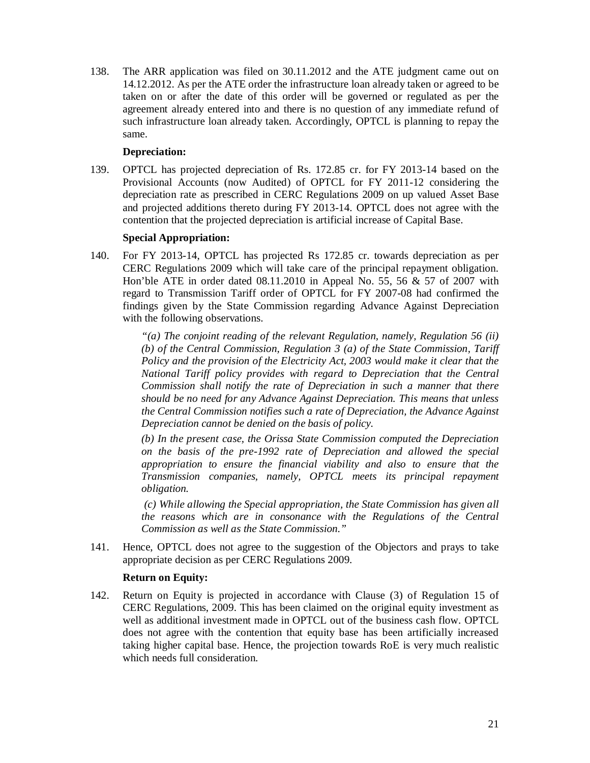138. The ARR application was filed on 30.11.2012 and the ATE judgment came out on 14.12.2012. As per the ATE order the infrastructure loan already taken or agreed to be taken on or after the date of this order will be governed or regulated as per the agreement already entered into and there is no question of any immediate refund of such infrastructure loan already taken. Accordingly, OPTCL is planning to repay the same.

**Depreciation:**

139. OPTCL has projected depreciation of Rs. 172.85 cr. for FY 2013-14 based on the Provisional Accounts (now Audited) of OPTCL for FY 2011-12 considering the depreciation rate as prescribed in CERC Regulations 2009 on up valued Asset Base and projected additions thereto during FY 2013-14. OPTCL does not agree with the contention that the projected depreciation is artificial increase of Capital Base.

**Special Appropriation:**

140. For FY 2013-14, OPTCL has projected Rs 172.85 cr. towards depreciation as per CERC Regulations 2009 which will take care of the principal repayment obligation. Hon'ble ATE in order dated 08.11.2010 in Appeal No. 55, 56 & 57 of 2007 with regard to Transmission Tariff order of OPTCL for FY 2007-08 had confirmed the findings given by the State Commission regarding Advance Against Depreciation with the following observations.

> *"(a) The conjoint reading of the relevant Regulation, namely, Regulation 56 (ii) (b) of the Central Commission, Regulation 3 (a) of the State Commission, Tariff Policy and the provision of the Electricity Act, 2003 would make it clear that the National Tariff policy provides with regard to Depreciation that the Central Commission shall notify the rate of Depreciation in such a manner that there should be no need for any Advance Against Depreciation. This means that unless the Central Commission notifies such a rate of Depreciation, the Advance Against Depreciation cannot be denied on the basis of policy.*
>
> *(b) In the present case, the Orissa State Commission computed the Depreciation on the basis of the pre-1992 rate of Depreciation and allowed the special appropriation to ensure the financial viability and also to ensure that the Transmission companies, namely, OPTCL meets its principal repayment obligation.*
>
> *(c) While allowing the Special appropriation, the State Commission has given all the reasons which are in consonance with the Regulations of the Central Commission as well as the State Commission."*

141. Hence, OPTCL does not agree to the suggestion of the Objectors and prays to take appropriate decision as per CERC Regulations 2009.

**Return on Equity:**

142. Return on Equity is projected in accordance with Clause (3) of Regulation 15 of CERC Regulations, 2009. This has been claimed on the original equity investment as well as additional investment made in OPTCL out of the business cash flow. OPTCL does not agree with the contention that equity base has been artificially increased taking higher capital base. Hence, the projection towards RoE is very much realistic which needs full consideration.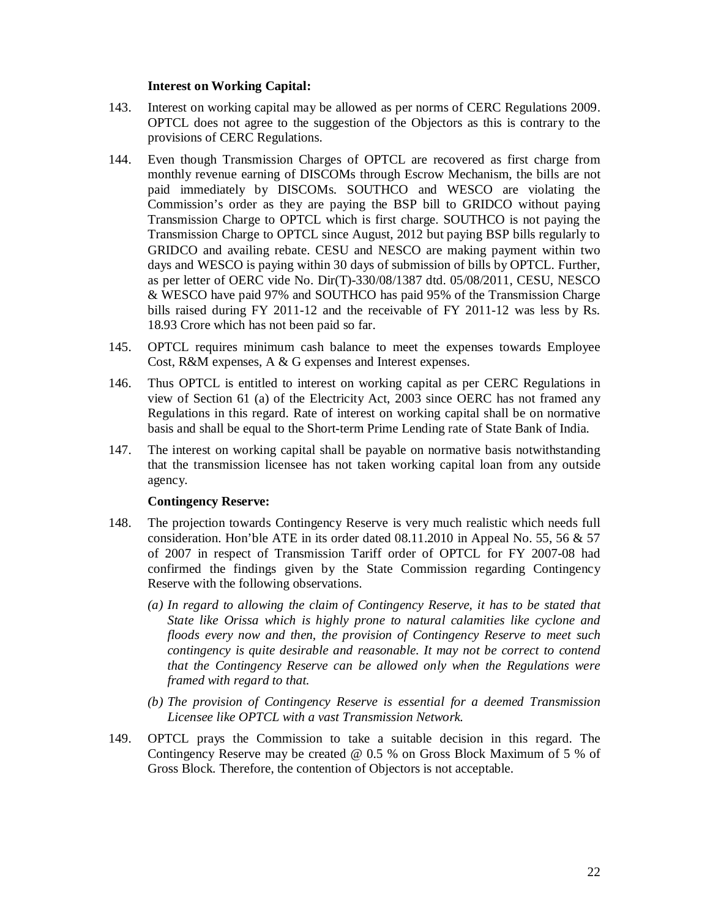**Interest on Working Capital:**

143. Interest on working capital may be allowed as per norms of CERC Regulations 2009. OPTCL does not agree to the suggestion of the Objectors as this is contrary to the provisions of CERC Regulations.

144. Even though Transmission Charges of OPTCL are recovered as first charge from monthly revenue earning of DISCOMs through Escrow Mechanism, the bills are not paid immediately by DISCOMs. SOUTHCO and WESCO are violating the Commission's order as they are paying the BSP bill to GRIDCO without paying Transmission Charge to OPTCL which is first charge. SOUTHCO is not paying the Transmission Charge to OPTCL since August, 2012 but paying BSP bills regularly to GRIDCO and availing rebate. CESU and NESCO are making payment within two days and WESCO is paying within 30 days of submission of bills by OPTCL. Further, as per letter of OERC vide No. Dir(T)-330/08/1387 dtd. 05/08/2011, CESU, NESCO & WESCO have paid 97% and SOUTHCO has paid 95% of the Transmission Charge bills raised during FY 2011-12 and the receivable of FY 2011-12 was less by Rs. 18.93 Crore which has not been paid so far.

145. OPTCL requires minimum cash balance to meet the expenses towards Employee Cost, R&M expenses, A & G expenses and Interest expenses.

146. Thus OPTCL is entitled to interest on working capital as per CERC Regulations in view of Section 61 (a) of the Electricity Act, 2003 since OERC has not framed any Regulations in this regard. Rate of interest on working capital shall be on normative basis and shall be equal to the Short-term Prime Lending rate of State Bank of India.

147. The interest on working capital shall be payable on normative basis notwithstanding that the transmission licensee has not taken working capital loan from any outside agency.

**Contingency Reserve:**

148. The projection towards Contingency Reserve is very much realistic which needs full consideration. Hon'ble ATE in its order dated 08.11.2010 in Appeal No. 55, 56 & 57 of 2007 in respect of Transmission Tariff order of OPTCL for FY 2007-08 had confirmed the findings given by the State Commission regarding Contingency Reserve with the following observations.

   *(a) In regard to allowing the claim of Contingency Reserve, it has to be stated that State like Orissa which is highly prone to natural calamities like cyclone and floods every now and then, the provision of Contingency Reserve to meet such contingency is quite desirable and reasonable. It may not be correct to contend that the Contingency Reserve can be allowed only when the Regulations were framed with regard to that.*

   *(b) The provision of Contingency Reserve is essential for a deemed Transmission Licensee like OPTCL with a vast Transmission Network.*

149. OPTCL prays the Commission to take a suitable decision in this regard. The Contingency Reserve may be created @ 0.5 % on Gross Block Maximum of 5 % of Gross Block. Therefore, the contention of Objectors is not acceptable.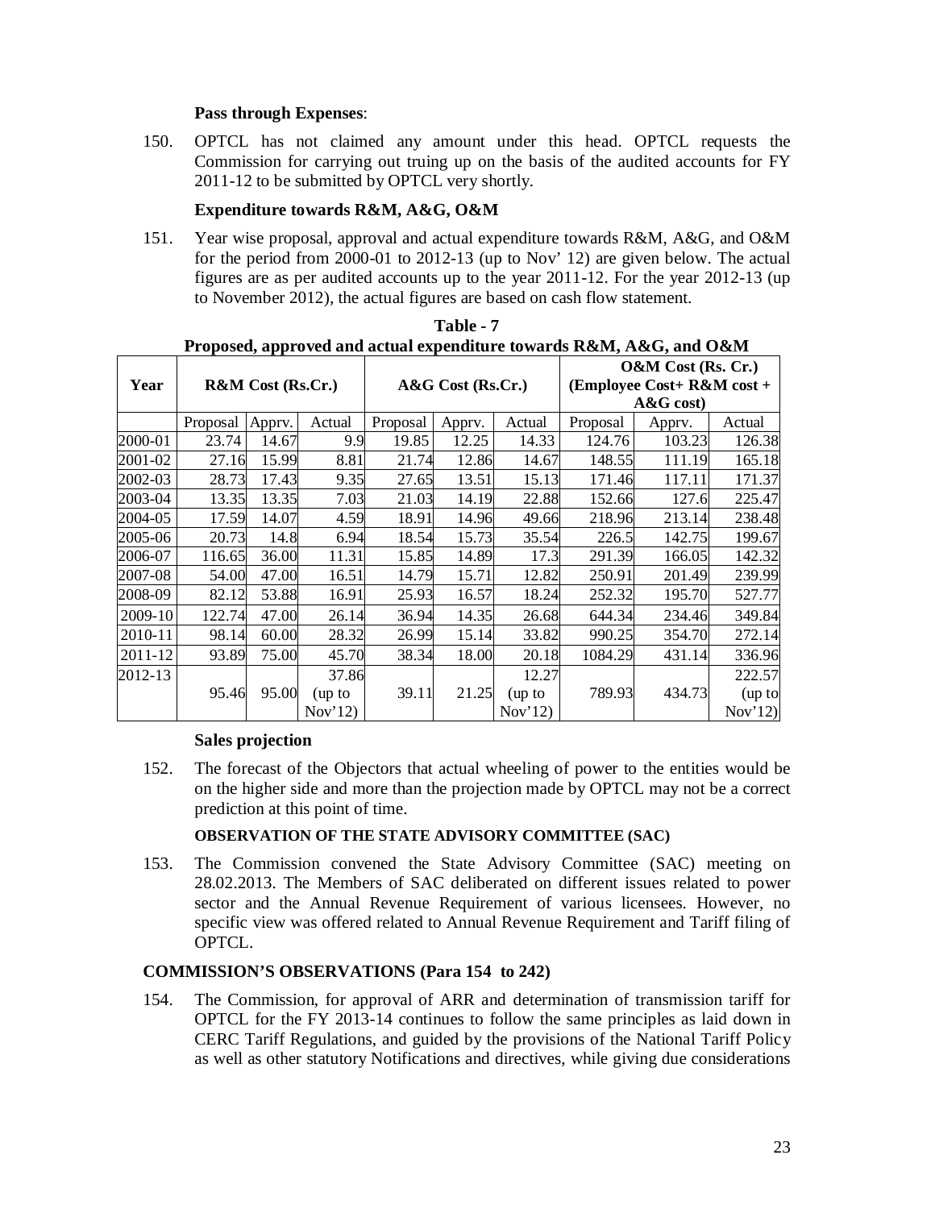**Pass through Expenses**:

150. OPTCL has not claimed any amount under this head. OPTCL requests the Commission for carrying out truing up on the basis of the audited accounts for FY 2011-12 to be submitted by OPTCL very shortly.

**Expenditure towards R&M, A&G, O&M**

151. Year wise proposal, approval and actual expenditure towards R&M, A&G, and O&M for the period from 2000-01 to 2012-13 (up to Nov' 12) are given below. The actual figures are as per audited accounts up to the year 2011-12. For the year 2012-13 (up to November 2012), the actual figures are based on cash flow statement.

**Table - 7**
**Proposed, approved and actual expenditure towards R&M, A&G, and O&M**

| Year | R&M Cost (Rs.Cr.) | | | A&G Cost (Rs.Cr.) | | | O&M Cost (Rs. Cr.) (Employee Cost+ R&M cost + A&G cost) | | |
|---|---|---|---|---|---|---|---|---|---|
| | Proposal | Apprv. | Actual | Proposal | Apprv. | Actual | Proposal | Apprv. | Actual |
| 2000-01 | 23.74 | 14.67 | 9.9 | 19.85 | 12.25 | 14.33 | 124.76 | 103.23 | 126.38 |
| 2001-02 | 27.16 | 15.99 | 8.81 | 21.74 | 12.86 | 14.67 | 148.55 | 111.19 | 165.18 |
| 2002-03 | 28.73 | 17.43 | 9.35 | 27.65 | 13.51 | 15.13 | 171.46 | 117.11 | 171.37 |
| 2003-04 | 13.35 | 13.35 | 7.03 | 21.03 | 14.19 | 22.88 | 152.66 | 127.6 | 225.47 |
| 2004-05 | 17.59 | 14.07 | 4.59 | 18.91 | 14.96 | 49.66 | 218.96 | 213.14 | 238.48 |
| 2005-06 | 20.73 | 14.8 | 6.94 | 18.54 | 15.73 | 35.54 | 226.5 | 142.75 | 199.67 |
| 2006-07 | 116.65 | 36.00 | 11.31 | 15.85 | 14.89 | 17.3 | 291.39 | 166.05 | 142.32 |
| 2007-08 | 54.00 | 47.00 | 16.51 | 14.79 | 15.71 | 12.82 | 250.91 | 201.49 | 239.99 |
| 2008-09 | 82.12 | 53.88 | 16.91 | 25.93 | 16.57 | 18.24 | 252.32 | 195.70 | 527.77 |
| 2009-10 | 122.74 | 47.00 | 26.14 | 36.94 | 14.35 | 26.68 | 644.34 | 234.46 | 349.84 |
| 2010-11 | 98.14 | 60.00 | 28.32 | 26.99 | 15.14 | 33.82 | 990.25 | 354.70 | 272.14 |
| 2011-12 | 93.89 | 75.00 | 45.70 | 38.34 | 18.00 | 20.18 | 1084.29 | 431.14 | 336.96 |
| 2012-13 | 95.46 | 95.00 | 37.86 (up to Nov'12) | 39.11 | 21.25 | 12.27 (up to Nov'12) | 789.93 | 434.73 | 222.57 (up to Nov'12) |

**Sales projection**

152. The forecast of the Objectors that actual wheeling of power to the entities would be on the higher side and more than the projection made by OPTCL may not be a correct prediction at this point of time.

**OBSERVATION OF THE STATE ADVISORY COMMITTEE (SAC)**

153. The Commission convened the State Advisory Committee (SAC) meeting on 28.02.2013. The Members of SAC deliberated on different issues related to power sector and the Annual Revenue Requirement of various licensees. However, no specific view was offered related to Annual Revenue Requirement and Tariff filing of OPTCL.

**COMMISSION'S OBSERVATIONS (Para 154 to 242)**

154. The Commission, for approval of ARR and determination of transmission tariff for OPTCL for the FY 2013-14 continues to follow the same principles as laid down in CERC Tariff Regulations, and guided by the provisions of the National Tariff Policy as well as other statutory Notifications and directives, while giving due considerations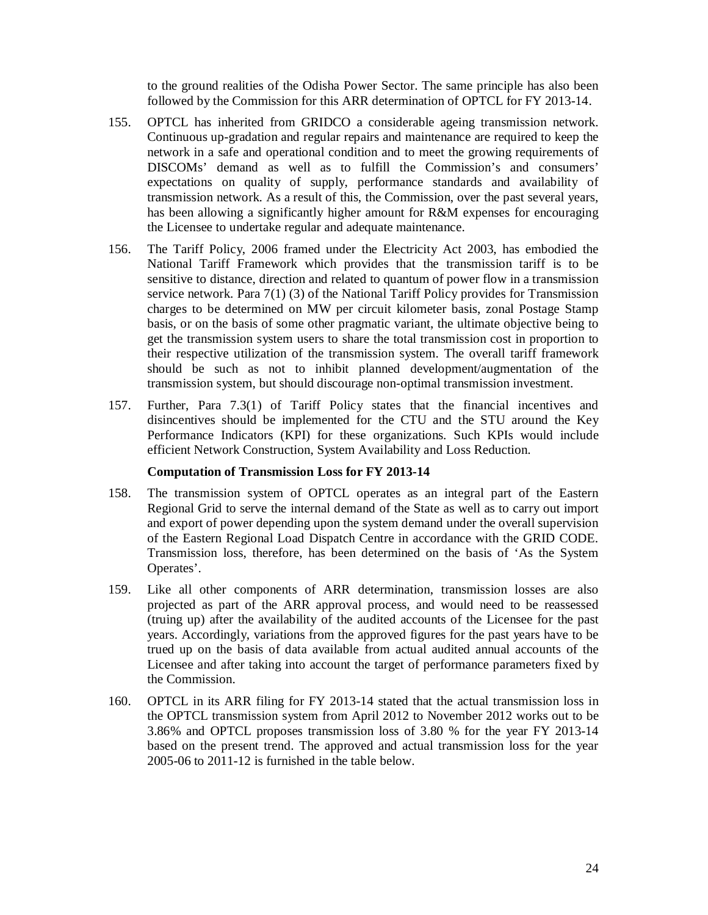to the ground realities of the Odisha Power Sector. The same principle has also been followed by the Commission for this ARR determination of OPTCL for FY 2013-14.

155. OPTCL has inherited from GRIDCO a considerable ageing transmission network. Continuous up-gradation and regular repairs and maintenance are required to keep the network in a safe and operational condition and to meet the growing requirements of DISCOMs' demand as well as to fulfill the Commission's and consumers' expectations on quality of supply, performance standards and availability of transmission network. As a result of this, the Commission, over the past several years, has been allowing a significantly higher amount for R&M expenses for encouraging the Licensee to undertake regular and adequate maintenance.

156. The Tariff Policy, 2006 framed under the Electricity Act 2003, has embodied the National Tariff Framework which provides that the transmission tariff is to be sensitive to distance, direction and related to quantum of power flow in a transmission service network. Para 7(1) (3) of the National Tariff Policy provides for Transmission charges to be determined on MW per circuit kilometer basis, zonal Postage Stamp basis, or on the basis of some other pragmatic variant, the ultimate objective being to get the transmission system users to share the total transmission cost in proportion to their respective utilization of the transmission system. The overall tariff framework should be such as not to inhibit planned development/augmentation of the transmission system, but should discourage non-optimal transmission investment.

157. Further, Para 7.3(1) of Tariff Policy states that the financial incentives and disincentives should be implemented for the CTU and the STU around the Key Performance Indicators (KPI) for these organizations. Such KPIs would include efficient Network Construction, System Availability and Loss Reduction.

**Computation of Transmission Loss for FY 2013-14**

158. The transmission system of OPTCL operates as an integral part of the Eastern Regional Grid to serve the internal demand of the State as well as to carry out import and export of power depending upon the system demand under the overall supervision of the Eastern Regional Load Dispatch Centre in accordance with the GRID CODE. Transmission loss, therefore, has been determined on the basis of 'As the System Operates'.

159. Like all other components of ARR determination, transmission losses are also projected as part of the ARR approval process, and would need to be reassessed (truing up) after the availability of the audited accounts of the Licensee for the past years. Accordingly, variations from the approved figures for the past years have to be trued up on the basis of data available from actual audited annual accounts of the Licensee and after taking into account the target of performance parameters fixed by the Commission.

160. OPTCL in its ARR filing for FY 2013-14 stated that the actual transmission loss in the OPTCL transmission system from April 2012 to November 2012 works out to be 3.86% and OPTCL proposes transmission loss of 3.80 % for the year FY 2013-14 based on the present trend. The approved and actual transmission loss for the year 2005-06 to 2011-12 is furnished in the table below.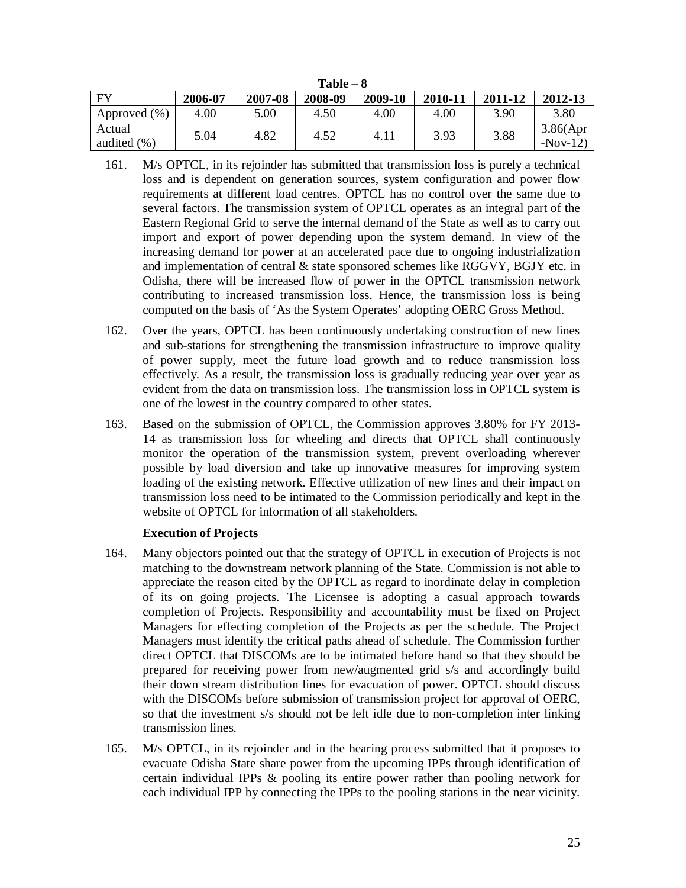**Table – 8**

| FY | 2006-07 | 2007-08 | 2008-09 | 2009-10 | 2010-11 | 2011-12 | 2012-13 |
|---|---|---|---|---|---|---|---|
| Approved (%) | 4.00 | 5.00 | 4.50 | 4.00 | 4.00 | 3.90 | 3.80 |
| Actual audited (%) | 5.04 | 4.82 | 4.52 | 4.11 | 3.93 | 3.88 | 3.86(Apr -Nov-12) |

161. M/s OPTCL, in its rejoinder has submitted that transmission loss is purely a technical loss and is dependent on generation sources, system configuration and power flow requirements at different load centres. OPTCL has no control over the same due to several factors. The transmission system of OPTCL operates as an integral part of the Eastern Regional Grid to serve the internal demand of the State as well as to carry out import and export of power depending upon the system demand. In view of the increasing demand for power at an accelerated pace due to ongoing industrialization and implementation of central & state sponsored schemes like RGGVY, BGJY etc. in Odisha, there will be increased flow of power in the OPTCL transmission network contributing to increased transmission loss. Hence, the transmission loss is being computed on the basis of 'As the System Operates' adopting OERC Gross Method.

162. Over the years, OPTCL has been continuously undertaking construction of new lines and sub-stations for strengthening the transmission infrastructure to improve quality of power supply, meet the future load growth and to reduce transmission loss effectively. As a result, the transmission loss is gradually reducing year over year as evident from the data on transmission loss. The transmission loss in OPTCL system is one of the lowest in the country compared to other states.

163. Based on the submission of OPTCL, the Commission approves 3.80% for FY 2013-14 as transmission loss for wheeling and directs that OPTCL shall continuously monitor the operation of the transmission system, prevent overloading wherever possible by load diversion and take up innovative measures for improving system loading of the existing network. Effective utilization of new lines and their impact on transmission loss need to be intimated to the Commission periodically and kept in the website of OPTCL for information of all stakeholders.

**Execution of Projects**

164. Many objectors pointed out that the strategy of OPTCL in execution of Projects is not matching to the downstream network planning of the State. Commission is not able to appreciate the reason cited by the OPTCL as regard to inordinate delay in completion of its on going projects. The Licensee is adopting a casual approach towards completion of Projects. Responsibility and accountability must be fixed on Project Managers for effecting completion of the Projects as per the schedule. The Project Managers must identify the critical paths ahead of schedule. The Commission further direct OPTCL that DISCOMs are to be intimated before hand so that they should be prepared for receiving power from new/augmented grid s/s and accordingly build their down stream distribution lines for evacuation of power. OPTCL should discuss with the DISCOMs before submission of transmission project for approval of OERC, so that the investment s/s should not be left idle due to non-completion inter linking transmission lines.

165. M/s OPTCL, in its rejoinder and in the hearing process submitted that it proposes to evacuate Odisha State share power from the upcoming IPPs through identification of certain individual IPPs & pooling its entire power rather than pooling network for each individual IPP by connecting the IPPs to the pooling stations in the near vicinity.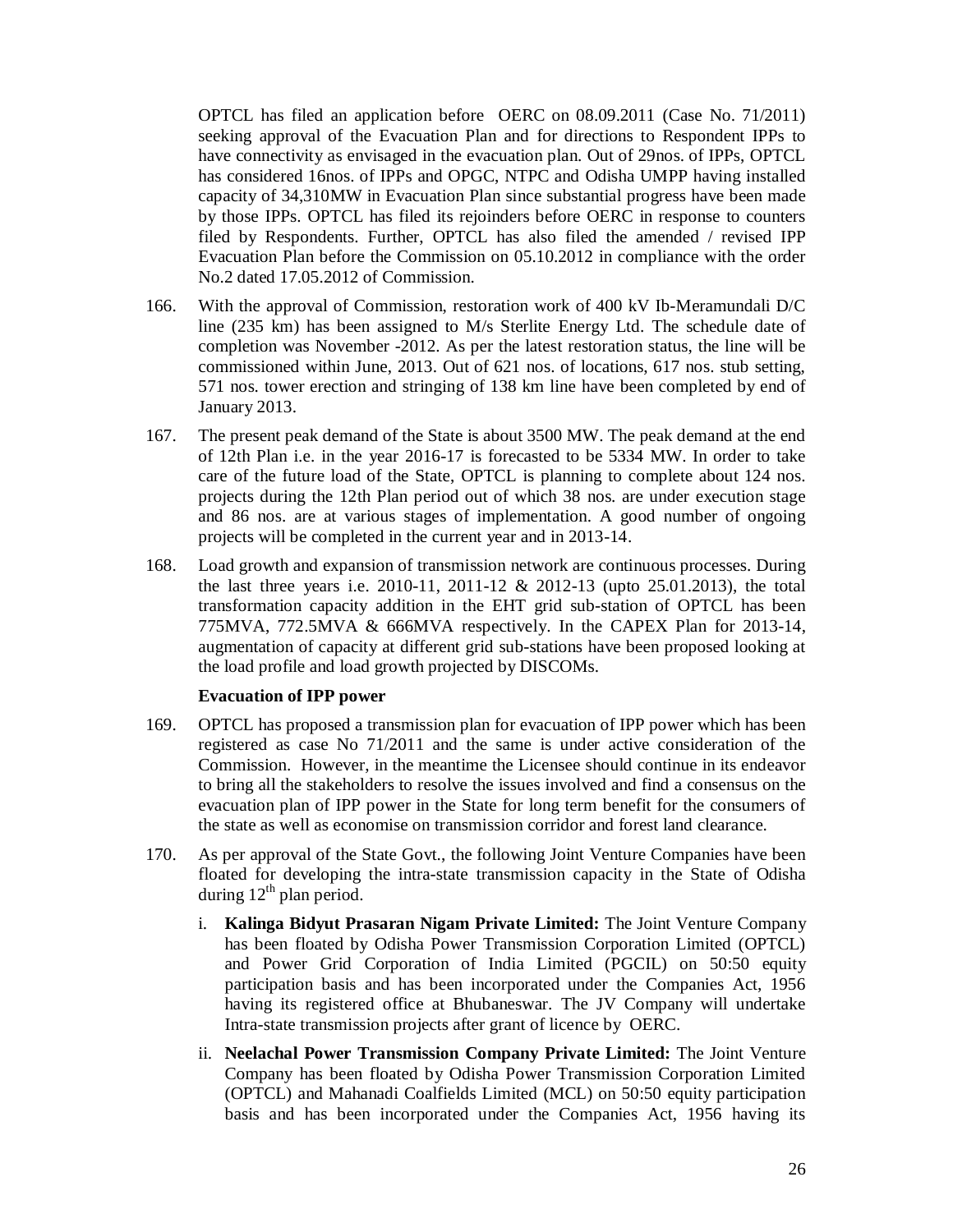OPTCL has filed an application before OERC on 08.09.2011 (Case No. 71/2011) seeking approval of the Evacuation Plan and for directions to Respondent IPPs to have connectivity as envisaged in the evacuation plan. Out of 29nos. of IPPs, OPTCL has considered 16nos. of IPPs and OPGC, NTPC and Odisha UMPP having installed capacity of 34,310MW in Evacuation Plan since substantial progress have been made by those IPPs. OPTCL has filed its rejoinders before OERC in response to counters filed by Respondents. Further, OPTCL has also filed the amended / revised IPP Evacuation Plan before the Commission on 05.10.2012 in compliance with the order No.2 dated 17.05.2012 of Commission.

166. With the approval of Commission, restoration work of 400 kV Ib-Meramundali D/C line (235 km) has been assigned to M/s Sterlite Energy Ltd. The schedule date of completion was November -2012. As per the latest restoration status, the line will be commissioned within June, 2013. Out of 621 nos. of locations, 617 nos. stub setting, 571 nos. tower erection and stringing of 138 km line have been completed by end of January 2013.

167. The present peak demand of the State is about 3500 MW. The peak demand at the end of 12th Plan i.e. in the year 2016-17 is forecasted to be 5334 MW. In order to take care of the future load of the State, OPTCL is planning to complete about 124 nos. projects during the 12th Plan period out of which 38 nos. are under execution stage and 86 nos. are at various stages of implementation. A good number of ongoing projects will be completed in the current year and in 2013-14.

168. Load growth and expansion of transmission network are continuous processes. During the last three years i.e. 2010-11, 2011-12 & 2012-13 (upto 25.01.2013), the total transformation capacity addition in the EHT grid sub-station of OPTCL has been 775MVA, 772.5MVA & 666MVA respectively. In the CAPEX Plan for 2013-14, augmentation of capacity at different grid sub-stations have been proposed looking at the load profile and load growth projected by DISCOMs.

**Evacuation of IPP power**

169. OPTCL has proposed a transmission plan for evacuation of IPP power which has been registered as case No 71/2011 and the same is under active consideration of the Commission. However, in the meantime the Licensee should continue in its endeavor to bring all the stakeholders to resolve the issues involved and find a consensus on the evacuation plan of IPP power in the State for long term benefit for the consumers of the state as well as economise on transmission corridor and forest land clearance.

170. As per approval of the State Govt., the following Joint Venture Companies have been floated for developing the intra-state transmission capacity in the State of Odisha during 12th plan period.

   i. **Kalinga Bidyut Prasaran Nigam Private Limited:** The Joint Venture Company has been floated by Odisha Power Transmission Corporation Limited (OPTCL) and Power Grid Corporation of India Limited (PGCIL) on 50:50 equity participation basis and has been incorporated under the Companies Act, 1956 having its registered office at Bhubaneswar. The JV Company will undertake Intra-state transmission projects after grant of licence by OERC.

   ii. **Neelachal Power Transmission Company Private Limited:** The Joint Venture Company has been floated by Odisha Power Transmission Corporation Limited (OPTCL) and Mahanadi Coalfields Limited (MCL) on 50:50 equity participation basis and has been incorporated under the Companies Act, 1956 having its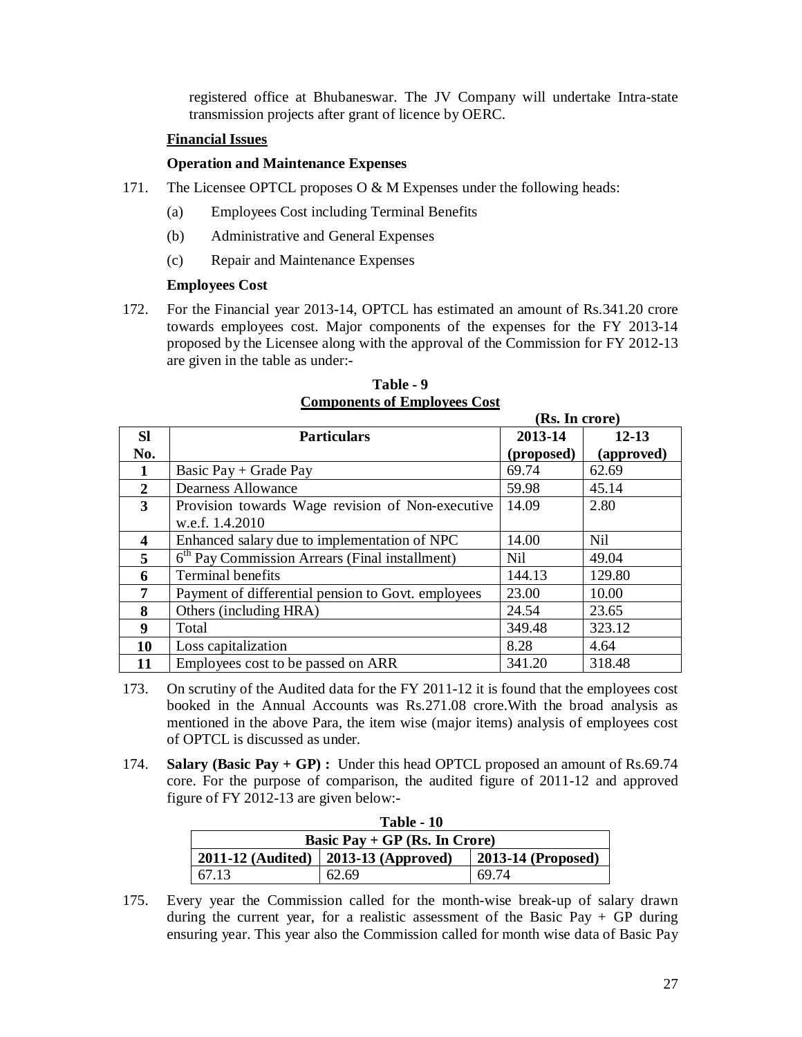registered office at Bhubaneswar. The JV Company will undertake Intra-state transmission projects after grant of licence by OERC.

**Financial Issues**

**Operation and Maintenance Expenses**

171. The Licensee OPTCL proposes O & M Expenses under the following heads:

   (a) Employees Cost including Terminal Benefits

   (b) Administrative and General Expenses

   (c) Repair and Maintenance Expenses

**Employees Cost**

172. For the Financial year 2013-14, OPTCL has estimated an amount of Rs.341.20 crore towards employees cost. Major components of the expenses for the FY 2013-14 proposed by the Licensee along with the approval of the Commission for FY 2012-13 are given in the table as under:-

**Table - 9**
**Components of Employees Cost**

**(Rs. In crore)**

| Sl No. | Particulars | 2013-14 (proposed) | 12-13 (approved) |
|---|---|---|---|
| 1 | Basic Pay + Grade Pay | 69.74 | 62.69 |
| 2 | Dearness Allowance | 59.98 | 45.14 |
| 3 | Provision towards Wage revision of Non-executive w.e.f. 1.4.2010 | 14.09 | 2.80 |
| 4 | Enhanced salary due to implementation of NPC | 14.00 | Nil |
| 5 | 6th Pay Commission Arrears (Final installment) | Nil | 49.04 |
| 6 | Terminal benefits | 144.13 | 129.80 |
| 7 | Payment of differential pension to Govt. employees | 23.00 | 10.00 |
| 8 | Others (including HRA) | 24.54 | 23.65 |
| 9 | Total | 349.48 | 323.12 |
| 10 | Loss capitalization | 8.28 | 4.64 |
| 11 | Employees cost to be passed on ARR | 341.20 | 318.48 |

173. On scrutiny of the Audited data for the FY 2011-12 it is found that the employees cost booked in the Annual Accounts was Rs.271.08 crore.With the broad analysis as mentioned in the above Para, the item wise (major items) analysis of employees cost of OPTCL is discussed as under.

174. **Salary (Basic Pay + GP) :** Under this head OPTCL proposed an amount of Rs.69.74 core. For the purpose of comparison, the audited figure of 2011-12 and approved figure of FY 2012-13 are given below:-

**Table - 10**

| Basic Pay + GP (Rs. In Crore) | | |
|---|---|---|
| **2011-12 (Audited)** | **2013-13 (Approved)** | **2013-14 (Proposed)** |
| 67.13 | 62.69 | 69.74 |

175. Every year the Commission called for the month-wise break-up of salary drawn during the current year, for a realistic assessment of the Basic Pay + GP during ensuring year. This year also the Commission called for month wise data of Basic Pay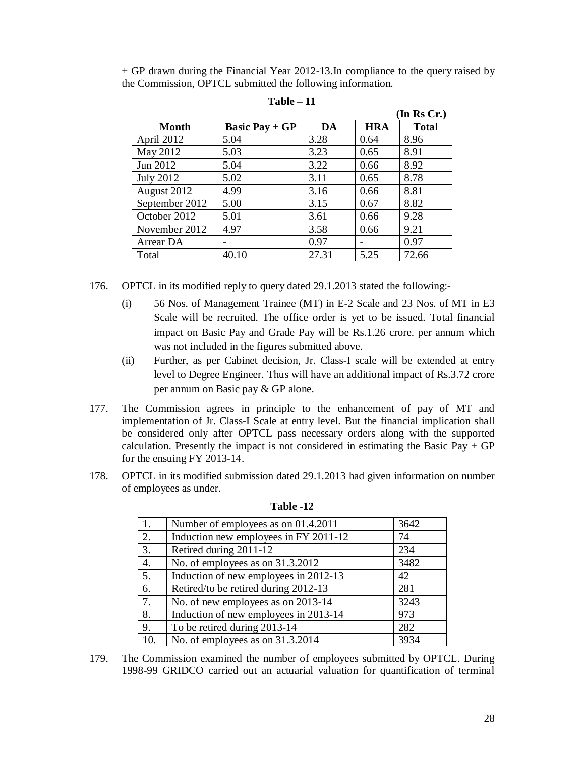+ GP drawn during the Financial Year 2012-13.In compliance to the query raised by the Commission, OPTCL submitted the following information.

**Table – 11**

**(In Rs Cr.)**

| Month | Basic Pay + GP | DA | HRA | Total |
|---|---|---|---|---|
| April 2012 | 5.04 | 3.28 | 0.64 | 8.96 |
| May 2012 | 5.03 | 3.23 | 0.65 | 8.91 |
| Jun 2012 | 5.04 | 3.22 | 0.66 | 8.92 |
| July 2012 | 5.02 | 3.11 | 0.65 | 8.78 |
| August 2012 | 4.99 | 3.16 | 0.66 | 8.81 |
| September 2012 | 5.00 | 3.15 | 0.67 | 8.82 |
| October 2012 | 5.01 | 3.61 | 0.66 | 9.28 |
| November 2012 | 4.97 | 3.58 | 0.66 | 9.21 |
| Arrear DA | - | 0.97 | - | 0.97 |
| Total | 40.10 | 27.31 | 5.25 | 72.66 |

176. OPTCL in its modified reply to query dated 29.1.2013 stated the following:-

   (i) 56 Nos. of Management Trainee (MT) in E-2 Scale and 23 Nos. of MT in E3 Scale will be recruited. The office order is yet to be issued. Total financial impact on Basic Pay and Grade Pay will be Rs.1.26 crore. per annum which was not included in the figures submitted above.

   (ii) Further, as per Cabinet decision, Jr. Class-I scale will be extended at entry level to Degree Engineer. Thus will have an additional impact of Rs.3.72 crore per annum on Basic pay & GP alone.

177. The Commission agrees in principle to the enhancement of pay of MT and implementation of Jr. Class-I Scale at entry level. But the financial implication shall be considered only after OPTCL pass necessary orders along with the supported calculation. Presently the impact is not considered in estimating the Basic Pay + GP for the ensuing FY 2013-14.

178. OPTCL in its modified submission dated 29.1.2013 had given information on number of employees as under.

**Table -12**

| | | |
|---|---|---|
| 1. | Number of employees as on 01.4.2011 | 3642 |
| 2. | Induction new employees in FY 2011-12 | 74 |
| 3. | Retired during 2011-12 | 234 |
| 4. | No. of employees as on 31.3.2012 | 3482 |
| 5. | Induction of new employees in 2012-13 | 42 |
| 6. | Retired/to be retired during 2012-13 | 281 |
| 7. | No. of new employees as on 2013-14 | 3243 |
| 8. | Induction of new employees in 2013-14 | 973 |
| 9. | To be retired during 2013-14 | 282 |
| 10. | No. of employees as on 31.3.2014 | 3934 |

179. The Commission examined the number of employees submitted by OPTCL. During 1998-99 GRIDCO carried out an actuarial valuation for quantification of terminal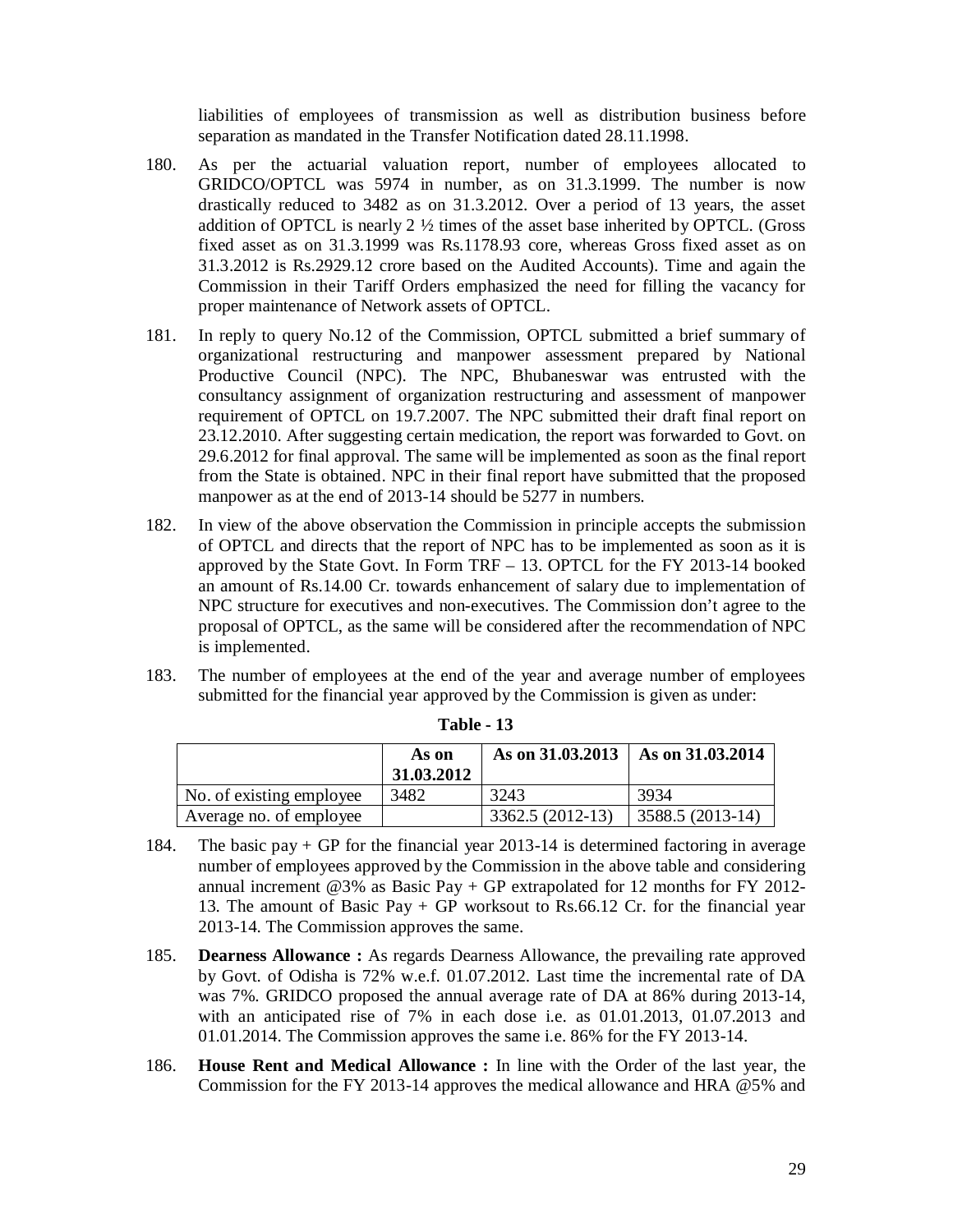liabilities of employees of transmission as well as distribution business before separation as mandated in the Transfer Notification dated 28.11.1998.

180. As per the actuarial valuation report, number of employees allocated to GRIDCO/OPTCL was 5974 in number, as on 31.3.1999. The number is now drastically reduced to 3482 as on 31.3.2012. Over a period of 13 years, the asset addition of OPTCL is nearly 2 ½ times of the asset base inherited by OPTCL. (Gross fixed asset as on 31.3.1999 was Rs.1178.93 core, whereas Gross fixed asset as on 31.3.2012 is Rs.2929.12 crore based on the Audited Accounts). Time and again the Commission in their Tariff Orders emphasized the need for filling the vacancy for proper maintenance of Network assets of OPTCL.

181. In reply to query No.12 of the Commission, OPTCL submitted a brief summary of organizational restructuring and manpower assessment prepared by National Productive Council (NPC). The NPC, Bhubaneswar was entrusted with the consultancy assignment of organization restructuring and assessment of manpower requirement of OPTCL on 19.7.2007. The NPC submitted their draft final report on 23.12.2010. After suggesting certain medication, the report was forwarded to Govt. on 29.6.2012 for final approval. The same will be implemented as soon as the final report from the State is obtained. NPC in their final report have submitted that the proposed manpower as at the end of 2013-14 should be 5277 in numbers.

182. In view of the above observation the Commission in principle accepts the submission of OPTCL and directs that the report of NPC has to be implemented as soon as it is approved by the State Govt. In Form TRF – 13. OPTCL for the FY 2013-14 booked an amount of Rs.14.00 Cr. towards enhancement of salary due to implementation of NPC structure for executives and non-executives. The Commission don't agree to the proposal of OPTCL, as the same will be considered after the recommendation of NPC is implemented.

183. The number of employees at the end of the year and average number of employees submitted for the financial year approved by the Commission is given as under:

**Table - 13**

| | As on 31.03.2012 | As on 31.03.2013 | As on 31.03.2014 |
|---|---|---|---|
| No. of existing employee | 3482 | 3243 | 3934 |
| Average no. of employee | | 3362.5 (2012-13) | 3588.5 (2013-14) |

184. The basic pay + GP for the financial year 2013-14 is determined factoring in average number of employees approved by the Commission in the above table and considering annual increment @3% as Basic Pay + GP extrapolated for 12 months for FY 2012-13. The amount of Basic Pay + GP worksout to Rs.66.12 Cr. for the financial year 2013-14. The Commission approves the same.

185. **Dearness Allowance :** As regards Dearness Allowance, the prevailing rate approved by Govt. of Odisha is 72% w.e.f. 01.07.2012. Last time the incremental rate of DA was 7%. GRIDCO proposed the annual average rate of DA at 86% during 2013-14, with an anticipated rise of 7% in each dose i.e. as 01.01.2013, 01.07.2013 and 01.01.2014. The Commission approves the same i.e. 86% for the FY 2013-14.

186. **House Rent and Medical Allowance :** In line with the Order of the last year, the Commission for the FY 2013-14 approves the medical allowance and HRA @5% and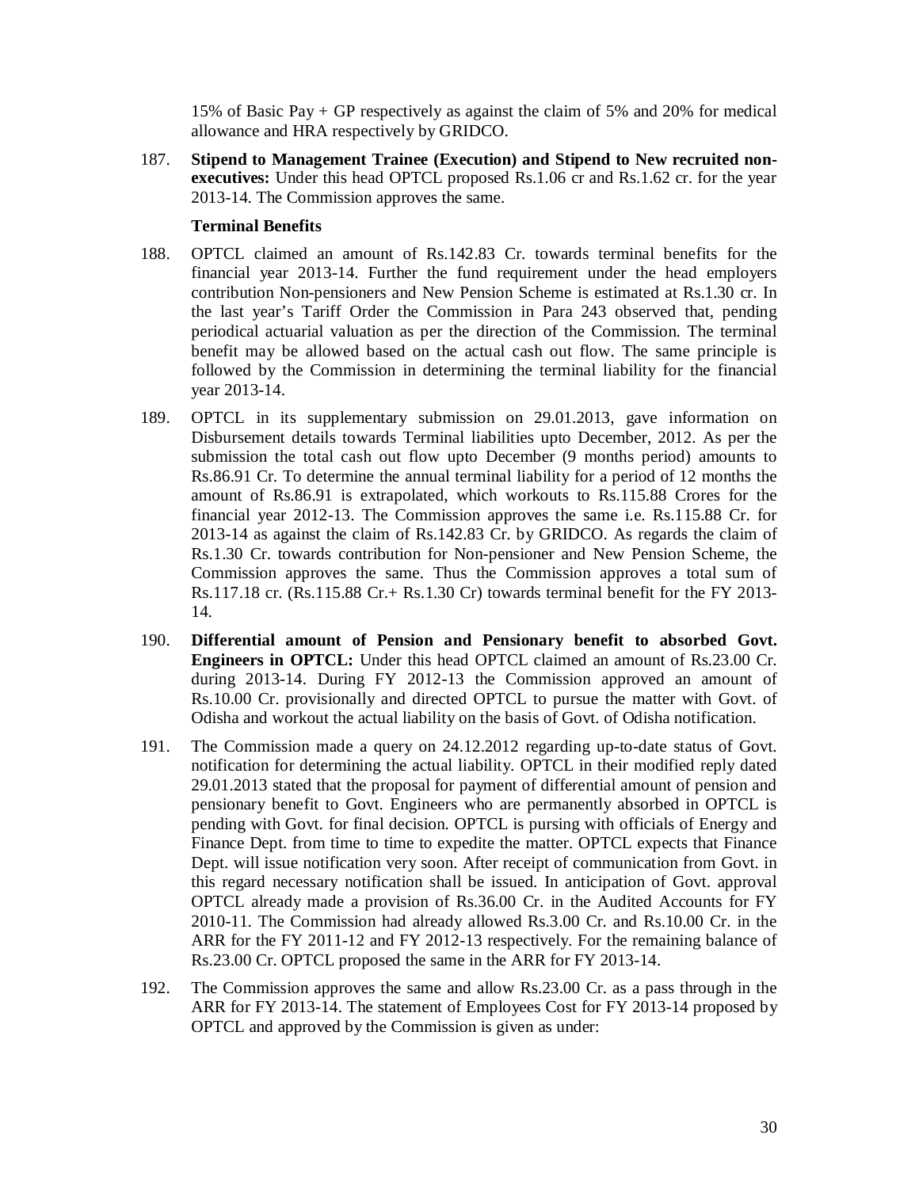15% of Basic Pay + GP respectively as against the claim of 5% and 20% for medical allowance and HRA respectively by GRIDCO.

187. **Stipend to Management Trainee (Execution) and Stipend to New recruited non-executives:** Under this head OPTCL proposed Rs.1.06 cr and Rs.1.62 cr. for the year 2013-14. The Commission approves the same.

**Terminal Benefits**

188. OPTCL claimed an amount of Rs.142.83 Cr. towards terminal benefits for the financial year 2013-14. Further the fund requirement under the head employers contribution Non-pensioners and New Pension Scheme is estimated at Rs.1.30 cr. In the last year's Tariff Order the Commission in Para 243 observed that, pending periodical actuarial valuation as per the direction of the Commission. The terminal benefit may be allowed based on the actual cash out flow. The same principle is followed by the Commission in determining the terminal liability for the financial year 2013-14.

189. OPTCL in its supplementary submission on 29.01.2013, gave information on Disbursement details towards Terminal liabilities upto December, 2012. As per the submission the total cash out flow upto December (9 months period) amounts to Rs.86.91 Cr. To determine the annual terminal liability for a period of 12 months the amount of Rs.86.91 is extrapolated, which workouts to Rs.115.88 Crores for the financial year 2012-13. The Commission approves the same i.e. Rs.115.88 Cr. for 2013-14 as against the claim of Rs.142.83 Cr. by GRIDCO. As regards the claim of Rs.1.30 Cr. towards contribution for Non-pensioner and New Pension Scheme, the Commission approves the same. Thus the Commission approves a total sum of Rs.117.18 cr. (Rs.115.88 Cr.+ Rs.1.30 Cr) towards terminal benefit for the FY 2013-14.

190. **Differential amount of Pension and Pensionary benefit to absorbed Govt. Engineers in OPTCL:** Under this head OPTCL claimed an amount of Rs.23.00 Cr. during 2013-14. During FY 2012-13 the Commission approved an amount of Rs.10.00 Cr. provisionally and directed OPTCL to pursue the matter with Govt. of Odisha and workout the actual liability on the basis of Govt. of Odisha notification.

191. The Commission made a query on 24.12.2012 regarding up-to-date status of Govt. notification for determining the actual liability. OPTCL in their modified reply dated 29.01.2013 stated that the proposal for payment of differential amount of pension and pensionary benefit to Govt. Engineers who are permanently absorbed in OPTCL is pending with Govt. for final decision. OPTCL is pursing with officials of Energy and Finance Dept. from time to time to expedite the matter. OPTCL expects that Finance Dept. will issue notification very soon. After receipt of communication from Govt. in this regard necessary notification shall be issued. In anticipation of Govt. approval OPTCL already made a provision of Rs.36.00 Cr. in the Audited Accounts for FY 2010-11. The Commission had already allowed Rs.3.00 Cr. and Rs.10.00 Cr. in the ARR for the FY 2011-12 and FY 2012-13 respectively. For the remaining balance of Rs.23.00 Cr. OPTCL proposed the same in the ARR for FY 2013-14.

192. The Commission approves the same and allow Rs.23.00 Cr. as a pass through in the ARR for FY 2013-14. The statement of Employees Cost for FY 2013-14 proposed by OPTCL and approved by the Commission is given as under: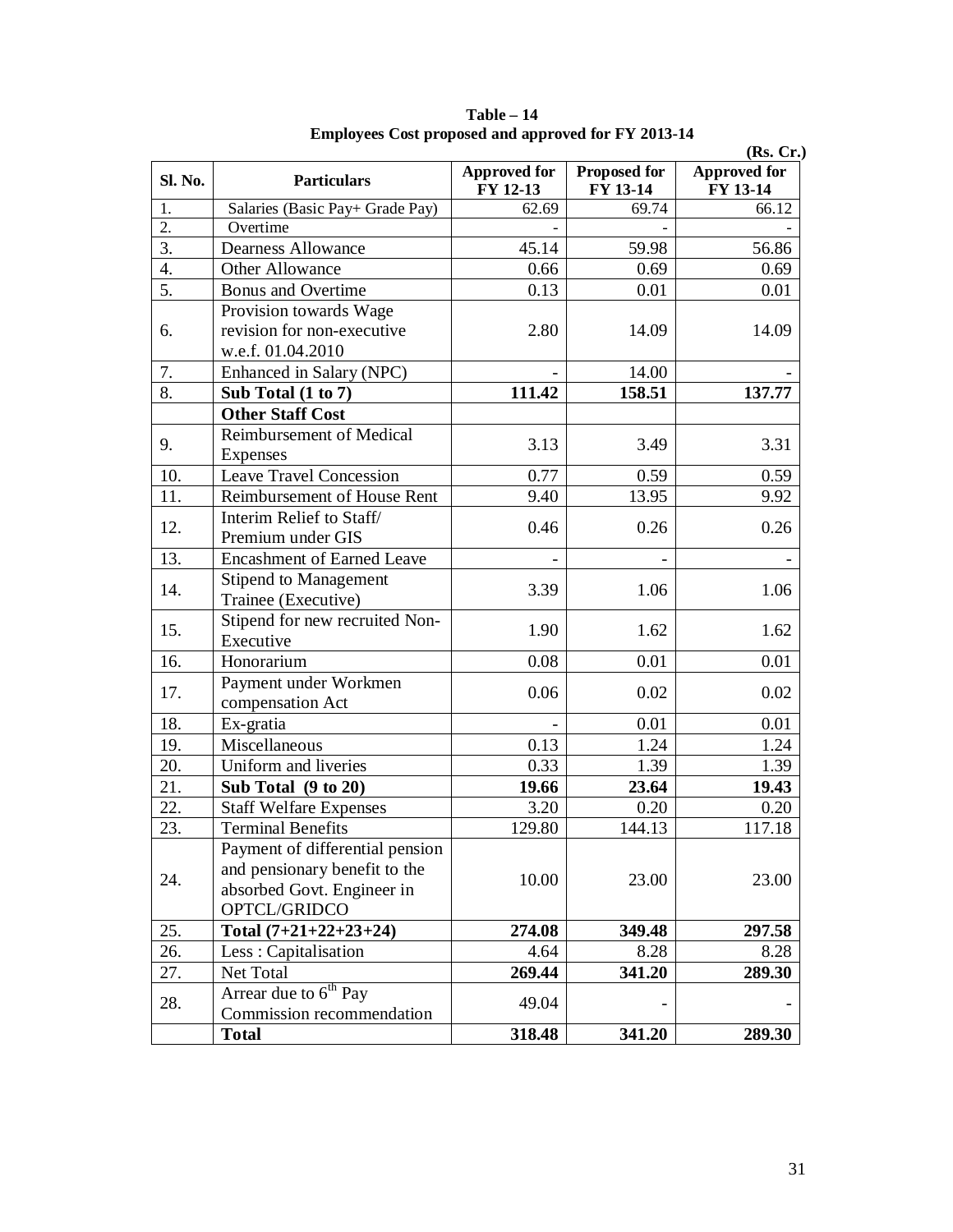**Table – 14**
**Employees Cost proposed and approved for FY 2013-14**

(Rs. Cr.)

| Sl. No. | Particulars | Approved for FY 12-13 | Proposed for FY 13-14 | Approved for FY 13-14 |
|---|---|---|---|---|
| 1. | Salaries (Basic Pay+ Grade Pay) | 62.69 | 69.74 | 66.12 |
| 2. | Overtime | - | - | - |
| 3. | Dearness Allowance | 45.14 | 59.98 | 56.86 |
| 4. | Other Allowance | 0.66 | 0.69 | 0.69 |
| 5. | Bonus and Overtime | 0.13 | 0.01 | 0.01 |
| 6. | Provision towards Wage revision for non-executive w.e.f. 01.04.2010 | 2.80 | 14.09 | 14.09 |
| 7. | Enhanced in Salary (NPC) | - | 14.00 | - |
| 8. | **Sub Total (1 to 7)** | **111.42** | **158.51** | **137.77** |
| | **Other Staff Cost** | | | |
| 9. | Reimbursement of Medical Expenses | 3.13 | 3.49 | 3.31 |
| 10. | Leave Travel Concession | 0.77 | 0.59 | 0.59 |
| 11. | Reimbursement of House Rent | 9.40 | 13.95 | 9.92 |
| 12. | Interim Relief to Staff/ Premium under GIS | 0.46 | 0.26 | 0.26 |
| 13. | Encashment of Earned Leave | - | - | - |
| 14. | Stipend to Management Trainee (Executive) | 3.39 | 1.06 | 1.06 |
| 15. | Stipend for new recruited Non-Executive | 1.90 | 1.62 | 1.62 |
| 16. | Honorarium | 0.08 | 0.01 | 0.01 |
| 17. | Payment under Workmen compensation Act | 0.06 | 0.02 | 0.02 |
| 18. | Ex-gratia | - | 0.01 | 0.01 |
| 19. | Miscellaneous | 0.13 | 1.24 | 1.24 |
| 20. | Uniform and liveries | 0.33 | 1.39 | 1.39 |
| 21. | **Sub Total (9 to 20)** | **19.66** | **23.64** | **19.43** |
| 22. | Staff Welfare Expenses | 3.20 | 0.20 | 0.20 |
| 23. | Terminal Benefits | 129.80 | 144.13 | 117.18 |
| 24. | Payment of differential pension and pensionary benefit to the absorbed Govt. Engineer in OPTCL/GRIDCO | 10.00 | 23.00 | 23.00 |
| 25. | **Total (7+21+22+23+24)** | **274.08** | **349.48** | **297.58** |
| 26. | Less : Capitalisation | 4.64 | 8.28 | 8.28 |
| 27. | Net Total | **269.44** | **341.20** | **289.30** |
| 28. | Arrear due to 6th Pay Commission recommendation | 49.04 | - | - |
| | **Total** | **318.48** | **341.20** | **289.30** |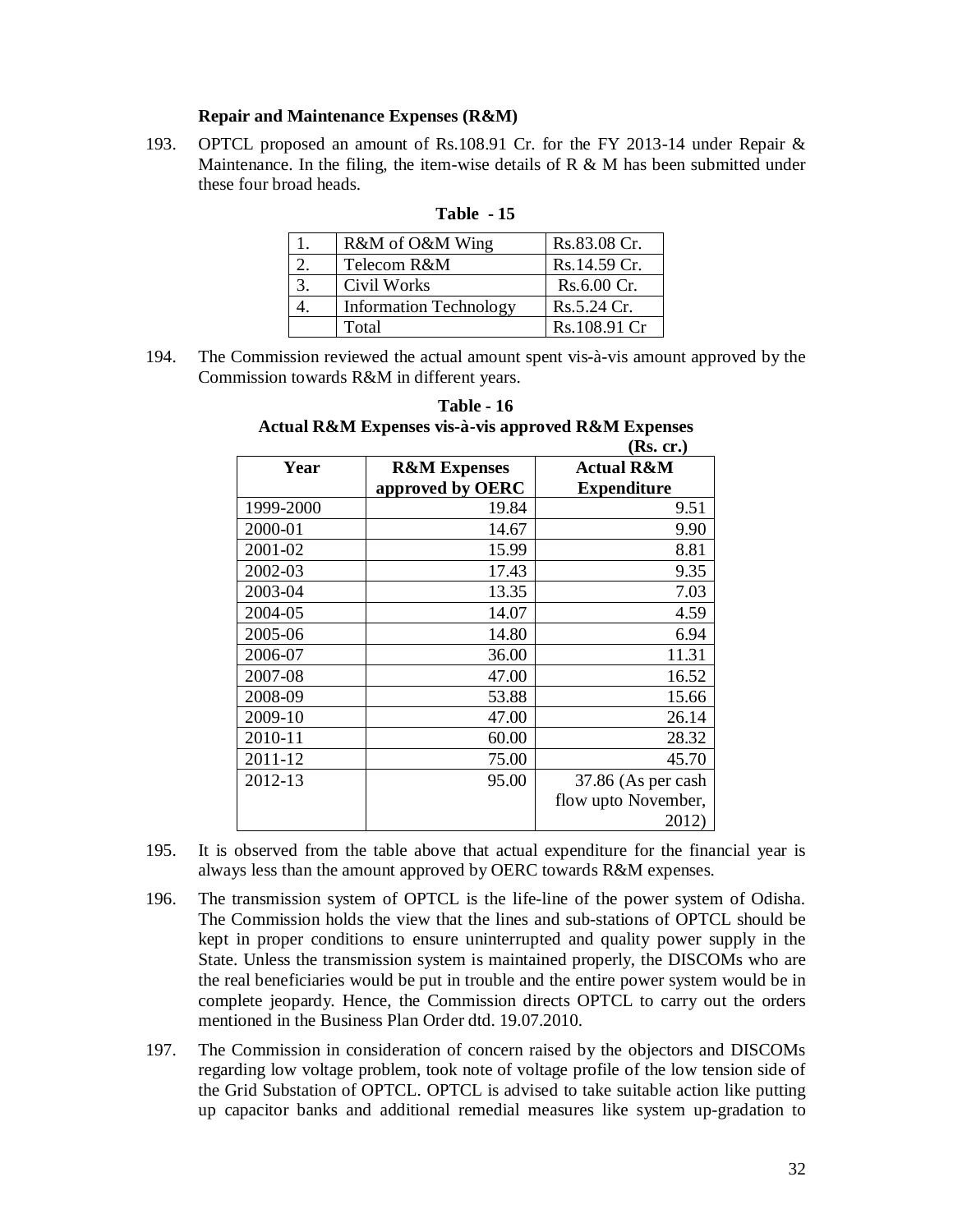### Repair and Maintenance Expenses (R&M)

193. OPTCL proposed an amount of Rs.108.91 Cr. for the FY 2013-14 under Repair & Maintenance. In the filing, the item-wise details of R & M has been submitted under these four broad heads.

**Table - 15**

| | | |
|---|---|---|
| 1. | R&M of O&M Wing | Rs.83.08 Cr. |
| 2. | Telecom R&M | Rs.14.59 Cr. |
| 3. | Civil Works | Rs.6.00 Cr. |
| 4. | Information Technology | Rs.5.24 Cr. |
| | Total | Rs.108.91 Cr |

194. The Commission reviewed the actual amount spent vis-à-vis amount approved by the Commission towards R&M in different years.

**Table - 16**
**Actual R&M Expenses vis-à-vis approved R&M Expenses**
**(Rs. cr.)**

| Year | R&M Expenses approved by OERC | Actual R&M Expenditure |
|---|---|---|
| 1999-2000 | 19.84 | 9.51 |
| 2000-01 | 14.67 | 9.90 |
| 2001-02 | 15.99 | 8.81 |
| 2002-03 | 17.43 | 9.35 |
| 2003-04 | 13.35 | 7.03 |
| 2004-05 | 14.07 | 4.59 |
| 2005-06 | 14.80 | 6.94 |
| 2006-07 | 36.00 | 11.31 |
| 2007-08 | 47.00 | 16.52 |
| 2008-09 | 53.88 | 15.66 |
| 2009-10 | 47.00 | 26.14 |
| 2010-11 | 60.00 | 28.32 |
| 2011-12 | 75.00 | 45.70 |
| 2012-13 | 95.00 | 37.86 (As per cash flow upto November, 2012) |

195. It is observed from the table above that actual expenditure for the financial year is always less than the amount approved by OERC towards R&M expenses.

196. The transmission system of OPTCL is the life-line of the power system of Odisha. The Commission holds the view that the lines and sub-stations of OPTCL should be kept in proper conditions to ensure uninterrupted and quality power supply in the State. Unless the transmission system is maintained properly, the DISCOMs who are the real beneficiaries would be put in trouble and the entire power system would be in complete jeopardy. Hence, the Commission directs OPTCL to carry out the orders mentioned in the Business Plan Order dtd. 19.07.2010.

197. The Commission in consideration of concern raised by the objectors and DISCOMs regarding low voltage problem, took note of voltage profile of the low tension side of the Grid Substation of OPTCL. OPTCL is advised to take suitable action like putting up capacitor banks and additional remedial measures like system up-gradation to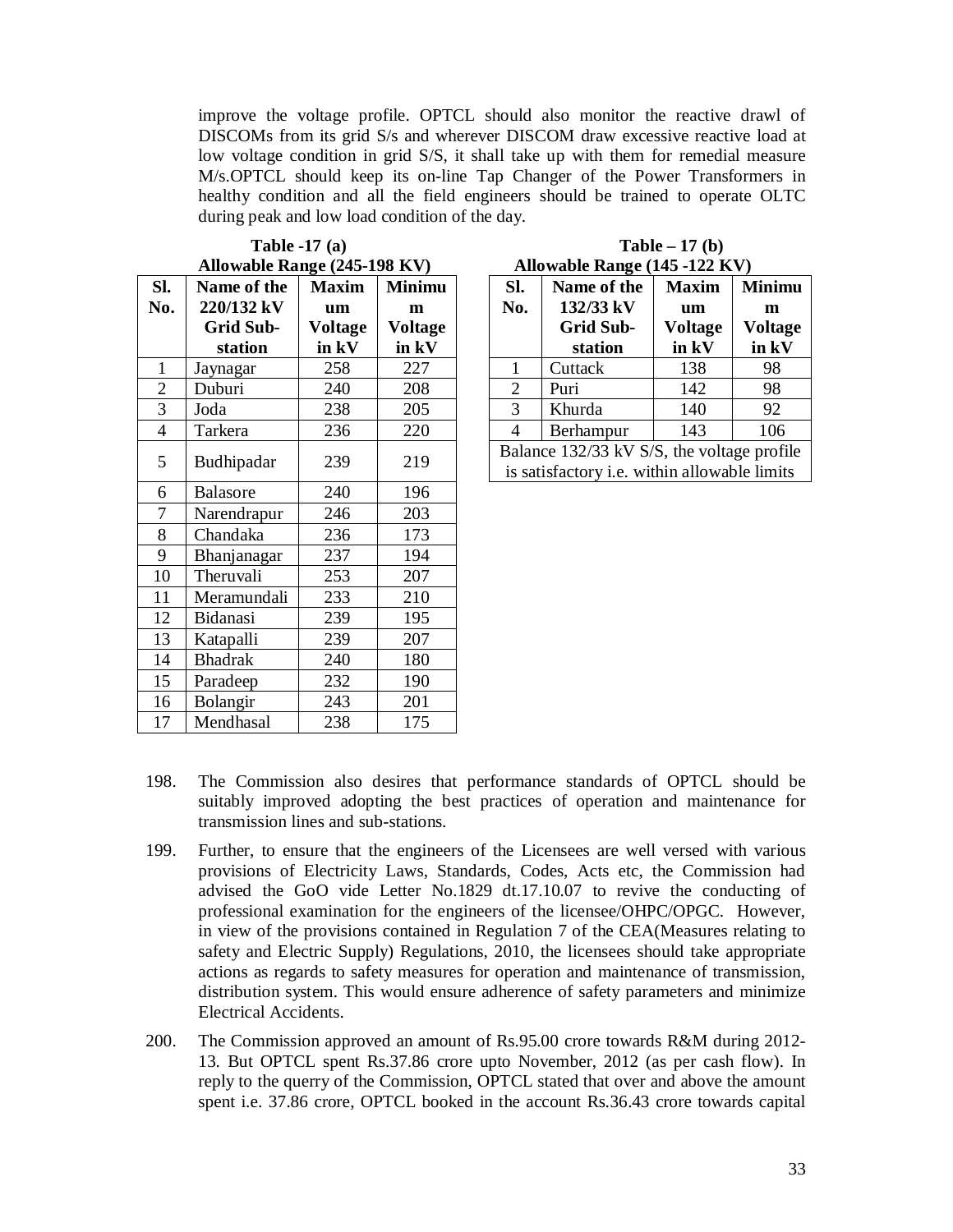improve the voltage profile. OPTCL should also monitor the reactive drawl of DISCOMs from its grid S/s and wherever DISCOM draw excessive reactive load at low voltage condition in grid S/S, it shall take up with them for remedial measure M/s.OPTCL should keep its on-line Tap Changer of the Power Transformers in healthy condition and all the field engineers should be trained to operate OLTC during peak and low load condition of the day.

**Table -17 (a)**
**Allowable Range (245-198 KV)**

| Sl. No. | Name of the 220/132 kV Grid Sub-station | Maximum Voltage in kV | Minimum Voltage in kV |
|---|---|---|---|
| 1 | Jaynagar | 258 | 227 |
| 2 | Duburi | 240 | 208 |
| 3 | Joda | 238 | 205 |
| 4 | Tarkera | 236 | 220 |
| 5 | Budhipadar | 239 | 219 |
| 6 | Balasore | 240 | 196 |
| 7 | Narendrapur | 246 | 203 |
| 8 | Chandaka | 236 | 173 |
| 9 | Bhanjanagar | 237 | 194 |
| 10 | Theruvali | 253 | 207 |
| 11 | Meramundali | 233 | 210 |
| 12 | Bidanasi | 239 | 195 |
| 13 | Katapalli | 239 | 207 |
| 14 | Bhadrak | 240 | 180 |
| 15 | Paradeep | 232 | 190 |
| 16 | Bolangir | 243 | 201 |
| 17 | Mendhasal | 238 | 175 |

**Table – 17 (b)**
**Allowable Range (145 -122 KV)**

| Sl. No. | Name of the 132/33 kV Grid Sub-station | Maximum Voltage in kV | Minimum Voltage in kV |
|---|---|---|---|
| 1 | Cuttack | 138 | 98 |
| 2 | Puri | 142 | 98 |
| 3 | Khurda | 140 | 92 |
| 4 | Berhampur | 143 | 106 |
| Balance 132/33 kV S/S, the voltage profile is satisfactory i.e. within allowable limits | | | |

198. The Commission also desires that performance standards of OPTCL should be suitably improved adopting the best practices of operation and maintenance for transmission lines and sub-stations.

199. Further, to ensure that the engineers of the Licensees are well versed with various provisions of Electricity Laws, Standards, Codes, Acts etc, the Commission had advised the GoO vide Letter No.1829 dt.17.10.07 to revive the conducting of professional examination for the engineers of the licensee/OHPC/OPGC. However, in view of the provisions contained in Regulation 7 of the CEA(Measures relating to safety and Electric Supply) Regulations, 2010, the licensees should take appropriate actions as regards to safety measures for operation and maintenance of transmission, distribution system. This would ensure adherence of safety parameters and minimize Electrical Accidents.

200. The Commission approved an amount of Rs.95.00 crore towards R&M during 2012-13. But OPTCL spent Rs.37.86 crore upto November, 2012 (as per cash flow). In reply to the querry of the Commission, OPTCL stated that over and above the amount spent i.e. 37.86 crore, OPTCL booked in the account Rs.36.43 crore towards capital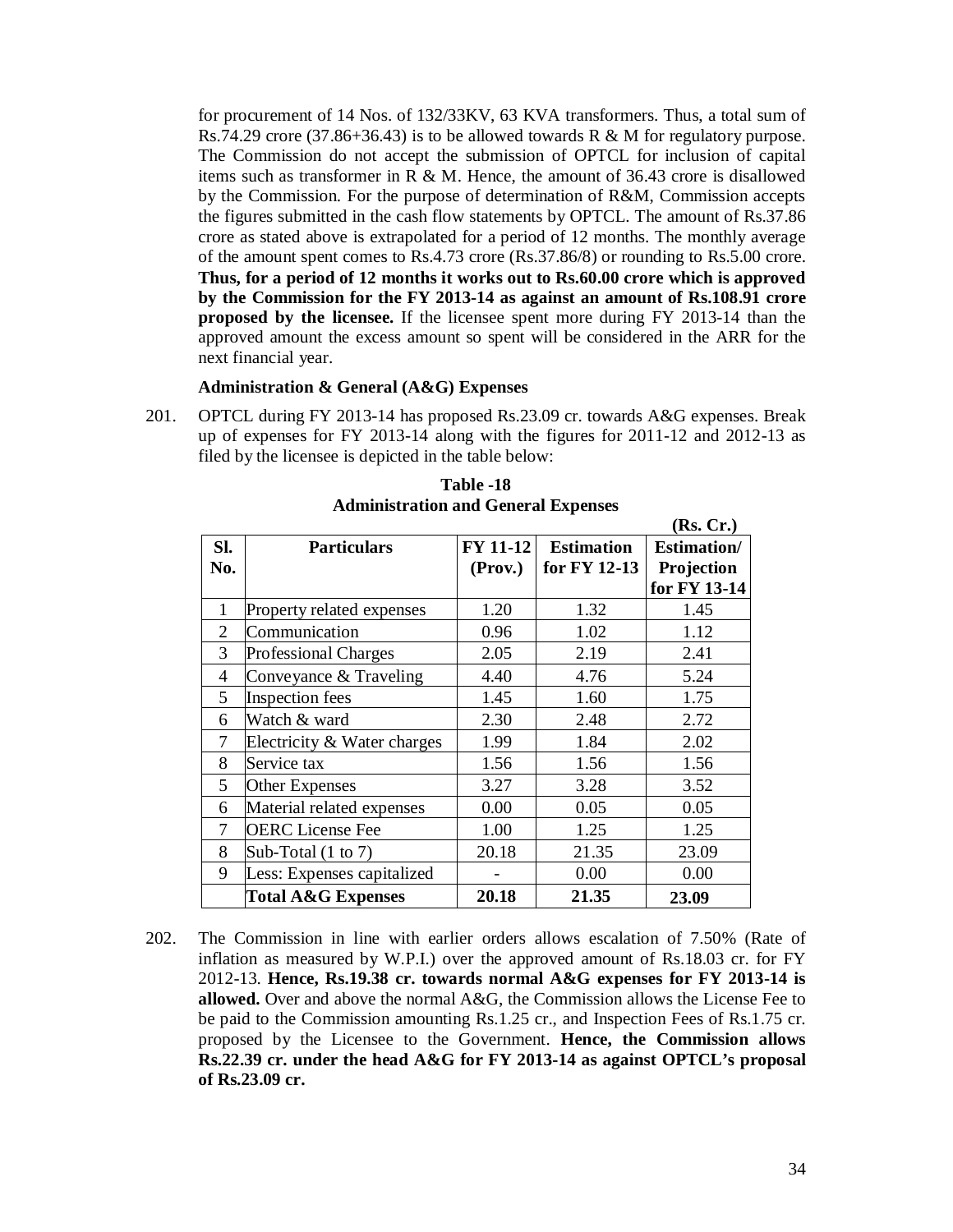for procurement of 14 Nos. of 132/33KV, 63 KVA transformers. Thus, a total sum of Rs.74.29 crore (37.86+36.43) is to be allowed towards R & M for regulatory purpose. The Commission do not accept the submission of OPTCL for inclusion of capital items such as transformer in R & M. Hence, the amount of 36.43 crore is disallowed by the Commission. For the purpose of determination of R&M, Commission accepts the figures submitted in the cash flow statements by OPTCL. The amount of Rs.37.86 crore as stated above is extrapolated for a period of 12 months. The monthly average of the amount spent comes to Rs.4.73 crore (Rs.37.86/8) or rounding to Rs.5.00 crore. **Thus, for a period of 12 months it works out to Rs.60.00 crore which is approved by the Commission for the FY 2013-14 as against an amount of Rs.108.91 crore proposed by the licensee.** If the licensee spent more during FY 2013-14 than the approved amount the excess amount so spent will be considered in the ARR for the next financial year.

**Administration & General (A&G) Expenses**

201. OPTCL during FY 2013-14 has proposed Rs.23.09 cr. towards A&G expenses. Break up of expenses for FY 2013-14 along with the figures for 2011-12 and 2012-13 as filed by the licensee is depicted in the table below:

**Table -18**
**Administration and General Expenses**

**(Rs. Cr.)**

| Sl. No. | Particulars | FY 11-12 (Prov.) | Estimation for FY 12-13 | Estimation/ Projection for FY 13-14 |
|---|---|---|---|---|
| 1 | Property related expenses | 1.20 | 1.32 | 1.45 |
| 2 | Communication | 0.96 | 1.02 | 1.12 |
| 3 | Professional Charges | 2.05 | 2.19 | 2.41 |
| 4 | Conveyance & Traveling | 4.40 | 4.76 | 5.24 |
| 5 | Inspection fees | 1.45 | 1.60 | 1.75 |
| 6 | Watch & ward | 2.30 | 2.48 | 2.72 |
| 7 | Electricity & Water charges | 1.99 | 1.84 | 2.02 |
| 8 | Service tax | 1.56 | 1.56 | 1.56 |
| 5 | Other Expenses | 3.27 | 3.28 | 3.52 |
| 6 | Material related expenses | 0.00 | 0.05 | 0.05 |
| 7 | OERC License Fee | 1.00 | 1.25 | 1.25 |
| 8 | Sub-Total (1 to 7) | 20.18 | 21.35 | 23.09 |
| 9 | Less: Expenses capitalized | - | 0.00 | 0.00 |
| | **Total A&G Expenses** | **20.18** | **21.35** | **23.09** |

202. The Commission in line with earlier orders allows escalation of 7.50% (Rate of inflation as measured by W.P.I.) over the approved amount of Rs.18.03 cr. for FY 2012-13. **Hence, Rs.19.38 cr. towards normal A&G expenses for FY 2013-14 is allowed.** Over and above the normal A&G, the Commission allows the License Fee to be paid to the Commission amounting Rs.1.25 cr., and Inspection Fees of Rs.1.75 cr. proposed by the Licensee to the Government. **Hence, the Commission allows Rs.22.39 cr. under the head A&G for FY 2013-14 as against OPTCL's proposal of Rs.23.09 cr.**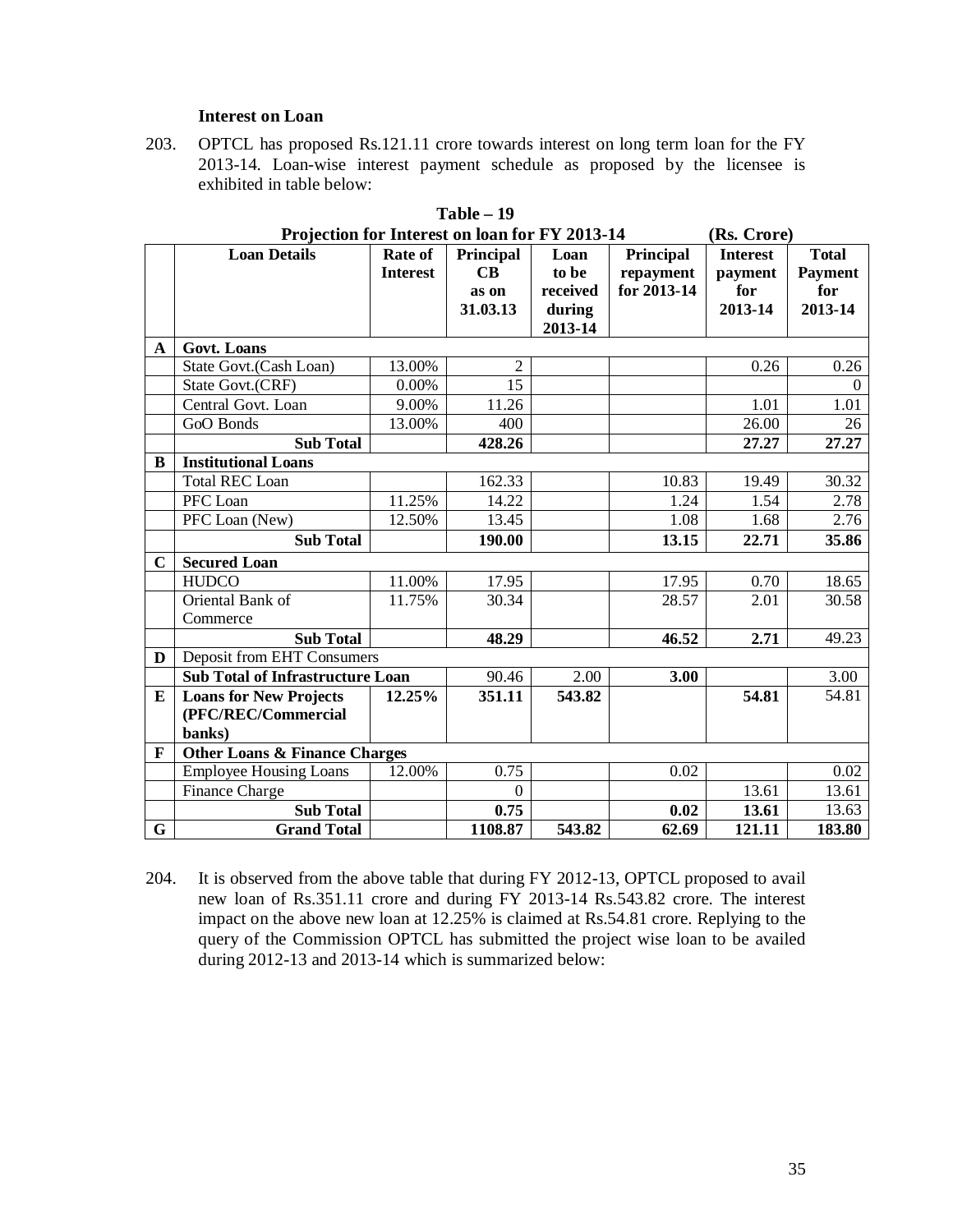### Interest on Loan

203. OPTCL has proposed Rs.121.11 crore towards interest on long term loan for the FY 2013-14. Loan-wise interest payment schedule as proposed by the licensee is exhibited in table below:

**Table – 19**

**Projection for Interest on loan for FY 2013-14 (Rs. Crore)**

| | Loan Details | Rate of Interest | Principal CB as on 31.03.13 | Loan to be received during 2013-14 | Principal repayment for 2013-14 | Interest payment for 2013-14 | Total Payment for 2013-14 |
|---|---|---|---|---|---|---|---|
| **A** | **Govt. Loans** | | | | | | |
| | State Govt.(Cash Loan) | 13.00% | 2 | | | 0.26 | 0.26 |
| | State Govt.(CRF) | 0.00% | 15 | | | | 0 |
| | Central Govt. Loan | 9.00% | 11.26 | | | 1.01 | 1.01 |
| | GoO Bonds | 13.00% | 400 | | | 26.00 | 26 |
| | **Sub Total** | | **428.26** | | | **27.27** | **27.27** |
| **B** | **Institutional Loans** | | | | | | |
| | Total REC Loan | | 162.33 | | 10.83 | 19.49 | 30.32 |
| | PFC Loan | 11.25% | 14.22 | | 1.24 | 1.54 | 2.78 |
| | PFC Loan (New) | 12.50% | 13.45 | | 1.08 | 1.68 | 2.76 |
| | **Sub Total** | | **190.00** | | **13.15** | **22.71** | **35.86** |
| **C** | **Secured Loan** | | | | | | |
| | HUDCO | 11.00% | 17.95 | | 17.95 | 0.70 | 18.65 |
| | Oriental Bank of Commerce | 11.75% | 30.34 | | 28.57 | 2.01 | 30.58 |
| | **Sub Total** | | **48.29** | | **46.52** | **2.71** | 49.23 |
| **D** | Deposit from EHT Consumers | | | | | | |
| | **Sub Total of Infrastructure Loan** | | 90.46 | 2.00 | **3.00** | | 3.00 |
| **E** | **Loans for New Projects (PFC/REC/Commercial banks)** | **12.25%** | **351.11** | **543.82** | | **54.81** | 54.81 |
| **F** | **Other Loans & Finance Charges** | | | | | | |
| | Employee Housing Loans | 12.00% | 0.75 | | 0.02 | | 0.02 |
| | Finance Charge | | 0 | | | 13.61 | 13.61 |
| | **Sub Total** | | **0.75** | | **0.02** | **13.61** | 13.63 |
| **G** | **Grand Total** | | **1108.87** | **543.82** | **62.69** | **121.11** | **183.80** |

204. It is observed from the above table that during FY 2012-13, OPTCL proposed to avail new loan of Rs.351.11 crore and during FY 2013-14 Rs.543.82 crore. The interest impact on the above new loan at 12.25% is claimed at Rs.54.81 crore. Replying to the query of the Commission OPTCL has submitted the project wise loan to be availed during 2012-13 and 2013-14 which is summarized below: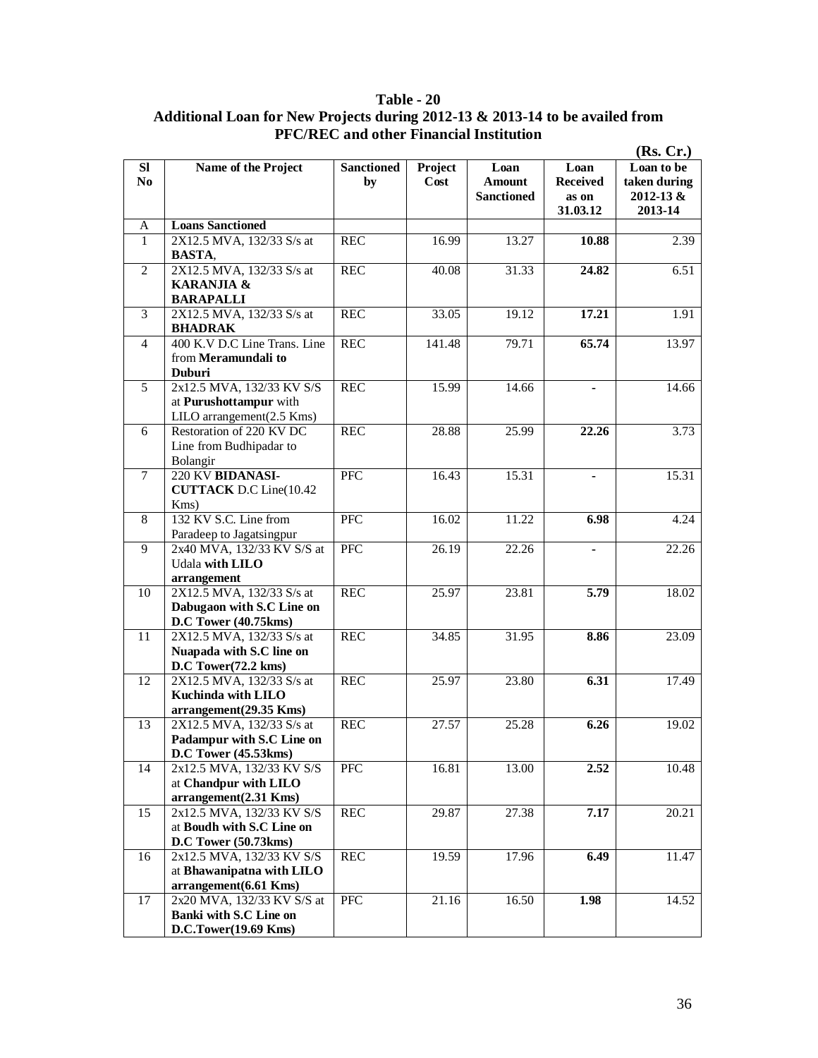**Table - 20**

**Additional Loan for New Projects during 2012-13 & 2013-14 to be availed from PFC/REC and other Financial Institution**

**(Rs. Cr.)**

| Sl No | Name of the Project | Sanctioned by | Project Cost | Loan Amount Sanctioned | Loan Received as on 31.03.12 | Loan to be taken during 2012-13 & 2013-14 |
|---|---|---|---|---|---|---|
| A | **Loans Sanctioned** | | | | | |
| 1 | 2X12.5 MVA, 132/33 S/s at **BASTA**, | REC | 16.99 | 13.27 | **10.88** | 2.39 |
| 2 | 2X12.5 MVA, 132/33 S/s at **KARANJIA & BARAPALLI** | REC | 40.08 | 31.33 | **24.82** | 6.51 |
| 3 | 2X12.5 MVA, 132/33 S/s at **BHADRAK** | REC | 33.05 | 19.12 | **17.21** | 1.91 |
| 4 | 400 K.V D.C Line Trans. Line from **Meramundali to Duburi** | REC | 141.48 | 79.71 | **65.74** | 13.97 |
| 5 | 2x12.5 MVA, 132/33 KV S/S at **Purushottampur** with LILO arrangement(2.5 Kms) | REC | 15.99 | 14.66 | **-** | 14.66 |
| 6 | Restoration of 220 KV DC Line from Budhipadar to Bolangir | REC | 28.88 | 25.99 | **22.26** | 3.73 |
| 7 | 220 KV **BIDANASI-CUTTACK** D.C Line(10.42 Kms) | PFC | 16.43 | 15.31 | **-** | 15.31 |
| 8 | 132 KV S.C. Line from Paradeep to Jagatsingpur | PFC | 16.02 | 11.22 | **6.98** | 4.24 |
| 9 | 2x40 MVA, 132/33 KV S/S at Udala **with LILO arrangement** | PFC | 26.19 | 22.26 | **-** | 22.26 |
| 10 | 2X12.5 MVA, 132/33 S/s at **Dabugaon with S.C Line on D.C Tower (40.75kms)** | REC | 25.97 | 23.81 | **5.79** | 18.02 |
| 11 | 2X12.5 MVA, 132/33 S/s at **Nuapada with S.C line on D.C Tower(72.2 kms)** | REC | 34.85 | 31.95 | **8.86** | 23.09 |
| 12 | 2X12.5 MVA, 132/33 S/s at **Kuchinda with LILO arrangement(29.35 Kms)** | REC | 25.97 | 23.80 | **6.31** | 17.49 |
| 13 | 2X12.5 MVA, 132/33 S/s at **Padampur with S.C Line on D.C Tower (45.53kms)** | REC | 27.57 | 25.28 | **6.26** | 19.02 |
| 14 | 2x12.5 MVA, 132/33 KV S/S at **Chandpur with LILO arrangement(2.31 Kms)** | PFC | 16.81 | 13.00 | **2.52** | 10.48 |
| 15 | 2x12.5 MVA, 132/33 KV S/S at **Boudh with S.C Line on D.C Tower (50.73kms)** | REC | 29.87 | 27.38 | **7.17** | 20.21 |
| 16 | 2x12.5 MVA, 132/33 KV S/S at **Bhawanipatna with LILO arrangement(6.61 Kms)** | REC | 19.59 | 17.96 | **6.49** | 11.47 |
| 17 | 2x20 MVA, 132/33 KV S/S at **Banki with S.C Line on D.C.Tower(19.69 Kms)** | PFC | 21.16 | 16.50 | **1.98** | 14.52 |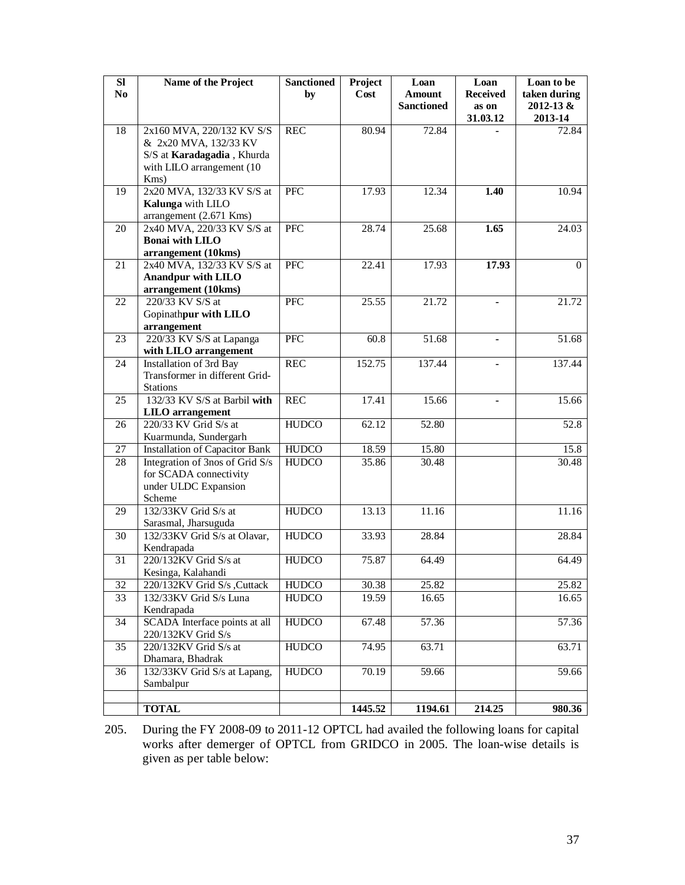| Sl No | Name of the Project | Sanctioned by | Project Cost | Loan Amount Sanctioned | Loan Received as on 31.03.12 | Loan to be taken during 2012-13 & 2013-14 |
|---|---|---|---|---|---|---|
| 18 | 2x160 MVA, 220/132 KV S/S & 2x20 MVA, 132/33 KV S/S at **Karadagadia** , Khurda with LILO arrangement (10 Kms) | REC | 80.94 | 72.84 | - | 72.84 |
| 19 | 2x20 MVA, 132/33 KV S/S at **Kalunga** with LILO arrangement (2.671 Kms) | PFC | 17.93 | 12.34 | **1.40** | 10.94 |
| 20 | 2x40 MVA, 220/33 KV S/S at **Bonai with LILO arrangement (10kms)** | PFC | 28.74 | 25.68 | **1.65** | 24.03 |
| 21 | 2x40 MVA, 132/33 KV S/S at **Anandpur with LILO arrangement (10kms)** | PFC | 22.41 | 17.93 | **17.93** | 0 |
| 22 | 220/33 KV S/S at Gopinath**pur with LILO arrangement** | PFC | 25.55 | 21.72 | - | 21.72 |
| 23 | 220/33 KV S/S at Lapanga **with LILO arrangement** | PFC | 60.8 | 51.68 | - | 51.68 |
| 24 | Installation of 3rd Bay Transformer in different Grid-Stations | REC | 152.75 | 137.44 | - | 137.44 |
| 25 | 132/33 KV S/S at Barbil **with LILO arrangement** | REC | 17.41 | 15.66 | - | 15.66 |
| 26 | 220/33 KV Grid S/s at Kuarmunda, Sundergarh | HUDCO | 62.12 | 52.80 | | 52.8 |
| 27 | Installation of Capacitor Bank | HUDCO | 18.59 | 15.80 | | 15.8 |
| 28 | Integration of 3nos of Grid S/s for SCADA connectivity under ULDC Expansion Scheme | HUDCO | 35.86 | 30.48 | | 30.48 |
| 29 | 132/33KV Grid S/s at Sarasmal, Jharsuguda | HUDCO | 13.13 | 11.16 | | 11.16 |
| 30 | 132/33KV Grid S/s at Olavar, Kendrapada | HUDCO | 33.93 | 28.84 | | 28.84 |
| 31 | 220/132KV Grid S/s at Kesinga, Kalahandi | HUDCO | 75.87 | 64.49 | | 64.49 |
| 32 | 220/132KV Grid S/s ,Cuttack | HUDCO | 30.38 | 25.82 | | 25.82 |
| 33 | 132/33KV Grid S/s Luna Kendrapada | HUDCO | 19.59 | 16.65 | | 16.65 |
| 34 | SCADA Interface points at all 220/132KV Grid S/s | HUDCO | 67.48 | 57.36 | | 57.36 |
| 35 | 220/132KV Grid S/s at Dhamara, Bhadrak | HUDCO | 74.95 | 63.71 | | 63.71 |
| 36 | 132/33KV Grid S/s at Lapang, Sambalpur | HUDCO | 70.19 | 59.66 | | 59.66 |
| | | | | | | |
| | **TOTAL** | | **1445.52** | **1194.61** | **214.25** | **980.36** |

205. During the FY 2008-09 to 2011-12 OPTCL had availed the following loans for capital works after demerger of OPTCL from GRIDCO in 2005. The loan-wise details is given as per table below: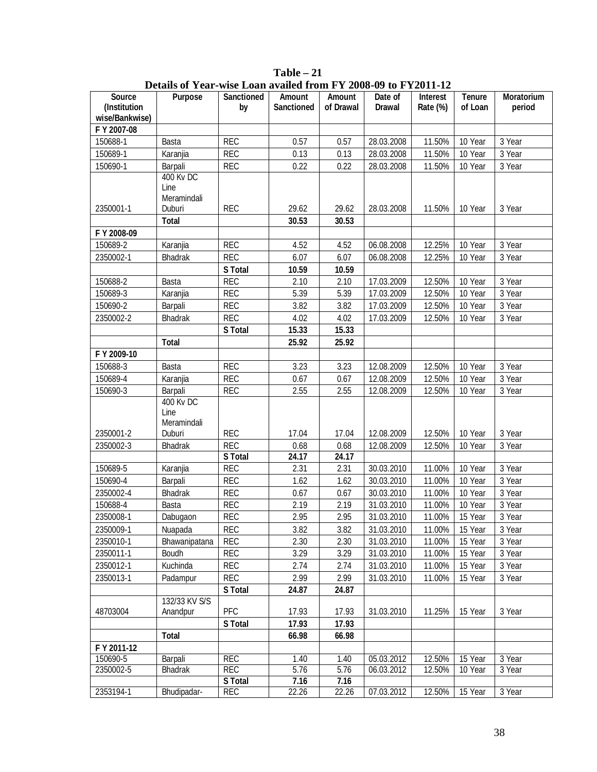**Table – 21**

**Details of Year-wise Loan availed from FY 2008-09 to FY2011-12**

| Source (Institution wise/Bankwise) | Purpose | Sanctioned by | Amount Sanctioned | Amount of Drawal | Date of Drawal | Interest Rate (%) | Tenure of Loan | Moratorium period |
|---|---|---|---|---|---|---|---|---|
| **F Y 2007-08** | | | | | | | | |
| 150688-1 | Basta | REC | 0.57 | 0.57 | 28.03.2008 | 11.50% | 10 Year | 3 Year |
| 150689-1 | Karanjia | REC | 0.13 | 0.13 | 28.03.2008 | 11.50% | 10 Year | 3 Year |
| 150690-1 | Barpali | REC | 0.22 | 0.22 | 28.03.2008 | 11.50% | 10 Year | 3 Year |
| 2350001-1 | 400 Kv DC Line Meramindali Duburi | REC | 29.62 | 29.62 | 28.03.2008 | 11.50% | 10 Year | 3 Year |
| | **Total** | | **30.53** | **30.53** | | | | |
| **F Y 2008-09** | | | | | | | | |
| 150689-2 | Karanjia | REC | 4.52 | 4.52 | 06.08.2008 | 12.25% | 10 Year | 3 Year |
| 2350002-1 | Bhadrak | REC | 6.07 | 6.07 | 06.08.2008 | 12.25% | 10 Year | 3 Year |
| | | **S Total** | **10.59** | **10.59** | | | | |
| 150688-2 | Basta | REC | 2.10 | 2.10 | 17.03.2009 | 12.50% | 10 Year | 3 Year |
| 150689-3 | Karanjia | REC | 5.39 | 5.39 | 17.03.2009 | 12.50% | 10 Year | 3 Year |
| 150690-2 | Barpali | REC | 3.82 | 3.82 | 17.03.2009 | 12.50% | 10 Year | 3 Year |
| 2350002-2 | Bhadrak | REC | 4.02 | 4.02 | 17.03.2009 | 12.50% | 10 Year | 3 Year |
| | | **S Total** | **15.33** | **15.33** | | | | |
| | **Total** | | **25.92** | **25.92** | | | | |
| **F Y 2009-10** | | | | | | | | |
| 150688-3 | Basta | REC | 3.23 | 3.23 | 12.08.2009 | 12.50% | 10 Year | 3 Year |
| 150689-4 | Karanjia | REC | 0.67 | 0.67 | 12.08.2009 | 12.50% | 10 Year | 3 Year |
| 150690-3 | Barpali | REC | 2.55 | 2.55 | 12.08.2009 | 12.50% | 10 Year | 3 Year |
| 2350001-2 | 400 Kv DC Line Meramindali Duburi | REC | 17.04 | 17.04 | 12.08.2009 | 12.50% | 10 Year | 3 Year |
| 2350002-3 | Bhadrak | REC | 0.68 | 0.68 | 12.08.2009 | 12.50% | 10 Year | 3 Year |
| | | **S Total** | **24.17** | **24.17** | | | | |
| 150689-5 | Karanjia | REC | 2.31 | 2.31 | 30.03.2010 | 11.00% | 10 Year | 3 Year |
| 150690-4 | Barpali | REC | 1.62 | 1.62 | 30.03.2010 | 11.00% | 10 Year | 3 Year |
| 2350002-4 | Bhadrak | REC | 0.67 | 0.67 | 30.03.2010 | 11.00% | 10 Year | 3 Year |
| 150688-4 | Basta | REC | 2.19 | 2.19 | 31.03.2010 | 11.00% | 10 Year | 3 Year |
| 2350008-1 | Dabugaon | REC | 2.95 | 2.95 | 31.03.2010 | 11.00% | 15 Year | 3 Year |
| 2350009-1 | Nuapada | REC | 3.82 | 3.82 | 31.03.2010 | 11.00% | 15 Year | 3 Year |
| 2350010-1 | Bhawanipatana | REC | 2.30 | 2.30 | 31.03.2010 | 11.00% | 15 Year | 3 Year |
| 2350011-1 | Boudh | REC | 3.29 | 3.29 | 31.03.2010 | 11.00% | 15 Year | 3 Year |
| 2350012-1 | Kuchinda | REC | 2.74 | 2.74 | 31.03.2010 | 11.00% | 15 Year | 3 Year |
| 2350013-1 | Padampur | REC | 2.99 | 2.99 | 31.03.2010 | 11.00% | 15 Year | 3 Year |
| | | **S Total** | **24.87** | **24.87** | | | | |
| 48703004 | 132/33 KV S/S Anandpur | PFC | 17.93 | 17.93 | 31.03.2010 | 11.25% | 15 Year | 3 Year |
| | | **S Total** | **17.93** | **17.93** | | | | |
| | **Total** | | **66.98** | **66.98** | | | | |
| **F Y 2011-12** | | | | | | | | |
| 150690-5 | Barpali | REC | 1.40 | 1.40 | 05.03.2012 | 12.50% | 15 Year | 3 Year |
| 2350002-5 | Bhadrak | REC | 5.76 | 5.76 | 06.03.2012 | 12.50% | 10 Year | 3 Year |
| | | **S Total** | **7.16** | **7.16** | | | | |
| 2353194-1 | Bhudipadar- | REC | 22.26 | 22.26 | 07.03.2012 | 12.50% | 15 Year | 3 Year |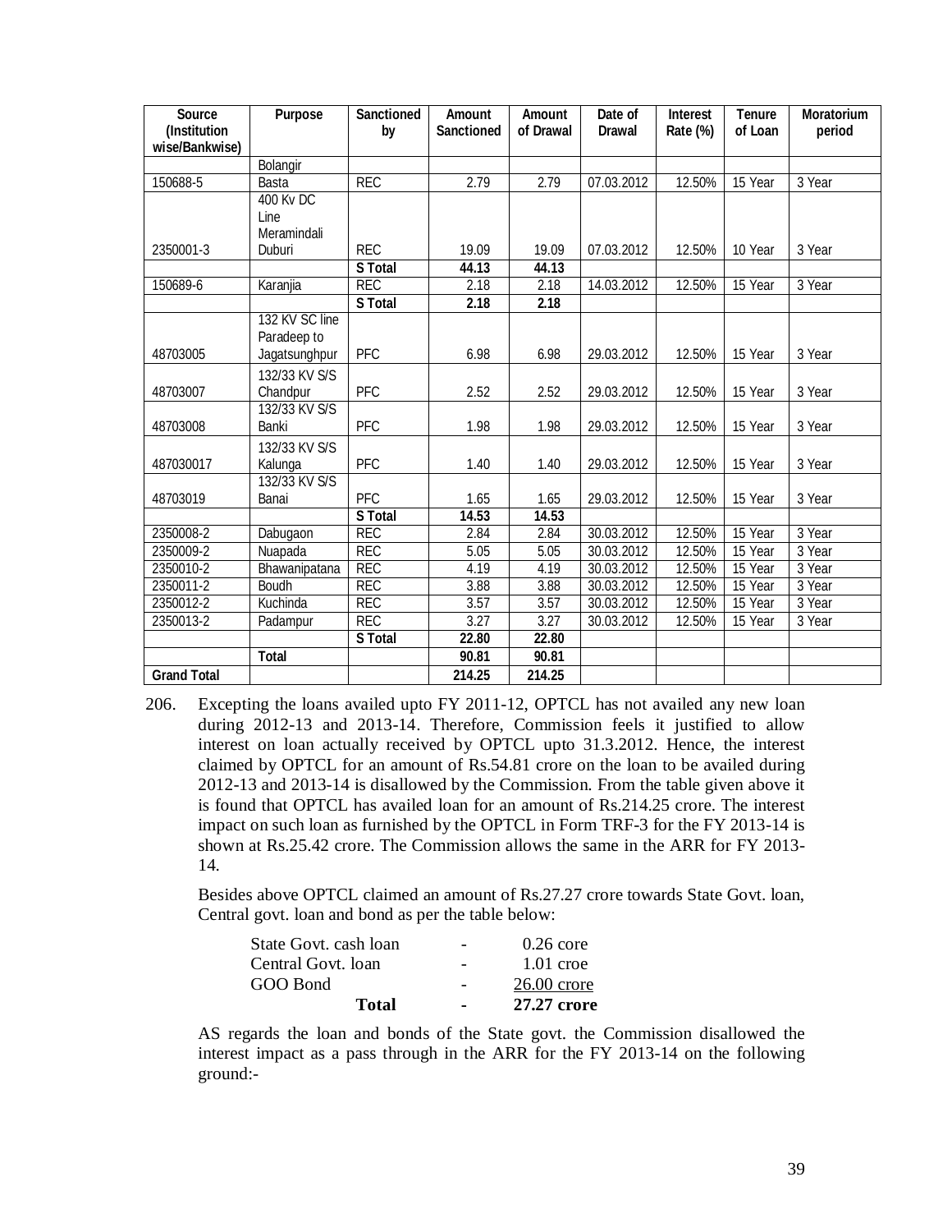| Source (Institution wise/Bankwise) | Purpose | Sanctioned by | Amount Sanctioned | Amount of Drawal | Date of Drawal | Interest Rate (%) | Tenure of Loan | Moratorium period |
|---|---|---|---|---|---|---|---|---|
| | Bolangir | | | | | | | |
| 150688-5 | Basta | REC | 2.79 | 2.79 | 07.03.2012 | 12.50% | 15 Year | 3 Year |
| 2350001-3 | 400 Kv DC Line Meramindali Duburi | REC | 19.09 | 19.09 | 07.03.2012 | 12.50% | 10 Year | 3 Year |
| | | **S Total** | **44.13** | **44.13** | | | | |
| 150689-6 | Karanjia | REC | 2.18 | 2.18 | 14.03.2012 | 12.50% | 15 Year | 3 Year |
| | | **S Total** | **2.18** | **2.18** | | | | |
| 48703005 | 132 KV SC line Paradeep to Jagatsunghpur | PFC | 6.98 | 6.98 | 29.03.2012 | 12.50% | 15 Year | 3 Year |
| 48703007 | 132/33 KV S/S Chandpur | PFC | 2.52 | 2.52 | 29.03.2012 | 12.50% | 15 Year | 3 Year |
| 48703008 | 132/33 KV S/S Banki | PFC | 1.98 | 1.98 | 29.03.2012 | 12.50% | 15 Year | 3 Year |
| 487030017 | 132/33 KV S/S Kalunga | PFC | 1.40 | 1.40 | 29.03.2012 | 12.50% | 15 Year | 3 Year |
| 48703019 | 132/33 KV S/S Banai | PFC | 1.65 | 1.65 | 29.03.2012 | 12.50% | 15 Year | 3 Year |
| | | **S Total** | **14.53** | **14.53** | | | | |
| 2350008-2 | Dabugaon | REC | 2.84 | 2.84 | 30.03.2012 | 12.50% | 15 Year | 3 Year |
| 2350009-2 | Nuapada | REC | 5.05 | 5.05 | 30.03.2012 | 12.50% | 15 Year | 3 Year |
| 2350010-2 | Bhawanipatana | REC | 4.19 | 4.19 | 30.03.2012 | 12.50% | 15 Year | 3 Year |
| 2350011-2 | Boudh | REC | 3.88 | 3.88 | 30.03.2012 | 12.50% | 15 Year | 3 Year |
| 2350012-2 | Kuchinda | REC | 3.57 | 3.57 | 30.03.2012 | 12.50% | 15 Year | 3 Year |
| 2350013-2 | Padampur | REC | 3.27 | 3.27 | 30.03.2012 | 12.50% | 15 Year | 3 Year |
| | | **S Total** | **22.80** | **22.80** | | | | |
| | **Total** | | **90.81** | **90.81** | | | | |
| **Grand Total** | | | **214.25** | **214.25** | | | | |

206. Excepting the loans availed upto FY 2011-12, OPTCL has not availed any new loan during 2012-13 and 2013-14. Therefore, Commission feels it justified to allow interest on loan actually received by OPTCL upto 31.3.2012. Hence, the interest claimed by OPTCL for an amount of Rs.54.81 crore on the loan to be availed during 2012-13 and 2013-14 is disallowed by the Commission. From the table given above it is found that OPTCL has availed loan for an amount of Rs.214.25 crore. The interest impact on such loan as furnished by the OPTCL in Form TRF-3 for the FY 2013-14 is shown at Rs.25.42 crore. The Commission allows the same in the ARR for FY 2013-14.

Besides above OPTCL claimed an amount of Rs.27.27 crore towards State Govt. loan, Central govt. loan and bond as per the table below:

| | | |
|---|---|---|
| State Govt. cash loan | - | 0.26 core |
| Central Govt. loan | - | 1.01 croe |
| GOO Bond | - | 26.00 crore |
| **Total** | **-** | **27.27 crore** |

AS regards the loan and bonds of the State govt. the Commission disallowed the interest impact as a pass through in the ARR for the FY 2013-14 on the following ground:-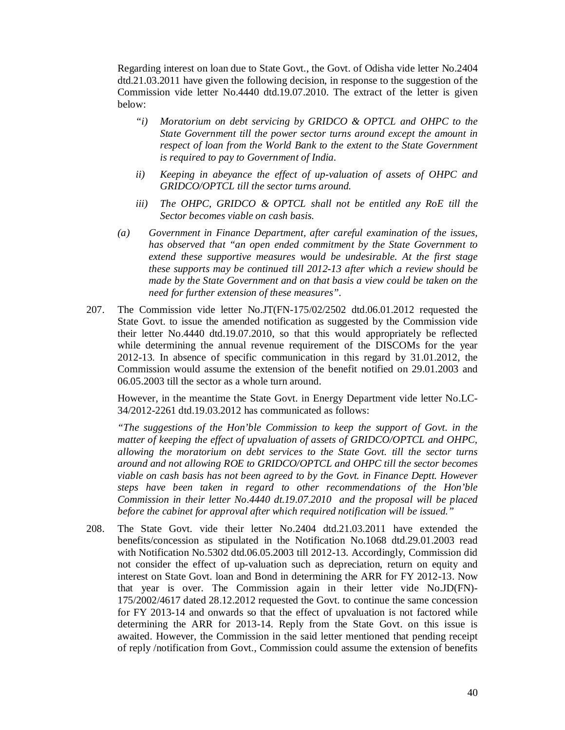Regarding interest on loan due to State Govt., the Govt. of Odisha vide letter No.2404 dtd.21.03.2011 have given the following decision, in response to the suggestion of the Commission vide letter No.4440 dtd.19.07.2010. The extract of the letter is given below:

> *"i) Moratorium on debt servicing by GRIDCO & OPTCL and OHPC to the State Government till the power sector turns around except the amount in respect of loan from the World Bank to the extent to the State Government is required to pay to Government of India.*
>
> *ii) Keeping in abeyance the effect of up-valuation of assets of OHPC and GRIDCO/OPTCL till the sector turns around.*
>
> *iii) The OHPC, GRIDCO & OPTCL shall not be entitled any RoE till the Sector becomes viable on cash basis.*
>
> *(a) Government in Finance Department, after careful examination of the issues, has observed that "an open ended commitment by the State Government to extend these supportive measures would be undesirable. At the first stage these supports may be continued till 2012-13 after which a review should be made by the State Government and on that basis a view could be taken on the need for further extension of these measures".*

207. The Commission vide letter No.JT(FN-175/02/2502 dtd.06.01.2012 requested the State Govt. to issue the amended notification as suggested by the Commission vide their letter No.4440 dtd.19.07.2010, so that this would appropriately be reflected while determining the annual revenue requirement of the DISCOMs for the year 2012-13. In absence of specific communication in this regard by 31.01.2012, the Commission would assume the extension of the benefit notified on 29.01.2003 and 06.05.2003 till the sector as a whole turn around.

However, in the meantime the State Govt. in Energy Department vide letter No.LC-34/2012-2261 dtd.19.03.2012 has communicated as follows:

*"The suggestions of the Hon'ble Commission to keep the support of Govt. in the matter of keeping the effect of upvaluation of assets of GRIDCO/OPTCL and OHPC, allowing the moratorium on debt services to the State Govt. till the sector turns around and not allowing ROE to GRIDCO/OPTCL and OHPC till the sector becomes viable on cash basis has not been agreed to by the Govt. in Finance Deptt. However steps have been taken in regard to other recommendations of the Hon'ble Commission in their letter No.4440 dt.19.07.2010 and the proposal will be placed before the cabinet for approval after which required notification will be issued."*

208. The State Govt. vide their letter No.2404 dtd.21.03.2011 have extended the benefits/concession as stipulated in the Notification No.1068 dtd.29.01.2003 read with Notification No.5302 dtd.06.05.2003 till 2012-13. Accordingly, Commission did not consider the effect of up-valuation such as depreciation, return on equity and interest on State Govt. loan and Bond in determining the ARR for FY 2012-13. Now that year is over. The Commission again in their letter vide No.JD(FN)-175/2002/4617 dated 28.12.2012 requested the Govt. to continue the same concession for FY 2013-14 and onwards so that the effect of upvaluation is not factored while determining the ARR for 2013-14. Reply from the State Govt. on this issue is awaited. However, the Commission in the said letter mentioned that pending receipt of reply /notification from Govt., Commission could assume the extension of benefits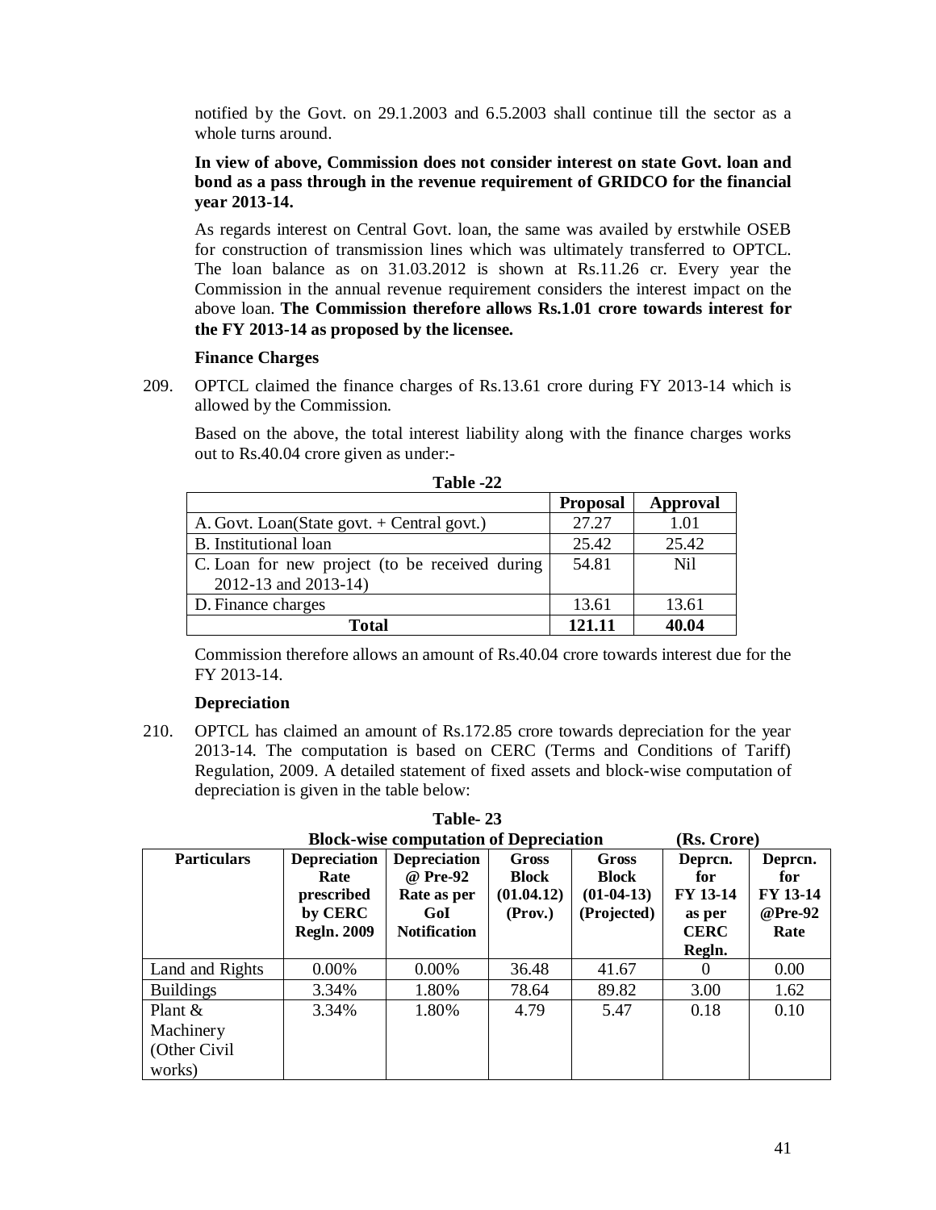notified by the Govt. on 29.1.2003 and 6.5.2003 shall continue till the sector as a whole turns around.

**In view of above, Commission does not consider interest on state Govt. loan and bond as a pass through in the revenue requirement of GRIDCO for the financial year 2013-14.**

As regards interest on Central Govt. loan, the same was availed by erstwhile OSEB for construction of transmission lines which was ultimately transferred to OPTCL. The loan balance as on 31.03.2012 is shown at Rs.11.26 cr. Every year the Commission in the annual revenue requirement considers the interest impact on the above loan. **The Commission therefore allows Rs.1.01 crore towards interest for the FY 2013-14 as proposed by the licensee.**

**Finance Charges**

209. OPTCL claimed the finance charges of Rs.13.61 crore during FY 2013-14 which is allowed by the Commission.

Based on the above, the total interest liability along with the finance charges works out to Rs.40.04 crore given as under:-

**Table -22**

| | **Proposal** | **Approval** |
|---|---|---|
| A. Govt. Loan(State govt. + Central govt.) | 27.27 | 1.01 |
| B. Institutional loan | 25.42 | 25.42 |
| C. Loan for new project (to be received during 2012-13 and 2013-14) | 54.81 | Nil |
| D. Finance charges | 13.61 | 13.61 |
| **Total** | **121.11** | **40.04** |

Commission therefore allows an amount of Rs.40.04 crore towards interest due for the FY 2013-14.

**Depreciation**

210. OPTCL has claimed an amount of Rs.172.85 crore towards depreciation for the year 2013-14. The computation is based on CERC (Terms and Conditions of Tariff) Regulation, 2009. A detailed statement of fixed assets and block-wise computation of depreciation is given in the table below:

**Table- 23**

**Block-wise computation of Depreciation (Rs. Crore)**

| **Particulars** | **Depreciation Rate prescribed by CERC Regln. 2009** | **Depreciation @ Pre-92 Rate as per GoI Notification** | **Gross Block (01.04.12) (Prov.)** | **Gross Block (01-04-13) (Projected)** | **Deprcn. for FY 13-14 as per CERC Regln.** | **Deprcn. for FY 13-14 @Pre-92 Rate** |
|---|---|---|---|---|---|---|
| Land and Rights | 0.00% | 0.00% | 36.48 | 41.67 | 0 | 0.00 |
| Buildings | 3.34% | 1.80% | 78.64 | 89.82 | 3.00 | 1.62 |
| Plant & Machinery (Other Civil works) | 3.34% | 1.80% | 4.79 | 5.47 | 0.18 | 0.10 |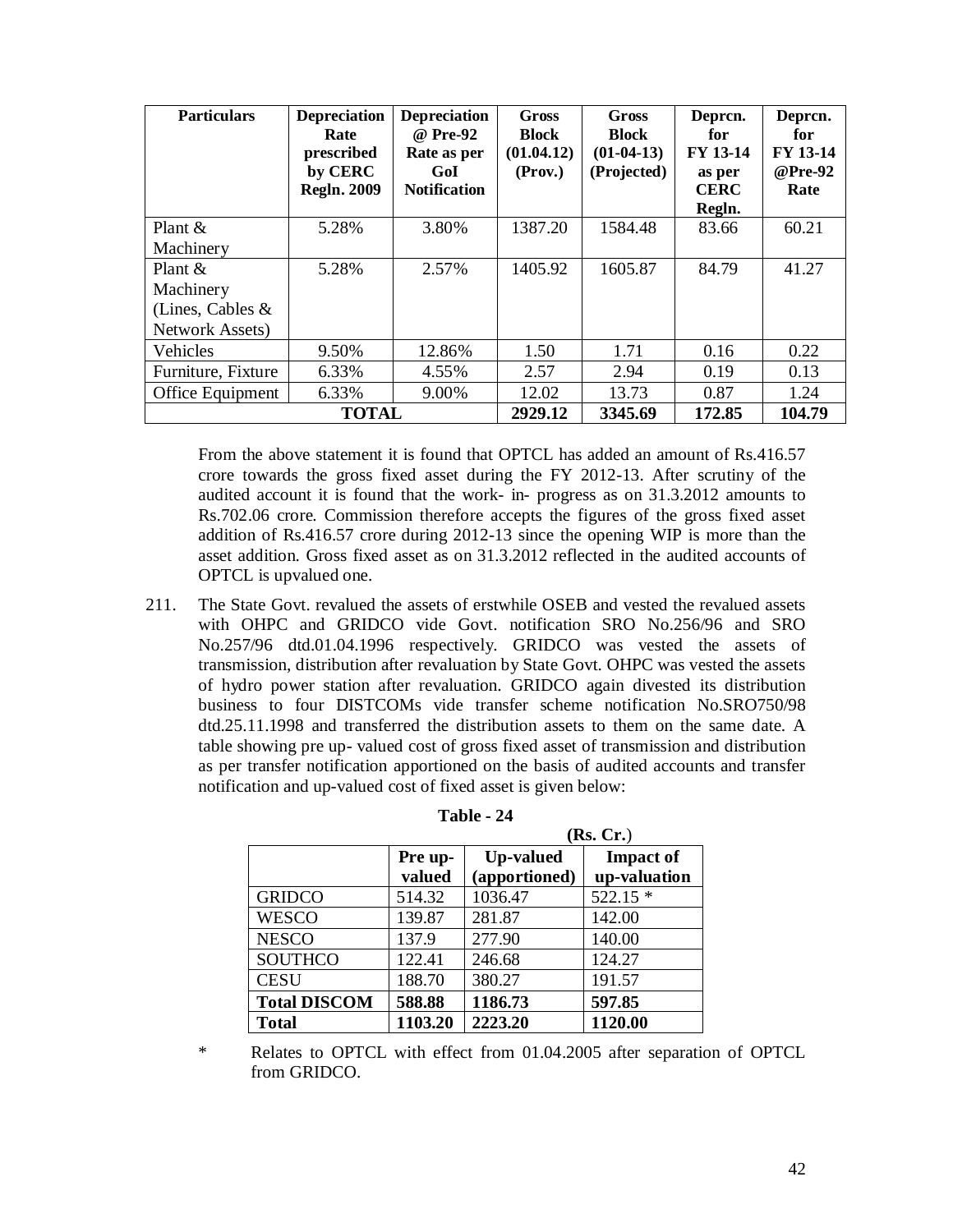| Particulars | Depreciation Rate prescribed by CERC Regln. 2009 | Depreciation @ Pre-92 Rate as per GoI Notification | Gross Block (01.04.12) (Prov.) | Gross Block (01-04-13) (Projected) | Deprcn. for FY 13-14 as per CERC Regln. | Deprcn. for FY 13-14 @Pre-92 Rate |
|---|---|---|---|---|---|---|
| Plant & Machinery | 5.28% | 3.80% | 1387.20 | 1584.48 | 83.66 | 60.21 |
| Plant & Machinery (Lines, Cables & Network Assets) | 5.28% | 2.57% | 1405.92 | 1605.87 | 84.79 | 41.27 |
| Vehicles | 9.50% | 12.86% | 1.50 | 1.71 | 0.16 | 0.22 |
| Furniture, Fixture | 6.33% | 4.55% | 2.57 | 2.94 | 0.19 | 0.13 |
| Office Equipment | 6.33% | 9.00% | 12.02 | 13.73 | 0.87 | 1.24 |
| **TOTAL** | | | **2929.12** | **3345.69** | **172.85** | **104.79** |

From the above statement it is found that OPTCL has added an amount of Rs.416.57 crore towards the gross fixed asset during the FY 2012-13. After scrutiny of the audited account it is found that the work- in- progress as on 31.3.2012 amounts to Rs.702.06 crore. Commission therefore accepts the figures of the gross fixed asset addition of Rs.416.57 crore during 2012-13 since the opening WIP is more than the asset addition. Gross fixed asset as on 31.3.2012 reflected in the audited accounts of OPTCL is upvalued one.

211. The State Govt. revalued the assets of erstwhile OSEB and vested the revalued assets with OHPC and GRIDCO vide Govt. notification SRO No.256/96 and SRO No.257/96 dtd.01.04.1996 respectively. GRIDCO was vested the assets of transmission, distribution after revaluation by State Govt. OHPC was vested the assets of hydro power station after revaluation. GRIDCO again divested its distribution business to four DISTCOMs vide transfer scheme notification No.SRO750/98 dtd.25.11.1998 and transferred the distribution assets to them on the same date. A table showing pre up- valued cost of gross fixed asset of transmission and distribution as per transfer notification apportioned on the basis of audited accounts and transfer notification and up-valued cost of fixed asset is given below:

**Table - 24**

**(Rs. Cr.)**

| | Pre up-valued | Up-valued (apportioned) | Impact of up-valuation |
|---|---|---|---|
| GRIDCO | 514.32 | 1036.47 | 522.15 * |
| WESCO | 139.87 | 281.87 | 142.00 |
| NESCO | 137.9 | 277.90 | 140.00 |
| SOUTHCO | 122.41 | 246.68 | 124.27 |
| CESU | 188.70 | 380.27 | 191.57 |
| **Total DISCOM** | **588.88** | **1186.73** | **597.85** |
| **Total** | **1103.20** | **2223.20** | **1120.00** |

\* Relates to OPTCL with effect from 01.04.2005 after separation of OPTCL from GRIDCO.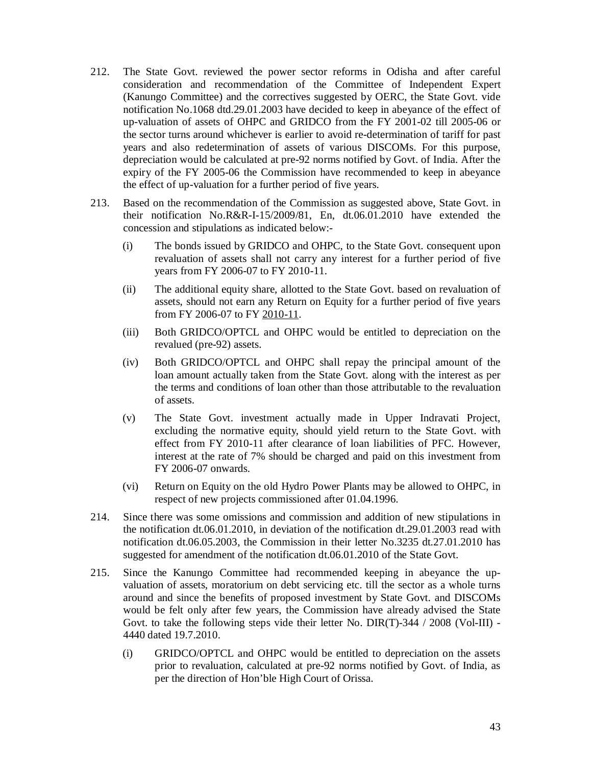212. The State Govt. reviewed the power sector reforms in Odisha and after careful consideration and recommendation of the Committee of Independent Expert (Kanungo Committee) and the correctives suggested by OERC, the State Govt. vide notification No.1068 dtd.29.01.2003 have decided to keep in abeyance of the effect of up-valuation of assets of OHPC and GRIDCO from the FY 2001-02 till 2005-06 or the sector turns around whichever is earlier to avoid re-determination of tariff for past years and also redetermination of assets of various DISCOMs. For this purpose, depreciation would be calculated at pre-92 norms notified by Govt. of India. After the expiry of the FY 2005-06 the Commission have recommended to keep in abeyance the effect of up-valuation for a further period of five years.

213. Based on the recommendation of the Commission as suggested above, State Govt. in their notification No.R&R-I-15/2009/81, En, dt.06.01.2010 have extended the concession and stipulations as indicated below:-

   (i) The bonds issued by GRIDCO and OHPC, to the State Govt. consequent upon revaluation of assets shall not carry any interest for a further period of five years from FY 2006-07 to FY 2010-11.

   (ii) The additional equity share, allotted to the State Govt. based on revaluation of assets, should not earn any Return on Equity for a further period of five years from FY 2006-07 to FY 2010-11.

   (iii) Both GRIDCO/OPTCL and OHPC would be entitled to depreciation on the revalued (pre-92) assets.

   (iv) Both GRIDCO/OPTCL and OHPC shall repay the principal amount of the loan amount actually taken from the State Govt. along with the interest as per the terms and conditions of loan other than those attributable to the revaluation of assets.

   (v) The State Govt. investment actually made in Upper Indravati Project, excluding the normative equity, should yield return to the State Govt. with effect from FY 2010-11 after clearance of loan liabilities of PFC. However, interest at the rate of 7% should be charged and paid on this investment from FY 2006-07 onwards.

   (vi) Return on Equity on the old Hydro Power Plants may be allowed to OHPC, in respect of new projects commissioned after 01.04.1996.

214. Since there was some omissions and commission and addition of new stipulations in the notification dt.06.01.2010, in deviation of the notification dt.29.01.2003 read with notification dt.06.05.2003, the Commission in their letter No.3235 dt.27.01.2010 has suggested for amendment of the notification dt.06.01.2010 of the State Govt.

215. Since the Kanungo Committee had recommended keeping in abeyance the up-valuation of assets, moratorium on debt servicing etc. till the sector as a whole turns around and since the benefits of proposed investment by State Govt. and DISCOMs would be felt only after few years, the Commission have already advised the State Govt. to take the following steps vide their letter No. DIR(T)-344 / 2008 (Vol-III) - 4440 dated 19.7.2010.

   (i) GRIDCO/OPTCL and OHPC would be entitled to depreciation on the assets prior to revaluation, calculated at pre-92 norms notified by Govt. of India, as per the direction of Hon'ble High Court of Orissa.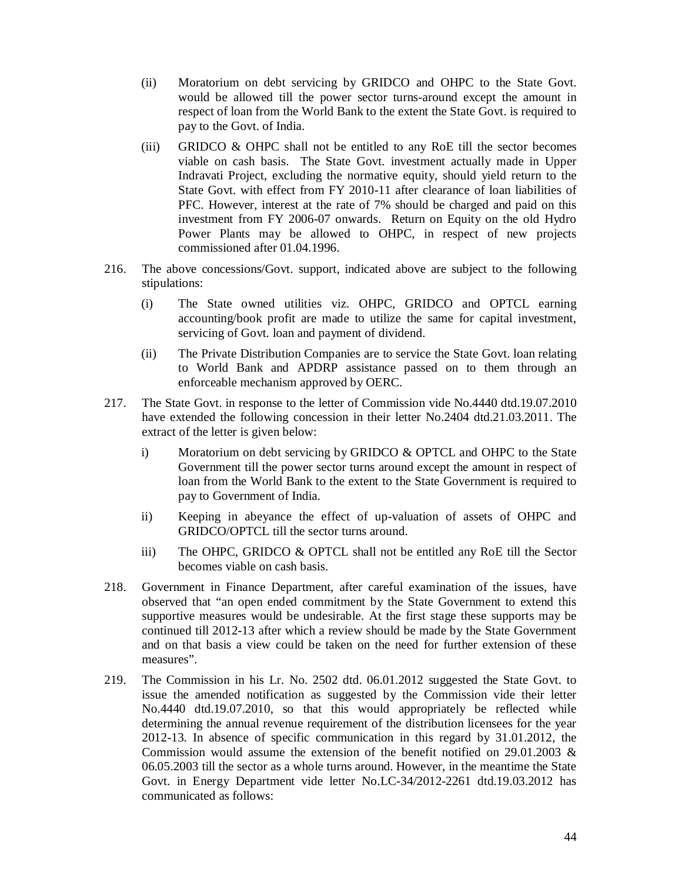(ii) Moratorium on debt servicing by GRIDCO and OHPC to the State Govt. would be allowed till the power sector turns-around except the amount in respect of loan from the World Bank to the extent the State Govt. is required to pay to the Govt. of India.

(iii) GRIDCO & OHPC shall not be entitled to any RoE till the sector becomes viable on cash basis. The State Govt. investment actually made in Upper Indravati Project, excluding the normative equity, should yield return to the State Govt. with effect from FY 2010-11 after clearance of loan liabilities of PFC. However, interest at the rate of 7% should be charged and paid on this investment from FY 2006-07 onwards. Return on Equity on the old Hydro Power Plants may be allowed to OHPC, in respect of new projects commissioned after 01.04.1996.

216. The above concessions/Govt. support, indicated above are subject to the following stipulations:

(i) The State owned utilities viz. OHPC, GRIDCO and OPTCL earning accounting/book profit are made to utilize the same for capital investment, servicing of Govt. loan and payment of dividend.

(ii) The Private Distribution Companies are to service the State Govt. loan relating to World Bank and APDRP assistance passed on to them through an enforceable mechanism approved by OERC.

217. The State Govt. in response to the letter of Commission vide No.4440 dtd.19.07.2010 have extended the following concession in their letter No.2404 dtd.21.03.2011. The extract of the letter is given below:

i) Moratorium on debt servicing by GRIDCO & OPTCL and OHPC to the State Government till the power sector turns around except the amount in respect of loan from the World Bank to the extent to the State Government is required to pay to Government of India.

ii) Keeping in abeyance the effect of up-valuation of assets of OHPC and GRIDCO/OPTCL till the sector turns around.

iii) The OHPC, GRIDCO & OPTCL shall not be entitled any RoE till the Sector becomes viable on cash basis.

218. Government in Finance Department, after careful examination of the issues, have observed that "an open ended commitment by the State Government to extend this supportive measures would be undesirable. At the first stage these supports may be continued till 2012-13 after which a review should be made by the State Government and on that basis a view could be taken on the need for further extension of these measures".

219. The Commission in his Lr. No. 2502 dtd. 06.01.2012 suggested the State Govt. to issue the amended notification as suggested by the Commission vide their letter No.4440 dtd.19.07.2010, so that this would appropriately be reflected while determining the annual revenue requirement of the distribution licensees for the year 2012-13. In absence of specific communication in this regard by 31.01.2012, the Commission would assume the extension of the benefit notified on 29.01.2003 & 06.05.2003 till the sector as a whole turns around. However, in the meantime the State Govt. in Energy Department vide letter No.LC-34/2012-2261 dtd.19.03.2012 has communicated as follows: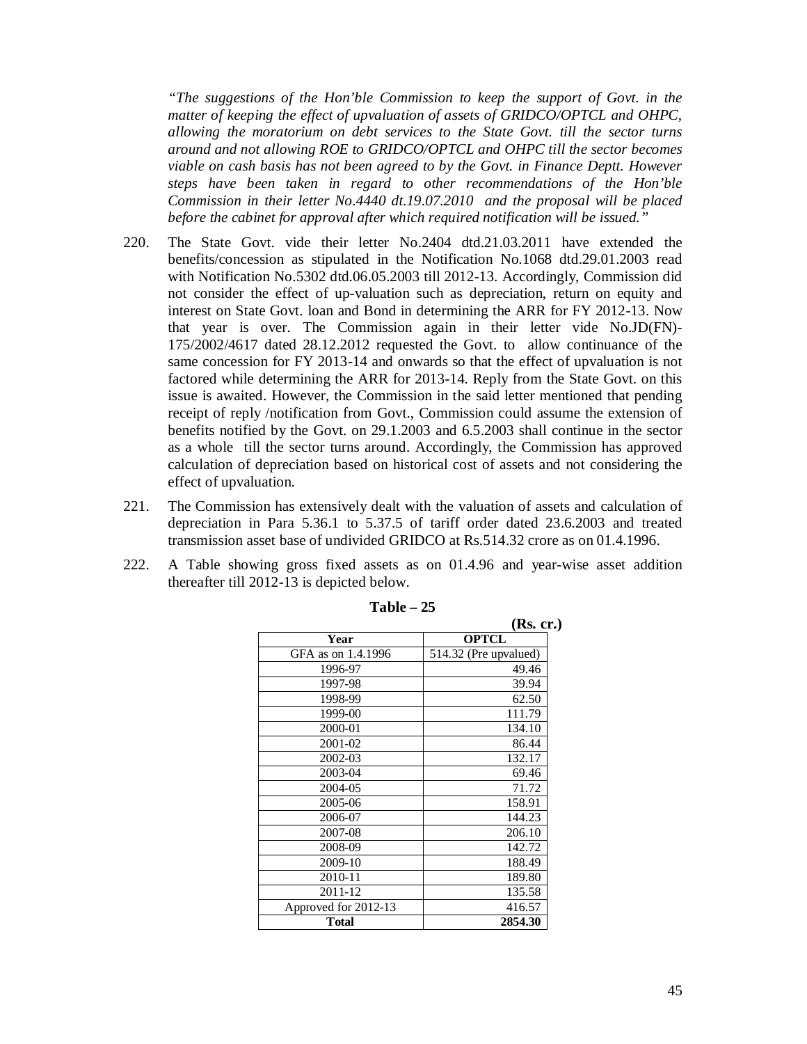*"The suggestions of the Hon'ble Commission to keep the support of Govt. in the matter of keeping the effect of upvaluation of assets of GRIDCO/OPTCL and OHPC, allowing the moratorium on debt services to the State Govt. till the sector turns around and not allowing ROE to GRIDCO/OPTCL and OHPC till the sector becomes viable on cash basis has not been agreed to by the Govt. in Finance Deptt. However steps have been taken in regard to other recommendations of the Hon'ble Commission in their letter No.4440 dt.19.07.2010 and the proposal will be placed before the cabinet for approval after which required notification will be issued."*

220. The State Govt. vide their letter No.2404 dtd.21.03.2011 have extended the benefits/concession as stipulated in the Notification No.1068 dtd.29.01.2003 read with Notification No.5302 dtd.06.05.2003 till 2012-13. Accordingly, Commission did not consider the effect of up-valuation such as depreciation, return on equity and interest on State Govt. loan and Bond in determining the ARR for FY 2012-13. Now that year is over. The Commission again in their letter vide No.JD(FN)-175/2002/4617 dated 28.12.2012 requested the Govt. to allow continuance of the same concession for FY 2013-14 and onwards so that the effect of upvaluation is not factored while determining the ARR for 2013-14. Reply from the State Govt. on this issue is awaited. However, the Commission in the said letter mentioned that pending receipt of reply /notification from Govt., Commission could assume the extension of benefits notified by the Govt. on 29.1.2003 and 6.5.2003 shall continue in the sector as a whole till the sector turns around. Accordingly, the Commission has approved calculation of depreciation based on historical cost of assets and not considering the effect of upvaluation.

221. The Commission has extensively dealt with the valuation of assets and calculation of depreciation in Para 5.36.1 to 5.37.5 of tariff order dated 23.6.2003 and treated transmission asset base of undivided GRIDCO at Rs.514.32 crore as on 01.4.1996.

222. A Table showing gross fixed assets as on 01.4.96 and year-wise asset addition thereafter till 2012-13 is depicted below.

**Table – 25**

**(Rs. cr.)**

| Year | OPTCL |
|---|---|
| GFA as on 1.4.1996 | 514.32 (Pre upvalued) |
| 1996-97 | 49.46 |
| 1997-98 | 39.94 |
| 1998-99 | 62.50 |
| 1999-00 | 111.79 |
| 2000-01 | 134.10 |
| 2001-02 | 86.44 |
| 2002-03 | 132.17 |
| 2003-04 | 69.46 |
| 2004-05 | 71.72 |
| 2005-06 | 158.91 |
| 2006-07 | 144.23 |
| 2007-08 | 206.10 |
| 2008-09 | 142.72 |
| 2009-10 | 188.49 |
| 2010-11 | 189.80 |
| 2011-12 | 135.58 |
| Approved for 2012-13 | 416.57 |
| **Total** | **2854.30** |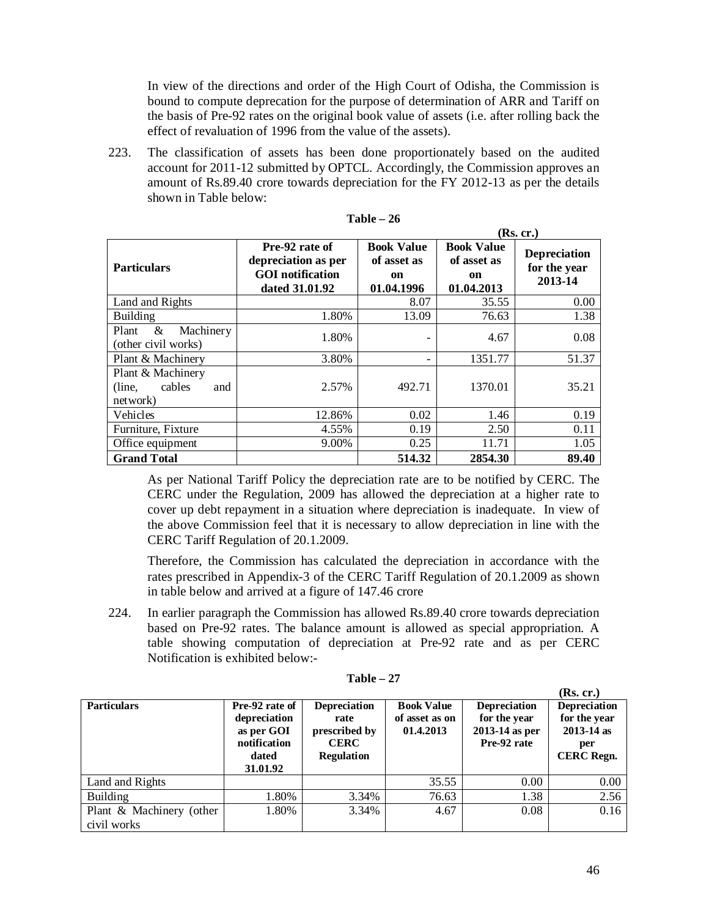In view of the directions and order of the High Court of Odisha, the Commission is bound to compute deprecation for the purpose of determination of ARR and Tariff on the basis of Pre-92 rates on the original book value of assets (i.e. after rolling back the effect of revaluation of 1996 from the value of the assets).

223. The classification of assets has been done proportionately based on the audited account for 2011-12 submitted by OPTCL. Accordingly, the Commission approves an amount of Rs.89.40 crore towards depreciation for the FY 2012-13 as per the details shown in Table below:

**Table – 26**

**(Rs. cr.)**

| Particulars | Pre-92 rate of depreciation as per GOI notification dated 31.01.92 | Book Value of asset as on 01.04.1996 | Book Value of asset as on 01.04.2013 | Depreciation for the year 2013-14 |
|---|---|---|---|---|
| Land and Rights | | 8.07 | 35.55 | 0.00 |
| Building | 1.80% | 13.09 | 76.63 | 1.38 |
| Plant & Machinery (other civil works) | 1.80% | - | 4.67 | 0.08 |
| Plant & Machinery | 3.80% | - | 1351.77 | 51.37 |
| Plant & Machinery (line, cables and network) | 2.57% | 492.71 | 1370.01 | 35.21 |
| Vehicles | 12.86% | 0.02 | 1.46 | 0.19 |
| Furniture, Fixture | 4.55% | 0.19 | 2.50 | 0.11 |
| Office equipment | 9.00% | 0.25 | 11.71 | 1.05 |
| **Grand Total** | | **514.32** | **2854.30** | **89.40** |

As per National Tariff Policy the depreciation rate are to be notified by CERC. The CERC under the Regulation, 2009 has allowed the depreciation at a higher rate to cover up debt repayment in a situation where depreciation is inadequate. In view of the above Commission feel that it is necessary to allow depreciation in line with the CERC Tariff Regulation of 20.1.2009.

Therefore, the Commission has calculated the depreciation in accordance with the rates prescribed in Appendix-3 of the CERC Tariff Regulation of 20.1.2009 as shown in table below and arrived at a figure of 147.46 crore

224. In earlier paragraph the Commission has allowed Rs.89.40 crore towards depreciation based on Pre-92 rates. The balance amount is allowed as special appropriation. A table showing computation of depreciation at Pre-92 rate and as per CERC Notification is exhibited below:-

**Table – 27**

**(Rs. cr.)**

| Particulars | Pre-92 rate of depreciation as per GOI notification dated 31.01.92 | Depreciation rate prescribed by CERC Regulation | Book Value of asset as on 01.4.2013 | Depreciation for the year 2013-14 as per Pre-92 rate | Depreciation for the year 2013-14 as per CERC Regn. |
|---|---|---|---|---|---|
| Land and Rights | | | 35.55 | 0.00 | 0.00 |
| Building | 1.80% | 3.34% | 76.63 | 1.38 | 2.56 |
| Plant & Machinery (other civil works | 1.80% | 3.34% | 4.67 | 0.08 | 0.16 |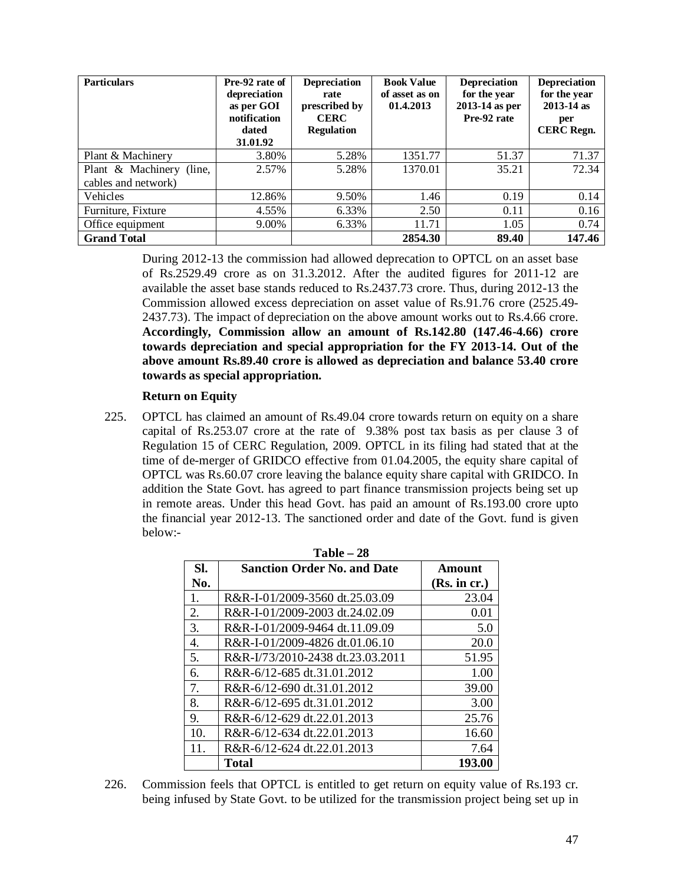| Particulars | Pre-92 rate of depreciation as per GOI notification dated 31.01.92 | Depreciation rate prescribed by CERC Regulation | Book Value of asset as on 01.4.2013 | Depreciation for the year 2013-14 as per Pre-92 rate | Depreciation for the year 2013-14 as per CERC Regn. |
|---|---|---|---|---|---|
| Plant & Machinery | 3.80% | 5.28% | 1351.77 | 51.37 | 71.37 |
| Plant & Machinery (line, cables and network) | 2.57% | 5.28% | 1370.01 | 35.21 | 72.34 |
| Vehicles | 12.86% | 9.50% | 1.46 | 0.19 | 0.14 |
| Furniture, Fixture | 4.55% | 6.33% | 2.50 | 0.11 | 0.16 |
| Office equipment | 9.00% | 6.33% | 11.71 | 1.05 | 0.74 |
| **Grand Total** | | | **2854.30** | **89.40** | **147.46** |

During 2012-13 the commission had allowed deprecation to OPTCL on an asset base of Rs.2529.49 crore as on 31.3.2012. After the audited figures for 2011-12 are available the asset base stands reduced to Rs.2437.73 crore. Thus, during 2012-13 the Commission allowed excess depreciation on asset value of Rs.91.76 crore (2525.49-2437.73). The impact of depreciation on the above amount works out to Rs.4.66 crore. **Accordingly, Commission allow an amount of Rs.142.80 (147.46-4.66) crore towards depreciation and special appropriation for the FY 2013-14. Out of the above amount Rs.89.40 crore is allowed as depreciation and balance 53.40 crore towards as special appropriation.**

**Return on Equity**

225. OPTCL has claimed an amount of Rs.49.04 crore towards return on equity on a share capital of Rs.253.07 crore at the rate of 9.38% post tax basis as per clause 3 of Regulation 15 of CERC Regulation, 2009. OPTCL in its filing had stated that at the time of de-merger of GRIDCO effective from 01.04.2005, the equity share capital of OPTCL was Rs.60.07 crore leaving the balance equity share capital with GRIDCO. In addition the State Govt. has agreed to part finance transmission projects being set up in remote areas. Under this head Govt. has paid an amount of Rs.193.00 crore upto the financial year 2012-13. The sanctioned order and date of the Govt. fund is given below:-

**Table – 28**

| Sl. No. | Sanction Order No. and Date | Amount (Rs. in cr.) |
|---|---|---|
| 1. | R&R-I-01/2009-3560 dt.25.03.09 | 23.04 |
| 2. | R&R-I-01/2009-2003 dt.24.02.09 | 0.01 |
| 3. | R&R-I-01/2009-9464 dt.11.09.09 | 5.0 |
| 4. | R&R-I-01/2009-4826 dt.01.06.10 | 20.0 |
| 5. | R&R-I/73/2010-2438 dt.23.03.2011 | 51.95 |
| 6. | R&R-6/12-685 dt.31.01.2012 | 1.00 |
| 7. | R&R-6/12-690 dt.31.01.2012 | 39.00 |
| 8. | R&R-6/12-695 dt.31.01.2012 | 3.00 |
| 9. | R&R-6/12-629 dt.22.01.2013 | 25.76 |
| 10. | R&R-6/12-634 dt.22.01.2013 | 16.60 |
| 11. | R&R-6/12-624 dt.22.01.2013 | 7.64 |
| | **Total** | **193.00** |

226. Commission feels that OPTCL is entitled to get return on equity value of Rs.193 cr. being infused by State Govt. to be utilized for the transmission project being set up in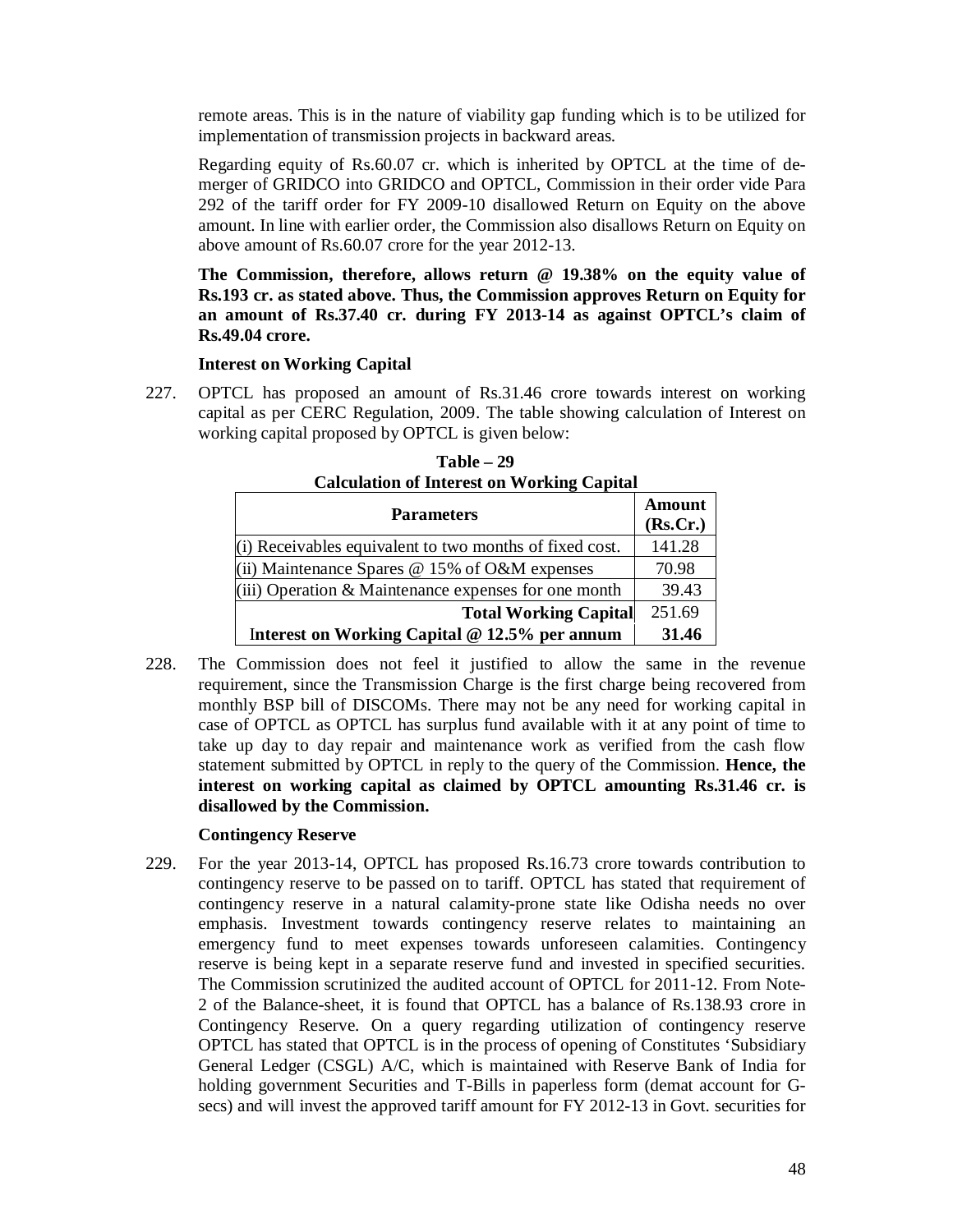remote areas. This is in the nature of viability gap funding which is to be utilized for implementation of transmission projects in backward areas.

Regarding equity of Rs.60.07 cr. which is inherited by OPTCL at the time of de-merger of GRIDCO into GRIDCO and OPTCL, Commission in their order vide Para 292 of the tariff order for FY 2009-10 disallowed Return on Equity on the above amount. In line with earlier order, the Commission also disallows Return on Equity on above amount of Rs.60.07 crore for the year 2012-13.

**The Commission, therefore, allows return @ 19.38% on the equity value of Rs.193 cr. as stated above. Thus, the Commission approves Return on Equity for an amount of Rs.37.40 cr. during FY 2013-14 as against OPTCL's claim of Rs.49.04 crore.**

**Interest on Working Capital**

227. OPTCL has proposed an amount of Rs.31.46 crore towards interest on working capital as per CERC Regulation, 2009. The table showing calculation of Interest on working capital proposed by OPTCL is given below:

**Table – 29**
**Calculation of Interest on Working Capital**

| Parameters | Amount (Rs.Cr.) |
|---|---|
| (i) Receivables equivalent to two months of fixed cost. | 141.28 |
| (ii) Maintenance Spares @ 15% of O&M expenses | 70.98 |
| (iii) Operation & Maintenance expenses for one month | 39.43 |
| **Total Working Capital** | 251.69 |
| **Interest on Working Capital @ 12.5% per annum** | **31.46** |

228. The Commission does not feel it justified to allow the same in the revenue requirement, since the Transmission Charge is the first charge being recovered from monthly BSP bill of DISCOMs. There may not be any need for working capital in case of OPTCL as OPTCL has surplus fund available with it at any point of time to take up day to day repair and maintenance work as verified from the cash flow statement submitted by OPTCL in reply to the query of the Commission. **Hence, the interest on working capital as claimed by OPTCL amounting Rs.31.46 cr. is disallowed by the Commission.**

**Contingency Reserve**

229. For the year 2013-14, OPTCL has proposed Rs.16.73 crore towards contribution to contingency reserve to be passed on to tariff. OPTCL has stated that requirement of contingency reserve in a natural calamity-prone state like Odisha needs no over emphasis. Investment towards contingency reserve relates to maintaining an emergency fund to meet expenses towards unforeseen calamities. Contingency reserve is being kept in a separate reserve fund and invested in specified securities. The Commission scrutinized the audited account of OPTCL for 2011-12. From Note-2 of the Balance-sheet, it is found that OPTCL has a balance of Rs.138.93 crore in Contingency Reserve. On a query regarding utilization of contingency reserve OPTCL has stated that OPTCL is in the process of opening of Constitutes 'Subsidiary General Ledger (CSGL) A/C, which is maintained with Reserve Bank of India for holding government Securities and T-Bills in paperless form (demat account for G-secs) and will invest the approved tariff amount for FY 2012-13 in Govt. securities for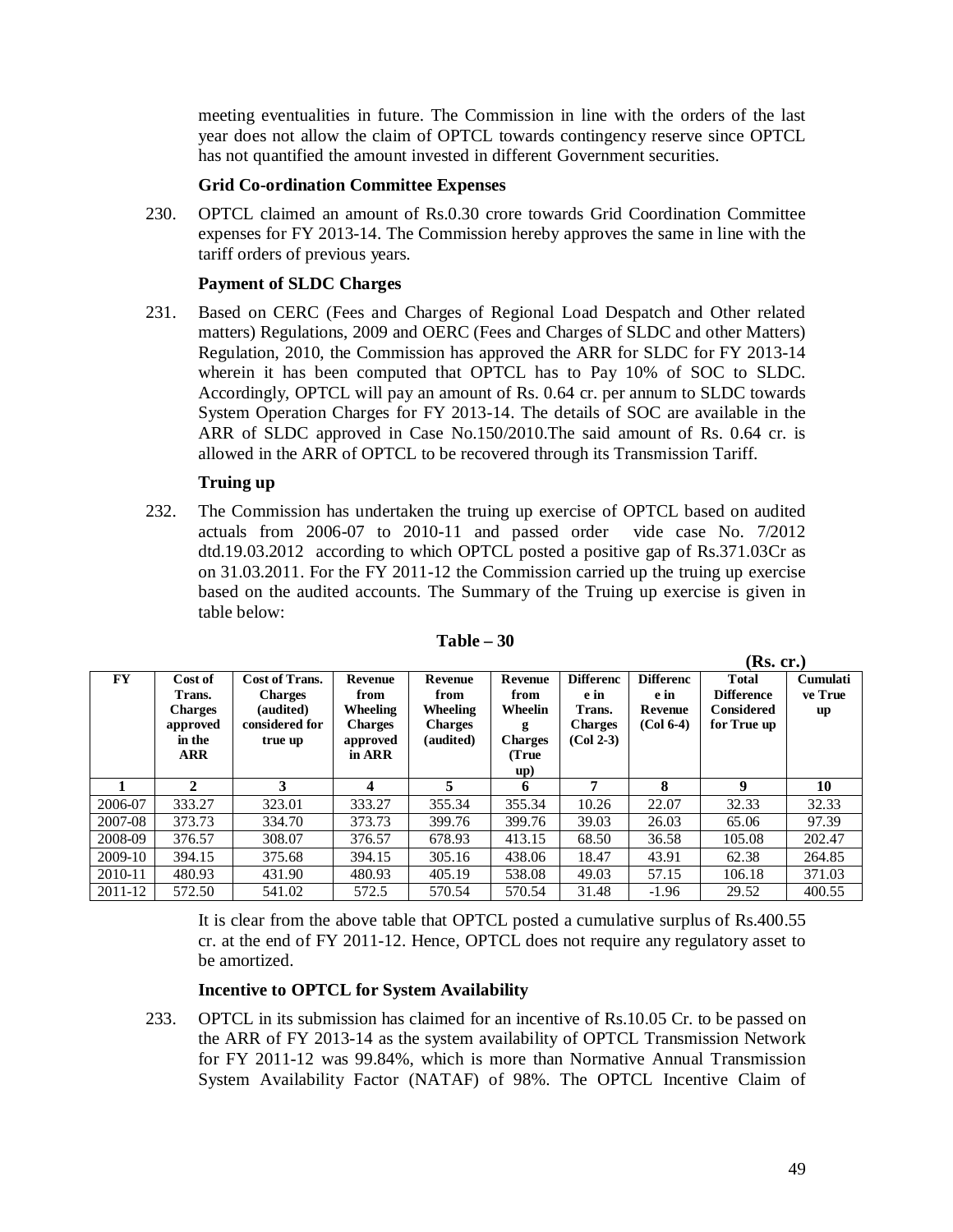meeting eventualities in future. The Commission in line with the orders of the last year does not allow the claim of OPTCL towards contingency reserve since OPTCL has not quantified the amount invested in different Government securities.

**Grid Co-ordination Committee Expenses**

230. OPTCL claimed an amount of Rs.0.30 crore towards Grid Coordination Committee expenses for FY 2013-14. The Commission hereby approves the same in line with the tariff orders of previous years.

**Payment of SLDC Charges**

231. Based on CERC (Fees and Charges of Regional Load Despatch and Other related matters) Regulations, 2009 and OERC (Fees and Charges of SLDC and other Matters) Regulation, 2010, the Commission has approved the ARR for SLDC for FY 2013-14 wherein it has been computed that OPTCL has to Pay 10% of SOC to SLDC. Accordingly, OPTCL will pay an amount of Rs. 0.64 cr. per annum to SLDC towards System Operation Charges for FY 2013-14. The details of SOC are available in the ARR of SLDC approved in Case No.150/2010.The said amount of Rs. 0.64 cr. is allowed in the ARR of OPTCL to be recovered through its Transmission Tariff.

**Truing up**

232. The Commission has undertaken the truing up exercise of OPTCL based on audited actuals from 2006-07 to 2010-11 and passed order vide case No. 7/2012 dtd.19.03.2012 according to which OPTCL posted a positive gap of Rs.371.03Cr as on 31.03.2011. For the FY 2011-12 the Commission carried up the truing up exercise based on the audited accounts. The Summary of the Truing up exercise is given in table below:

**Table – 30**

**(Rs. cr.)**

| FY | Cost of Trans. Charges approved in the ARR | Cost of Trans. Charges (audited) considered for true up | Revenue from Wheeling Charges approved in ARR | Revenue from Wheeling Charges (audited) | Revenue from Wheeling Charges (True up) | Difference in Trans. Charges (Col 2-3) | Difference in Revenue (Col 6-4) | Total Difference Considered for True up | Cumulative True up |
|---|---|---|---|---|---|---|---|---|---|
| 1 | 2 | 3 | 4 | 5 | 6 | 7 | 8 | 9 | 10 |
| 2006-07 | 333.27 | 323.01 | 333.27 | 355.34 | 355.34 | 10.26 | 22.07 | 32.33 | 32.33 |
| 2007-08 | 373.73 | 334.70 | 373.73 | 399.76 | 399.76 | 39.03 | 26.03 | 65.06 | 97.39 |
| 2008-09 | 376.57 | 308.07 | 376.57 | 678.93 | 413.15 | 68.50 | 36.58 | 105.08 | 202.47 |
| 2009-10 | 394.15 | 375.68 | 394.15 | 305.16 | 438.06 | 18.47 | 43.91 | 62.38 | 264.85 |
| 2010-11 | 480.93 | 431.90 | 480.93 | 405.19 | 538.08 | 49.03 | 57.15 | 106.18 | 371.03 |
| 2011-12 | 572.50 | 541.02 | 572.5 | 570.54 | 570.54 | 31.48 | -1.96 | 29.52 | 400.55 |

It is clear from the above table that OPTCL posted a cumulative surplus of Rs.400.55 cr. at the end of FY 2011-12. Hence, OPTCL does not require any regulatory asset to be amortized.

**Incentive to OPTCL for System Availability**

233. OPTCL in its submission has claimed for an incentive of Rs.10.05 Cr. to be passed on the ARR of FY 2013-14 as the system availability of OPTCL Transmission Network for FY 2011-12 was 99.84%, which is more than Normative Annual Transmission System Availability Factor (NATAF) of 98%. The OPTCL Incentive Claim of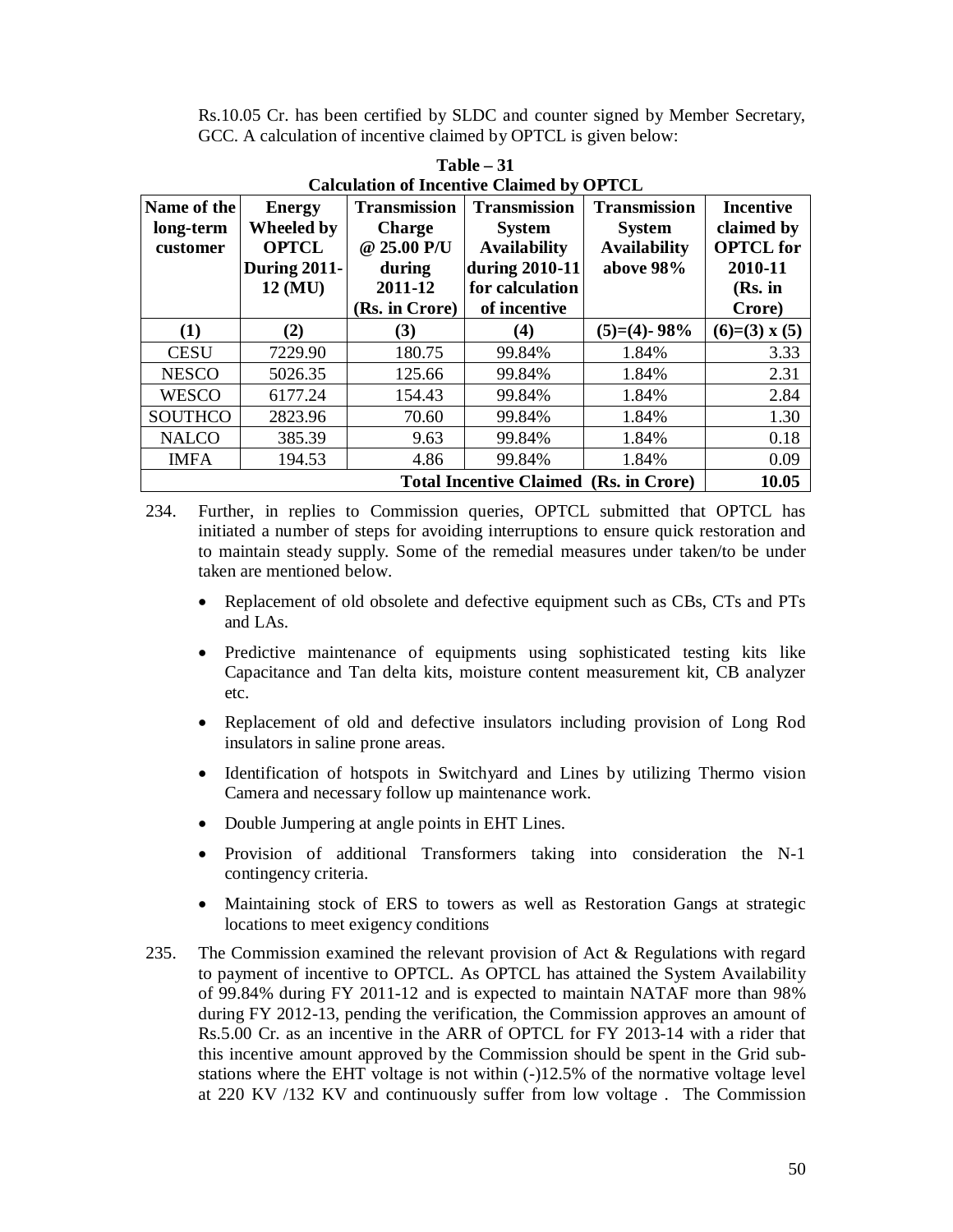Rs.10.05 Cr. has been certified by SLDC and counter signed by Member Secretary, GCC. A calculation of incentive claimed by OPTCL is given below:

**Table – 31**
**Calculation of Incentive Claimed by OPTCL**

| Name of the long-term customer | Energy Wheeled by OPTCL During 2011-12 (MU) | Transmission Charge @ 25.00 P/U during 2011-12 (Rs. in Crore) | Transmission System Availability during 2010-11 for calculation of incentive | Transmission System Availability above 98% | Incentive claimed by OPTCL for 2010-11 (Rs. in Crore) |
|---|---|---|---|---|---|
| (1) | (2) | (3) | (4) | (5)=(4)- 98% | (6)=(3) x (5) |
| CESU | 7229.90 | 180.75 | 99.84% | 1.84% | 3.33 |
| NESCO | 5026.35 | 125.66 | 99.84% | 1.84% | 2.31 |
| WESCO | 6177.24 | 154.43 | 99.84% | 1.84% | 2.84 |
| SOUTHCO | 2823.96 | 70.60 | 99.84% | 1.84% | 1.30 |
| NALCO | 385.39 | 9.63 | 99.84% | 1.84% | 0.18 |
| IMFA | 194.53 | 4.86 | 99.84% | 1.84% | 0.09 |
| **Total Incentive Claimed (Rs. in Crore)** | | | | | **10.05** |

234. Further, in replies to Commission queries, OPTCL submitted that OPTCL has initiated a number of steps for avoiding interruptions to ensure quick restoration and to maintain steady supply. Some of the remedial measures under taken/to be under taken are mentioned below.

- Replacement of old obsolete and defective equipment such as CBs, CTs and PTs and LAs.
- Predictive maintenance of equipments using sophisticated testing kits like Capacitance and Tan delta kits, moisture content measurement kit, CB analyzer etc.
- Replacement of old and defective insulators including provision of Long Rod insulators in saline prone areas.
- Identification of hotspots in Switchyard and Lines by utilizing Thermo vision Camera and necessary follow up maintenance work.
- Double Jumpering at angle points in EHT Lines.
- Provision of additional Transformers taking into consideration the N-1 contingency criteria.
- Maintaining stock of ERS to towers as well as Restoration Gangs at strategic locations to meet exigency conditions

235. The Commission examined the relevant provision of Act & Regulations with regard to payment of incentive to OPTCL. As OPTCL has attained the System Availability of 99.84% during FY 2011-12 and is expected to maintain NATAF more than 98% during FY 2012-13, pending the verification, the Commission approves an amount of Rs.5.00 Cr. as an incentive in the ARR of OPTCL for FY 2013-14 with a rider that this incentive amount approved by the Commission should be spent in the Grid sub-stations where the EHT voltage is not within (-)12.5% of the normative voltage level at 220 KV /132 KV and continuously suffer from low voltage . The Commission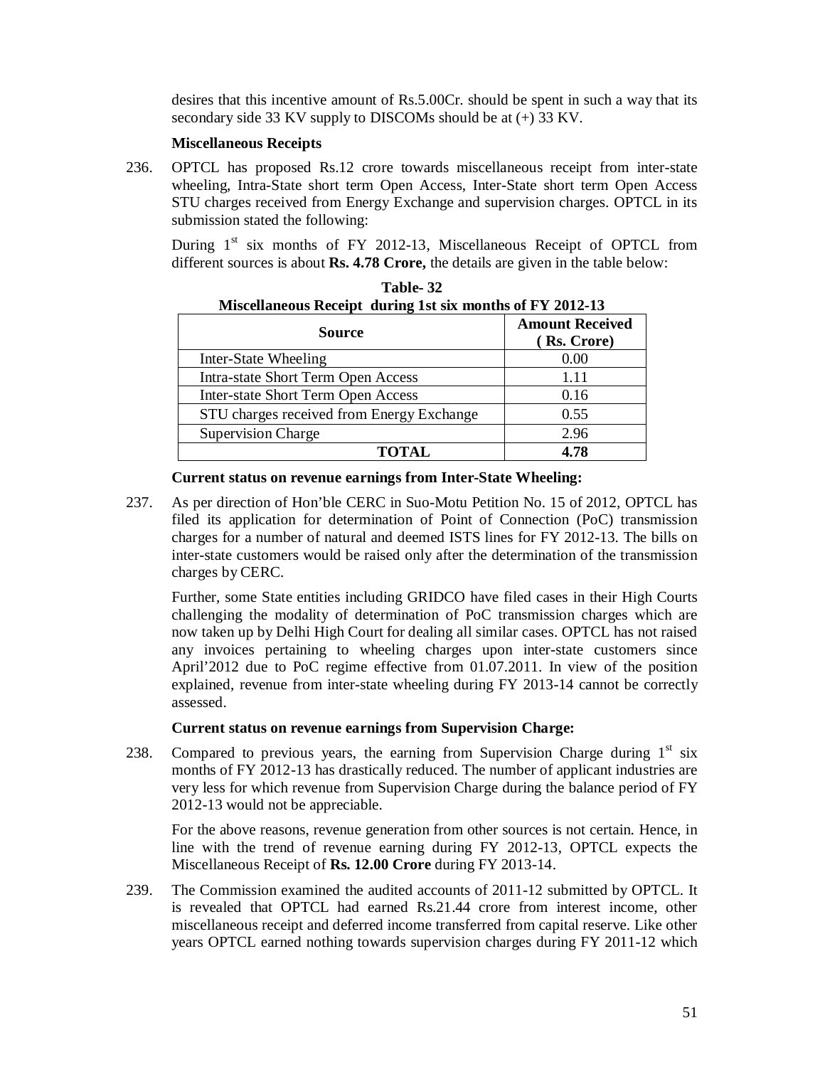desires that this incentive amount of Rs.5.00Cr. should be spent in such a way that its secondary side 33 KV supply to DISCOMs should be at (+) 33 KV.

**Miscellaneous Receipts**

236. OPTCL has proposed Rs.12 crore towards miscellaneous receipt from inter-state wheeling, Intra-State short term Open Access, Inter-State short term Open Access STU charges received from Energy Exchange and supervision charges. OPTCL in its submission stated the following:

During 1st six months of FY 2012-13, Miscellaneous Receipt of OPTCL from different sources is about **Rs. 4.78 Crore,** the details are given in the table below:

**Table- 32**
**Miscellaneous Receipt during 1st six months of FY 2012-13**

| Source | Amount Received ( Rs. Crore) |
|---|---|
| Inter-State Wheeling | 0.00 |
| Intra-state Short Term Open Access | 1.11 |
| Inter-state Short Term Open Access | 0.16 |
| STU charges received from Energy Exchange | 0.55 |
| Supervision Charge | 2.96 |
| **TOTAL** | **4.78** |

**Current status on revenue earnings from Inter-State Wheeling:**

237. As per direction of Hon'ble CERC in Suo-Motu Petition No. 15 of 2012, OPTCL has filed its application for determination of Point of Connection (PoC) transmission charges for a number of natural and deemed ISTS lines for FY 2012-13. The bills on inter-state customers would be raised only after the determination of the transmission charges by CERC.

Further, some State entities including GRIDCO have filed cases in their High Courts challenging the modality of determination of PoC transmission charges which are now taken up by Delhi High Court for dealing all similar cases. OPTCL has not raised any invoices pertaining to wheeling charges upon inter-state customers since April'2012 due to PoC regime effective from 01.07.2011. In view of the position explained, revenue from inter-state wheeling during FY 2013-14 cannot be correctly assessed.

**Current status on revenue earnings from Supervision Charge:**

238. Compared to previous years, the earning from Supervision Charge during 1st six months of FY 2012-13 has drastically reduced. The number of applicant industries are very less for which revenue from Supervision Charge during the balance period of FY 2012-13 would not be appreciable.

For the above reasons, revenue generation from other sources is not certain. Hence, in line with the trend of revenue earning during FY 2012-13, OPTCL expects the Miscellaneous Receipt of **Rs. 12.00 Crore** during FY 2013-14.

239. The Commission examined the audited accounts of 2011-12 submitted by OPTCL. It is revealed that OPTCL had earned Rs.21.44 crore from interest income, other miscellaneous receipt and deferred income transferred from capital reserve. Like other years OPTCL earned nothing towards supervision charges during FY 2011-12 which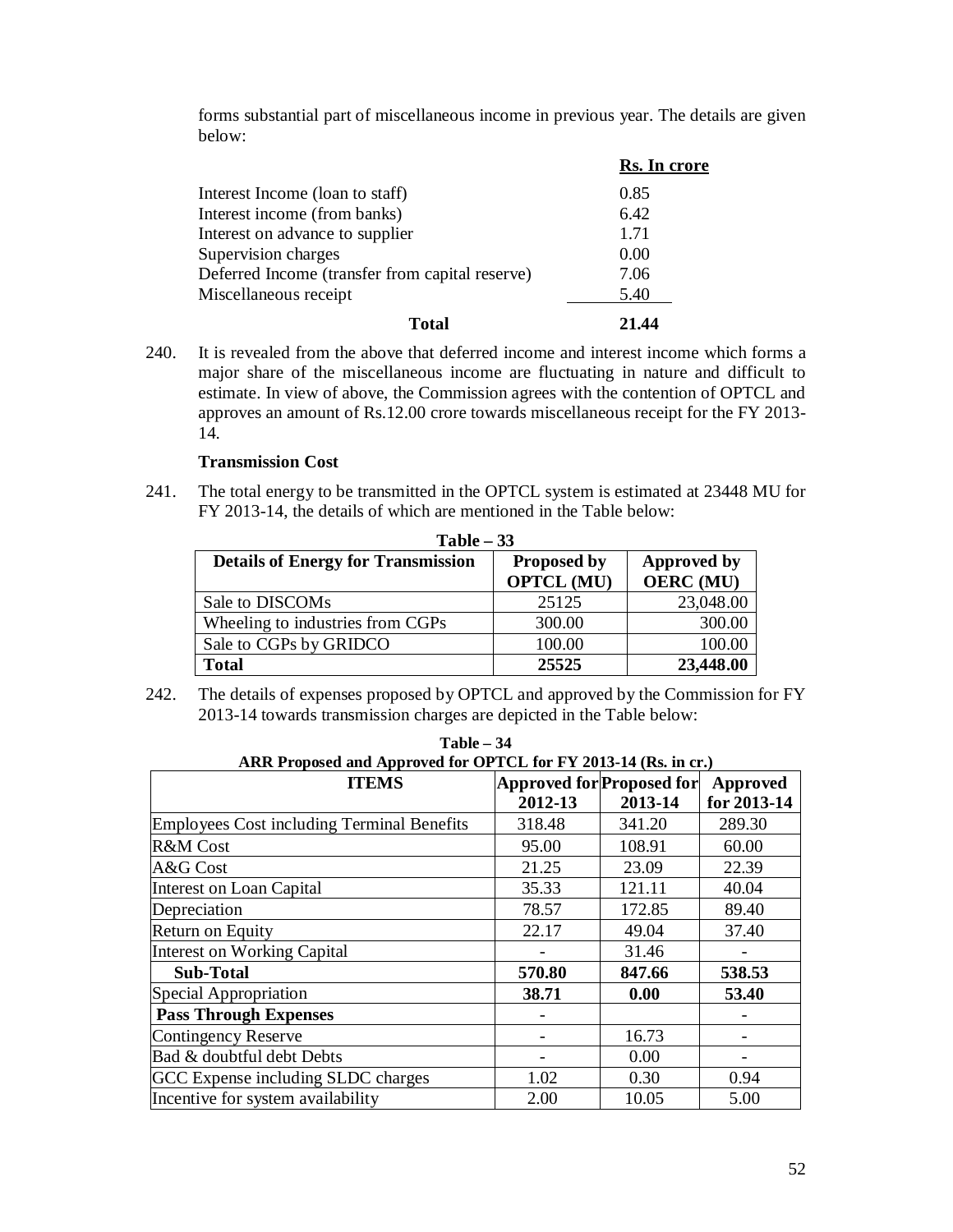forms substantial part of miscellaneous income in previous year. The details are given below:

| | Rs. In crore |
|---|---|
| Interest Income (loan to staff) | 0.85 |
| Interest income (from banks) | 6.42 |
| Interest on advance to supplier | 1.71 |
| Supervision charges | 0.00 |
| Deferred Income (transfer from capital reserve) | 7.06 |
| Miscellaneous receipt | 5.40 |
| **Total** | **21.44** |

240. It is revealed from the above that deferred income and interest income which forms a major share of the miscellaneous income are fluctuating in nature and difficult to estimate. In view of above, the Commission agrees with the contention of OPTCL and approves an amount of Rs.12.00 crore towards miscellaneous receipt for the FY 2013-14.

**Transmission Cost**

241. The total energy to be transmitted in the OPTCL system is estimated at 23448 MU for FY 2013-14, the details of which are mentioned in the Table below:

**Table – 33**

| Details of Energy for Transmission | Proposed by OPTCL (MU) | Approved by OERC (MU) |
|---|---|---|
| Sale to DISCOMs | 25125 | 23,048.00 |
| Wheeling to industries from CGPs | 300.00 | 300.00 |
| Sale to CGPs by GRIDCO | 100.00 | 100.00 |
| **Total** | **25525** | **23,448.00** |

242. The details of expenses proposed by OPTCL and approved by the Commission for FY 2013-14 towards transmission charges are depicted in the Table below:

**Table – 34**
**ARR Proposed and Approved for OPTCL for FY 2013-14 (Rs. in cr.)**

| ITEMS | Approved for 2012-13 | Proposed for 2013-14 | Approved for 2013-14 |
|---|---|---|---|
| Employees Cost including Terminal Benefits | 318.48 | 341.20 | 289.30 |
| R&M Cost | 95.00 | 108.91 | 60.00 |
| A&G Cost | 21.25 | 23.09 | 22.39 |
| Interest on Loan Capital | 35.33 | 121.11 | 40.04 |
| Depreciation | 78.57 | 172.85 | 89.40 |
| Return on Equity | 22.17 | 49.04 | 37.40 |
| Interest on Working Capital | - | 31.46 | - |
| **Sub-Total** | **570.80** | **847.66** | **538.53** |
| Special Appropriation | **38.71** | **0.00** | **53.40** |
| **Pass Through Expenses** | - | | - |
| Contingency Reserve | - | 16.73 | - |
| Bad & doubtful debt Debts | - | 0.00 | - |
| GCC Expense including SLDC charges | 1.02 | 0.30 | 0.94 |
| Incentive for system availability | 2.00 | 10.05 | 5.00 |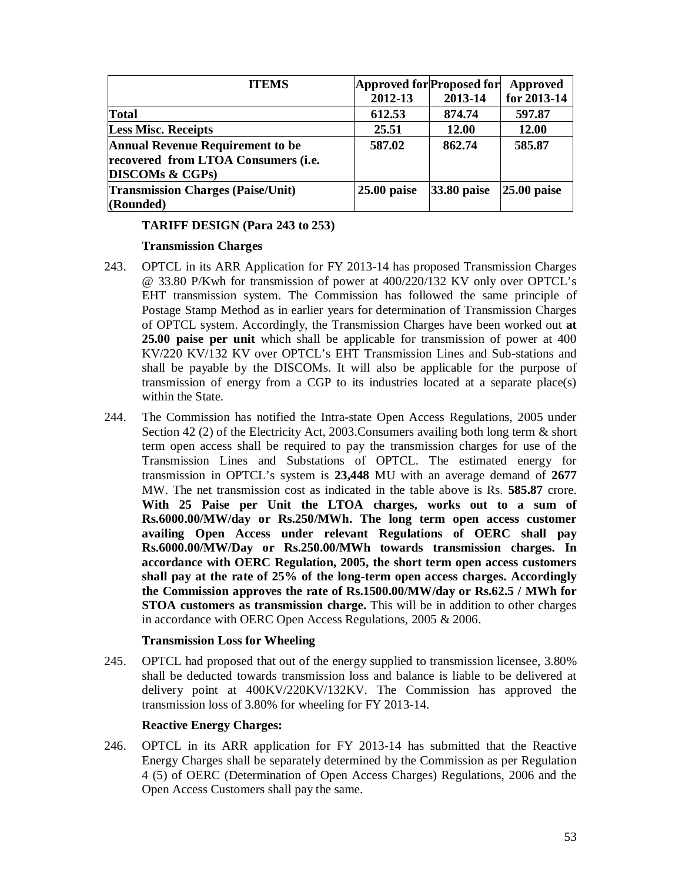| ITEMS | Approved for 2012-13 | Proposed for 2013-14 | Approved for 2013-14 |
|---|---|---|---|
| **Total** | **612.53** | **874.74** | **597.87** |
| **Less Misc. Receipts** | **25.51** | **12.00** | **12.00** |
| **Annual Revenue Requirement to be recovered from LTOA Consumers (i.e. DISCOMs & CGPs)** | **587.02** | **862.74** | **585.87** |
| **Transmission Charges (Paise/Unit) (Rounded)** | **25.00 paise** | **33.80 paise** | **25.00 paise** |

**TARIFF DESIGN (Para 243 to 253)**

**Transmission Charges**

243. OPTCL in its ARR Application for FY 2013-14 has proposed Transmission Charges @ 33.80 P/Kwh for transmission of power at 400/220/132 KV only over OPTCL's EHT transmission system. The Commission has followed the same principle of Postage Stamp Method as in earlier years for determination of Transmission Charges of OPTCL system. Accordingly, the Transmission Charges have been worked out **at 25.00 paise per unit** which shall be applicable for transmission of power at 400 KV/220 KV/132 KV over OPTCL's EHT Transmission Lines and Sub-stations and shall be payable by the DISCOMs. It will also be applicable for the purpose of transmission of energy from a CGP to its industries located at a separate place(s) within the State.

244. The Commission has notified the Intra-state Open Access Regulations, 2005 under Section 42 (2) of the Electricity Act, 2003.Consumers availing both long term & short term open access shall be required to pay the transmission charges for use of the Transmission Lines and Substations of OPTCL. The estimated energy for transmission in OPTCL's system is **23,448** MU with an average demand of **2677** MW. The net transmission cost as indicated in the table above is Rs. **585.87** crore. **With 25 Paise per Unit the LTOA charges, works out to a sum of Rs.6000.00/MW/day or Rs.250/MWh. The long term open access customer availing Open Access under relevant Regulations of OERC shall pay Rs.6000.00/MW/Day or Rs.250.00/MWh towards transmission charges. In accordance with OERC Regulation, 2005, the short term open access customers shall pay at the rate of 25% of the long-term open access charges. Accordingly the Commission approves the rate of Rs.1500.00/MW/day or Rs.62.5 / MWh for STOA customers as transmission charge.** This will be in addition to other charges in accordance with OERC Open Access Regulations, 2005 & 2006.

**Transmission Loss for Wheeling**

245. OPTCL had proposed that out of the energy supplied to transmission licensee, 3.80% shall be deducted towards transmission loss and balance is liable to be delivered at delivery point at 400KV/220KV/132KV. The Commission has approved the transmission loss of 3.80% for wheeling for FY 2013-14.

**Reactive Energy Charges:**

246. OPTCL in its ARR application for FY 2013-14 has submitted that the Reactive Energy Charges shall be separately determined by the Commission as per Regulation 4 (5) of OERC (Determination of Open Access Charges) Regulations, 2006 and the Open Access Customers shall pay the same.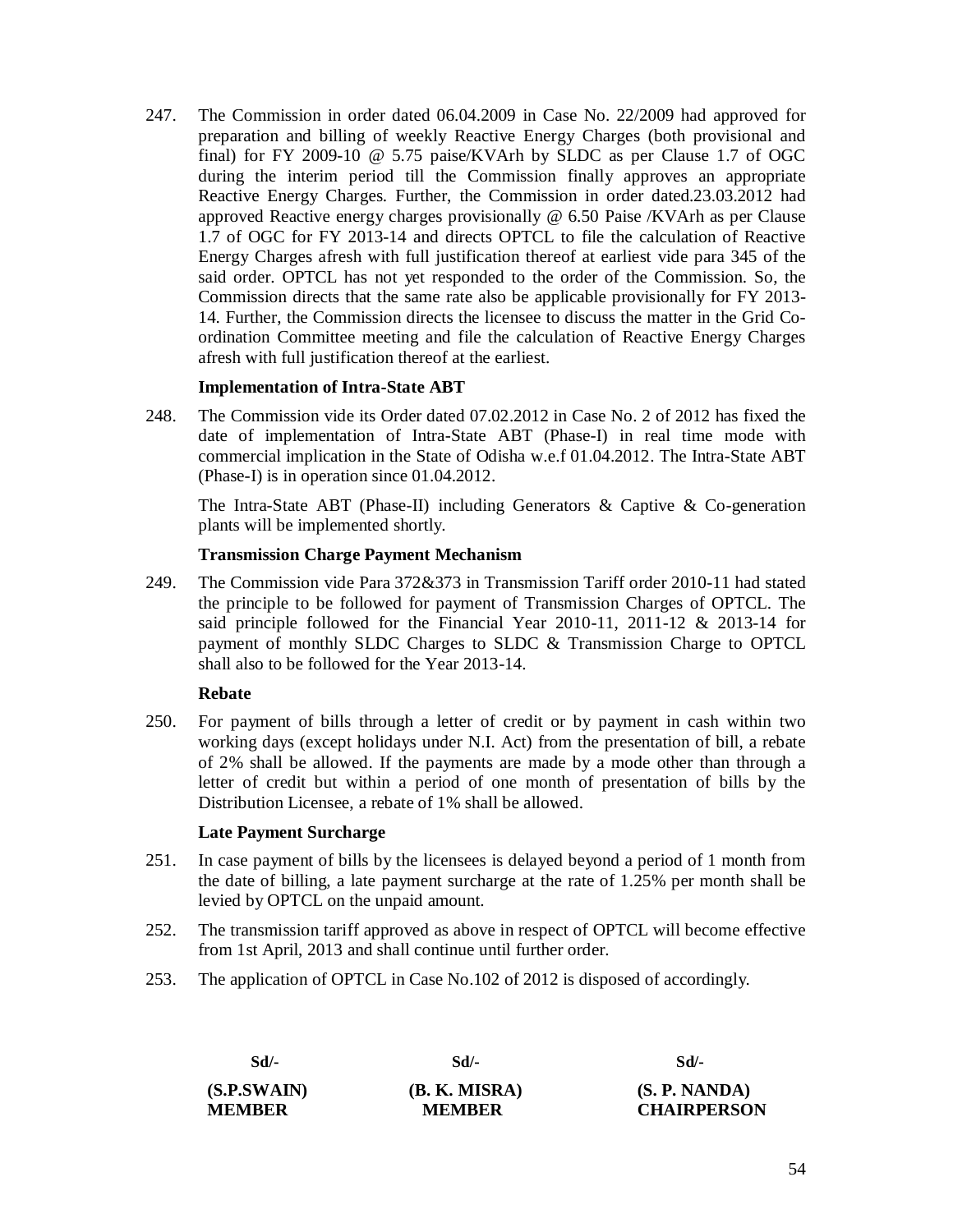247. The Commission in order dated 06.04.2009 in Case No. 22/2009 had approved for preparation and billing of weekly Reactive Energy Charges (both provisional and final) for FY 2009-10 @ 5.75 paise/KVArh by SLDC as per Clause 1.7 of OGC during the interim period till the Commission finally approves an appropriate Reactive Energy Charges. Further, the Commission in order dated.23.03.2012 had approved Reactive energy charges provisionally @ 6.50 Paise /KVArh as per Clause 1.7 of OGC for FY 2013-14 and directs OPTCL to file the calculation of Reactive Energy Charges afresh with full justification thereof at earliest vide para 345 of the said order. OPTCL has not yet responded to the order of the Commission. So, the Commission directs that the same rate also be applicable provisionally for FY 2013-14. Further, the Commission directs the licensee to discuss the matter in the Grid Co-ordination Committee meeting and file the calculation of Reactive Energy Charges afresh with full justification thereof at the earliest.

**Implementation of Intra-State ABT**

248. The Commission vide its Order dated 07.02.2012 in Case No. 2 of 2012 has fixed the date of implementation of Intra-State ABT (Phase-I) in real time mode with commercial implication in the State of Odisha w.e.f 01.04.2012. The Intra-State ABT (Phase-I) is in operation since 01.04.2012.

The Intra-State ABT (Phase-II) including Generators & Captive & Co-generation plants will be implemented shortly.

**Transmission Charge Payment Mechanism**

249. The Commission vide Para 372&373 in Transmission Tariff order 2010-11 had stated the principle to be followed for payment of Transmission Charges of OPTCL. The said principle followed for the Financial Year 2010-11, 2011-12 & 2013-14 for payment of monthly SLDC Charges to SLDC & Transmission Charge to OPTCL shall also to be followed for the Year 2013-14.

**Rebate**

250. For payment of bills through a letter of credit or by payment in cash within two working days (except holidays under N.I. Act) from the presentation of bill, a rebate of 2% shall be allowed. If the payments are made by a mode other than through a letter of credit but within a period of one month of presentation of bills by the Distribution Licensee, a rebate of 1% shall be allowed.

**Late Payment Surcharge**

251. In case payment of bills by the licensees is delayed beyond a period of 1 month from the date of billing, a late payment surcharge at the rate of 1.25% per month shall be levied by OPTCL on the unpaid amount.

252. The transmission tariff approved as above in respect of OPTCL will become effective from 1st April, 2013 and shall continue until further order.

253. The application of OPTCL in Case No.102 of 2012 is disposed of accordingly.

| Sd/- | Sd/- | Sd/- |
|---|---|---|
| **(S.P.SWAIN)** | **(B. K. MISRA)** | **(S. P. NANDA)** |
| **MEMBER** | **MEMBER** | **CHAIRPERSON** |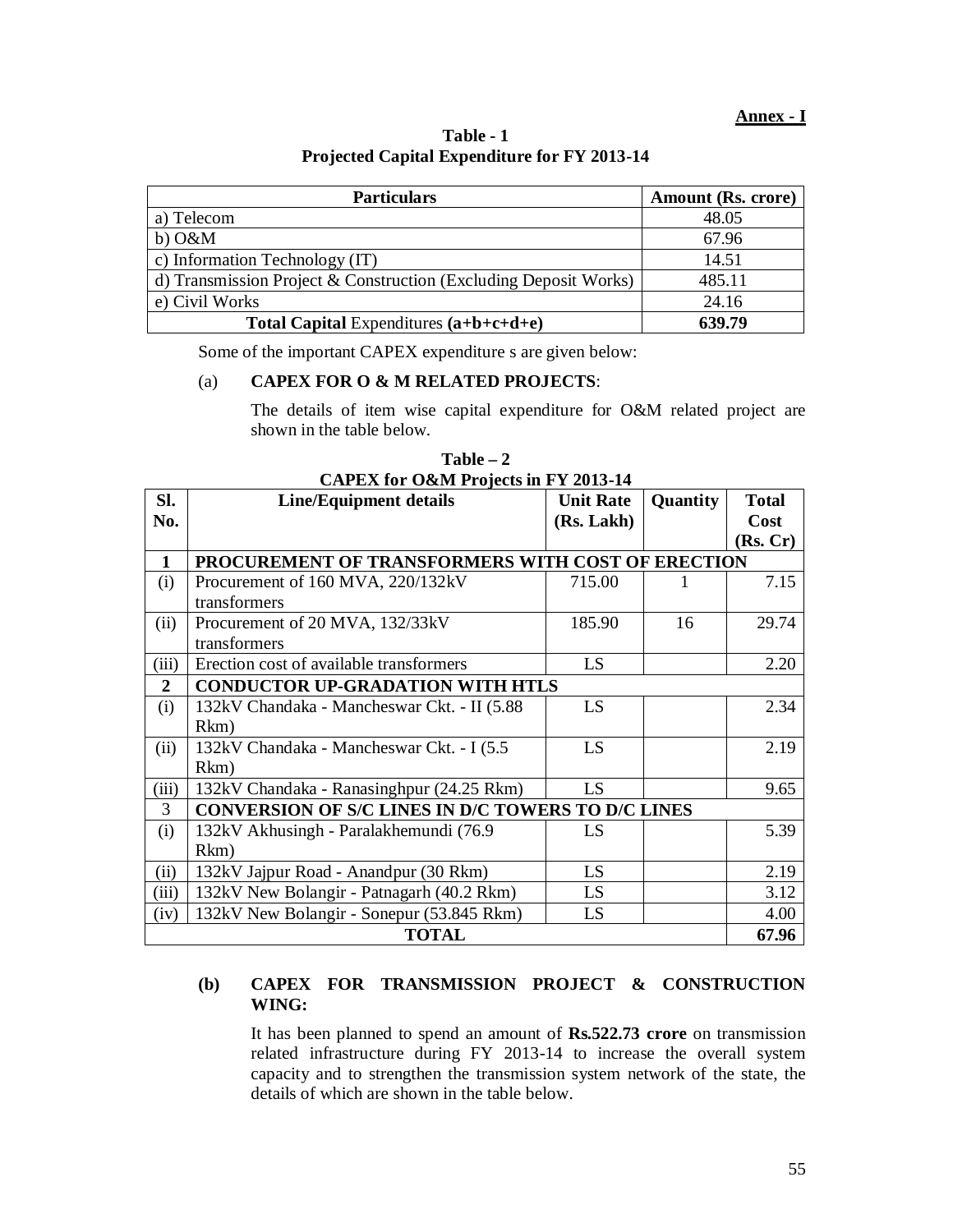**Annex - I**

**Table - 1**
**Projected Capital Expenditure for FY 2013-14**

| Particulars | Amount (Rs. crore) |
|---|---|
| a) Telecom | 48.05 |
| b) O&M | 67.96 |
| c) Information Technology (IT) | 14.51 |
| d) Transmission Project & Construction (Excluding Deposit Works) | 485.11 |
| e) Civil Works | 24.16 |
| **Total Capital** Expenditures **(a+b+c+d+e)** | **639.79** |

Some of the important CAPEX expenditure s are given below:

(a) **CAPEX FOR O & M RELATED PROJECTS**:

The details of item wise capital expenditure for O&M related project are shown in the table below.

**Table – 2**
**CAPEX for O&M Projects in FY 2013-14**

| Sl. No. | Line/Equipment details | Unit Rate (Rs. Lakh) | Quantity | Total Cost (Rs. Cr) |
|---|---|---|---|---|
| **1** | **PROCUREMENT OF TRANSFORMERS WITH COST OF ERECTION** | | | |
| (i) | Procurement of 160 MVA, 220/132kV transformers | 715.00 | 1 | 7.15 |
| (ii) | Procurement of 20 MVA, 132/33kV transformers | 185.90 | 16 | 29.74 |
| (iii) | Erection cost of available transformers | LS | | 2.20 |
| **2** | **CONDUCTOR UP-GRADATION WITH HTLS** | | | |
| (i) | 132kV Chandaka - Mancheswar Ckt. - II (5.88 Rkm) | LS | | 2.34 |
| (ii) | 132kV Chandaka - Mancheswar Ckt. - I (5.5 Rkm) | LS | | 2.19 |
| (iii) | 132kV Chandaka - Ranasinghpur (24.25 Rkm) | LS | | 9.65 |
| 3 | **CONVERSION OF S/C LINES IN D/C TOWERS TO D/C LINES** | | | |
| (i) | 132kV Akhusingh - Paralakhemundi (76.9 Rkm) | LS | | 5.39 |
| (ii) | 132kV Jajpur Road - Anandpur (30 Rkm) | LS | | 2.19 |
| (iii) | 132kV New Bolangir - Patnagarh (40.2 Rkm) | LS | | 3.12 |
| (iv) | 132kV New Bolangir - Sonepur (53.845 Rkm) | LS | | 4.00 |
| | **TOTAL** | | | **67.96** |

**(b) CAPEX FOR TRANSMISSION PROJECT & CONSTRUCTION WING:**

It has been planned to spend an amount of **Rs.522.73 crore** on transmission related infrastructure during FY 2013-14 to increase the overall system capacity and to strengthen the transmission system network of the state, the details of which are shown in the table below.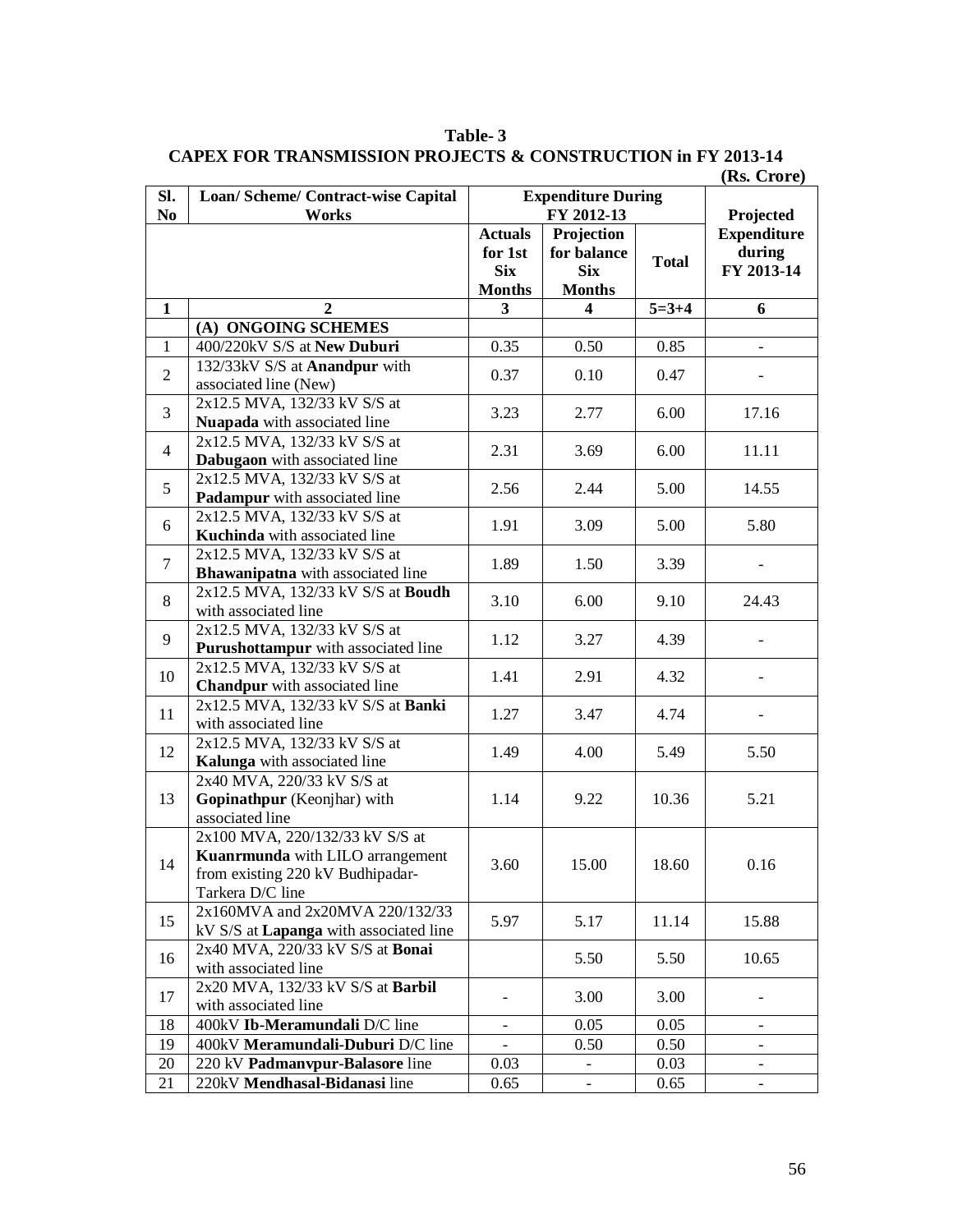**Table- 3**

**CAPEX FOR TRANSMISSION PROJECTS & CONSTRUCTION in FY 2013-14**

**(Rs. Crore)**

| Sl. No | Loan/ Scheme/ Contract-wise Capital Works | Expenditure During FY 2012-13 | | | Projected Expenditure during FY 2013-14 |
|---|---|---|---|---|---|
| | | Actuals for 1st Six Months | Projection for balance Six Months | Total | |
| 1 | 2 | 3 | 4 | 5=3+4 | 6 |
| | **(A) ONGOING SCHEMES** | | | | |
| 1 | 400/220kV S/S at **New Duburi** | 0.35 | 0.50 | 0.85 | - |
| 2 | 132/33kV S/S at **Anandpur** with associated line (New) | 0.37 | 0.10 | 0.47 | - |
| 3 | 2x12.5 MVA, 132/33 kV S/S at **Nuapada** with associated line | 3.23 | 2.77 | 6.00 | 17.16 |
| 4 | 2x12.5 MVA, 132/33 kV S/S at **Dabugaon** with associated line | 2.31 | 3.69 | 6.00 | 11.11 |
| 5 | 2x12.5 MVA, 132/33 kV S/S at **Padampur** with associated line | 2.56 | 2.44 | 5.00 | 14.55 |
| 6 | 2x12.5 MVA, 132/33 kV S/S at **Kuchinda** with associated line | 1.91 | 3.09 | 5.00 | 5.80 |
| 7 | 2x12.5 MVA, 132/33 kV S/S at **Bhawanipatna** with associated line | 1.89 | 1.50 | 3.39 | - |
| 8 | 2x12.5 MVA, 132/33 kV S/S at **Boudh** with associated line | 3.10 | 6.00 | 9.10 | 24.43 |
| 9 | 2x12.5 MVA, 132/33 kV S/S at **Purushottampur** with associated line | 1.12 | 3.27 | 4.39 | - |
| 10 | 2x12.5 MVA, 132/33 kV S/S at **Chandpur** with associated line | 1.41 | 2.91 | 4.32 | - |
| 11 | 2x12.5 MVA, 132/33 kV S/S at **Banki** with associated line | 1.27 | 3.47 | 4.74 | - |
| 12 | 2x12.5 MVA, 132/33 kV S/S at **Kalunga** with associated line | 1.49 | 4.00 | 5.49 | 5.50 |
| 13 | 2x40 MVA, 220/33 kV S/S at **Gopinathpur** (Keonjhar) with associated line | 1.14 | 9.22 | 10.36 | 5.21 |
| 14 | 2x100 MVA, 220/132/33 kV S/S at **Kuanrmunda** with LILO arrangement from existing 220 kV Budhipadar-Tarkera D/C line | 3.60 | 15.00 | 18.60 | 0.16 |
| 15 | 2x160MVA and 2x20MVA 220/132/33 kV S/S at **Lapanga** with associated line | 5.97 | 5.17 | 11.14 | 15.88 |
| 16 | 2x40 MVA, 220/33 kV S/S at **Bonai** with associated line | | 5.50 | 5.50 | 10.65 |
| 17 | 2x20 MVA, 132/33 kV S/S at **Barbil** with associated line | - | 3.00 | 3.00 | - |
| 18 | 400kV **Ib-Meramundali** D/C line | - | 0.05 | 0.05 | - |
| 19 | 400kV **Meramundali-Duburi** D/C line | - | 0.50 | 0.50 | - |
| 20 | 220 kV **Padmanvpur-Balasore** line | 0.03 | - | 0.03 | - |
| 21 | 220kV **Mendhasal-Bidanasi** line | 0.65 | - | 0.65 | - |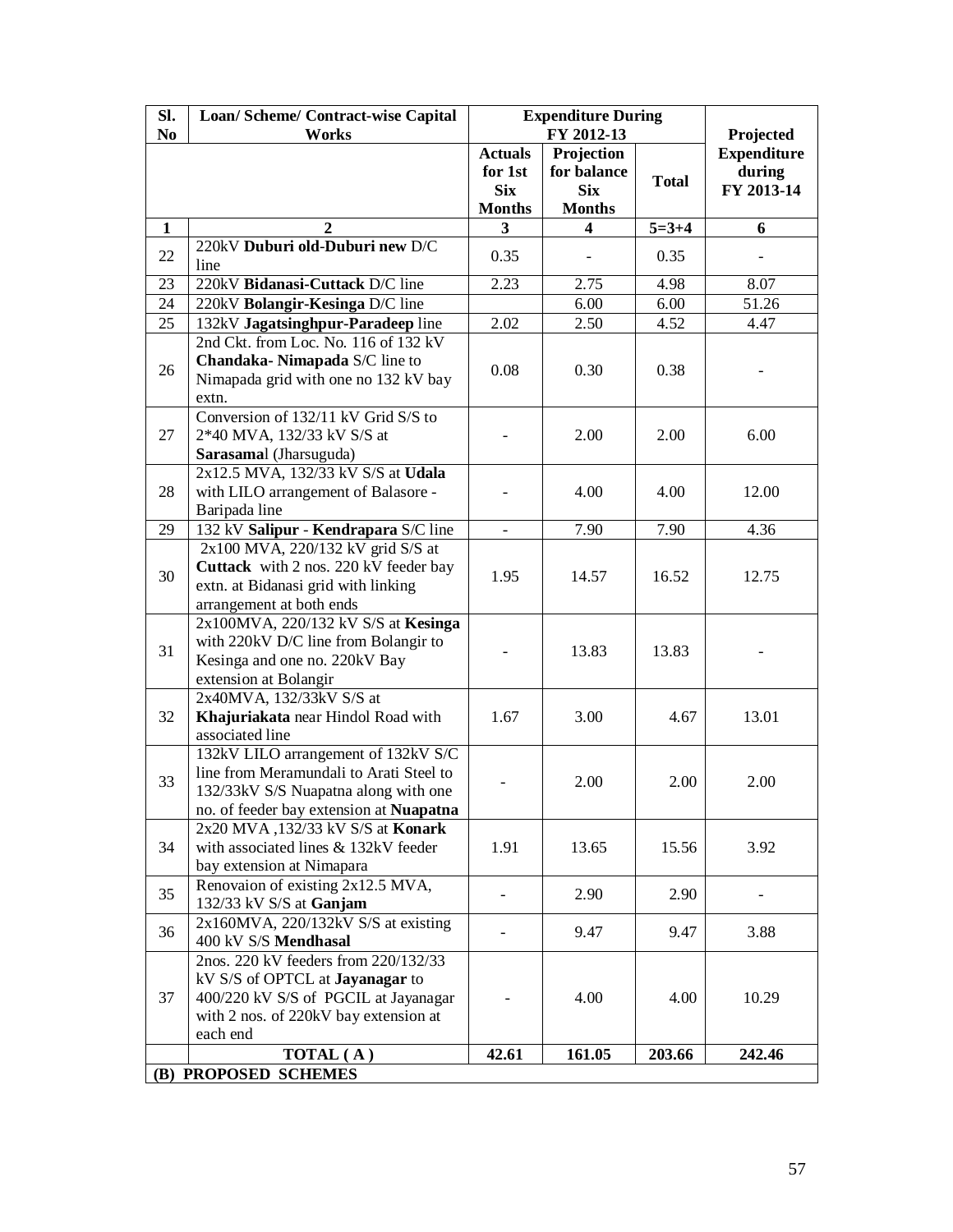| Sl. No | Loan/ Scheme/ Contract-wise Capital Works | Expenditure During FY 2012-13 | | | Projected Expenditure during FY 2013-14 |
|---|---|---|---|---|---|
| | | Actuals for 1st Six Months | Projection for balance Six Months | Total | |
| 1 | 2 | 3 | 4 | 5=3+4 | 6 |
| 22 | 220kV **Duburi old-Duburi new** D/C line | 0.35 | - | 0.35 | - |
| 23 | 220kV **Bidanasi-Cuttack** D/C line | 2.23 | 2.75 | 4.98 | 8.07 |
| 24 | 220kV **Bolangir-Kesinga** D/C line | | 6.00 | 6.00 | 51.26 |
| 25 | 132kV **Jagatsinghpur-Paradeep** line | 2.02 | 2.50 | 4.52 | 4.47 |
| 26 | 2nd Ckt. from Loc. No. 116 of 132 kV **Chandaka- Nimapada** S/C line to Nimapada grid with one no 132 kV bay extn. | 0.08 | 0.30 | 0.38 | - |
| 27 | Conversion of 132/11 kV Grid S/S to 2*40 MVA, 132/33 kV S/S at **Sarasama**l (Jharsuguda) | - | 2.00 | 2.00 | 6.00 |
| 28 | 2x12.5 MVA, 132/33 kV S/S at **Udala** with LILO arrangement of Balasore - Baripada line | - | 4.00 | 4.00 | 12.00 |
| 29 | 132 kV **Salipur** - **Kendrapara** S/C line | - | 7.90 | 7.90 | 4.36 |
| 30 | 2x100 MVA, 220/132 kV grid S/S at **Cuttack** with 2 nos. 220 kV feeder bay extn. at Bidanasi grid with linking arrangement at both ends | 1.95 | 14.57 | 16.52 | 12.75 |
| 31 | 2x100MVA, 220/132 kV S/S at **Kesinga** with 220kV D/C line from Bolangir to Kesinga and one no. 220kV Bay extension at Bolangir | - | 13.83 | 13.83 | - |
| 32 | 2x40MVA, 132/33kV S/S at **Khajuriakata** near Hindol Road with associated line | 1.67 | 3.00 | 4.67 | 13.01 |
| 33 | 132kV LILO arrangement of 132kV S/C line from Meramundali to Arati Steel to 132/33kV S/S Nuapatna along with one no. of feeder bay extension at **Nuapatna** | - | 2.00 | 2.00 | 2.00 |
| 34 | 2x20 MVA ,132/33 kV S/S at **Konark** with associated lines & 132kV feeder bay extension at Nimapara | 1.91 | 13.65 | 15.56 | 3.92 |
| 35 | Renovaion of existing 2x12.5 MVA, 132/33 kV S/S at **Ganjam** | - | 2.90 | 2.90 | - |
| 36 | 2x160MVA, 220/132kV S/S at existing 400 kV S/S **Mendhasal** | - | 9.47 | 9.47 | 3.88 |
| 37 | 2nos. 220 kV feeders from 220/132/33 kV S/S of OPTCL at **Jayanagar** to 400/220 kV S/S of PGCIL at Jayanagar with 2 nos. of 220kV bay extension at each end | - | 4.00 | 4.00 | 10.29 |
| | **TOTAL ( A )** | **42.61** | **161.05** | **203.66** | **242.46** |
| **(B) PROPOSED SCHEMES** | | | | | |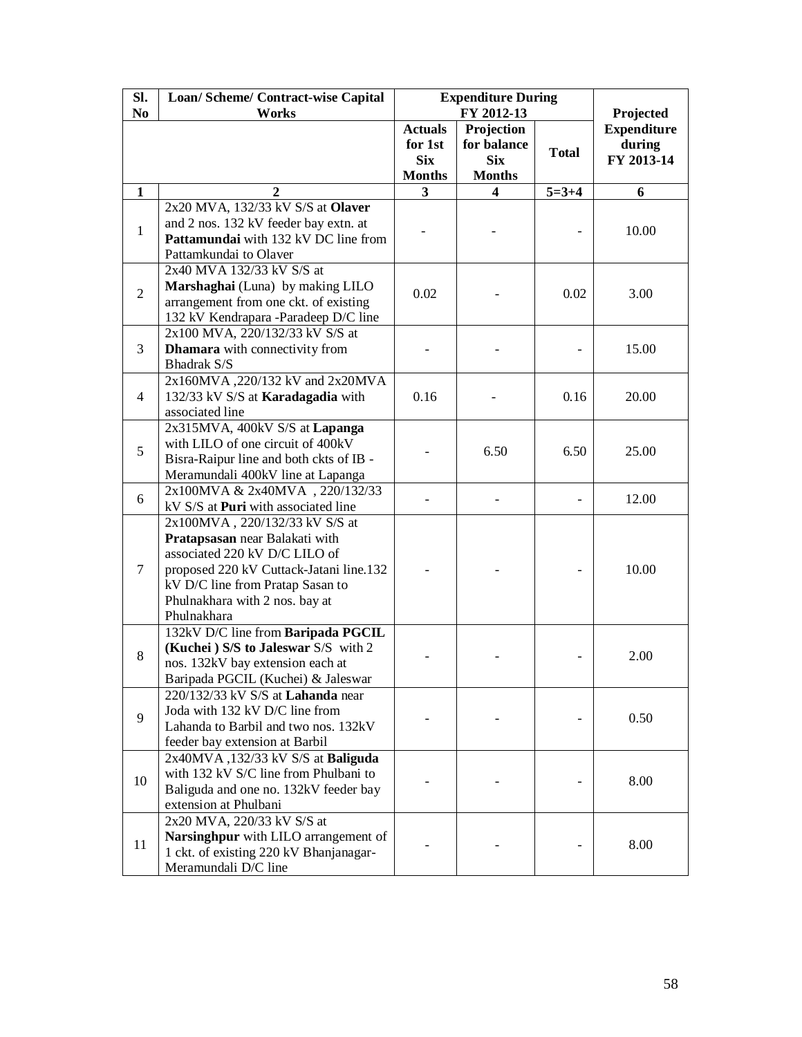| Sl. No | Loan/ Scheme/ Contract-wise Capital Works | Expenditure During FY 2012-13 | | | Projected Expenditure during FY 2013-14 |
|---|---|---|---|---|---|
| | | Actuals for 1st Six Months | Projection for balance Six Months | Total | |
| 1 | 2 | 3 | 4 | 5=3+4 | 6 |
| 1 | 2x20 MVA, 132/33 kV S/S at **Olaver** and 2 nos. 132 kV feeder bay extn. at **Pattamundai** with 132 kV DC line from Pattamkundai to Olaver | - | - | - | 10.00 |
| 2 | 2x40 MVA 132/33 kV S/S at **Marshaghai** (Luna) by making LILO arrangement from one ckt. of existing 132 kV Kendrapara -Paradeep D/C line | 0.02 | - | 0.02 | 3.00 |
| 3 | 2x100 MVA, 220/132/33 kV S/S at **Dhamara** with connectivity from Bhadrak S/S | - | - | - | 15.00 |
| 4 | 2x160MVA ,220/132 kV and 2x20MVA 132/33 kV S/S at **Karadagadia** with associated line | 0.16 | - | 0.16 | 20.00 |
| 5 | 2x315MVA, 400kV S/S at **Lapanga** with LILO of one circuit of 400kV Bisra-Raipur line and both ckts of IB - Meramundali 400kV line at Lapanga | - | 6.50 | 6.50 | 25.00 |
| 6 | 2x100MVA & 2x40MVA , 220/132/33 kV S/S at **Puri** with associated line | - | - | - | 12.00 |
| 7 | 2x100MVA , 220/132/33 kV S/S at **Pratapsasan** near Balakati with associated 220 kV D/C LILO of proposed 220 kV Cuttack-Jatani line.132 kV D/C line from Pratap Sasan to Phulnakhara with 2 nos. bay at Phulnakhara | - | - | - | 10.00 |
| 8 | 132kV D/C line from **Baripada PGCIL (Kuchei ) S/S to Jaleswar** S/S with 2 nos. 132kV bay extension each at Baripada PGCIL (Kuchei) & Jaleswar | - | - | - | 2.00 |
| 9 | 220/132/33 kV S/S at **Lahanda** near Joda with 132 kV D/C line from Lahanda to Barbil and two nos. 132kV feeder bay extension at Barbil | - | - | - | 0.50 |
| 10 | 2x40MVA ,132/33 kV S/S at **Baliguda** with 132 kV S/C line from Phulbani to Baliguda and one no. 132kV feeder bay extension at Phulbani | - | - | - | 8.00 |
| 11 | 2x20 MVA, 220/33 kV S/S at **Narsinghpur** with LILO arrangement of 1 ckt. of existing 220 kV Bhanjanagar-Meramundali D/C line | - | - | - | 8.00 |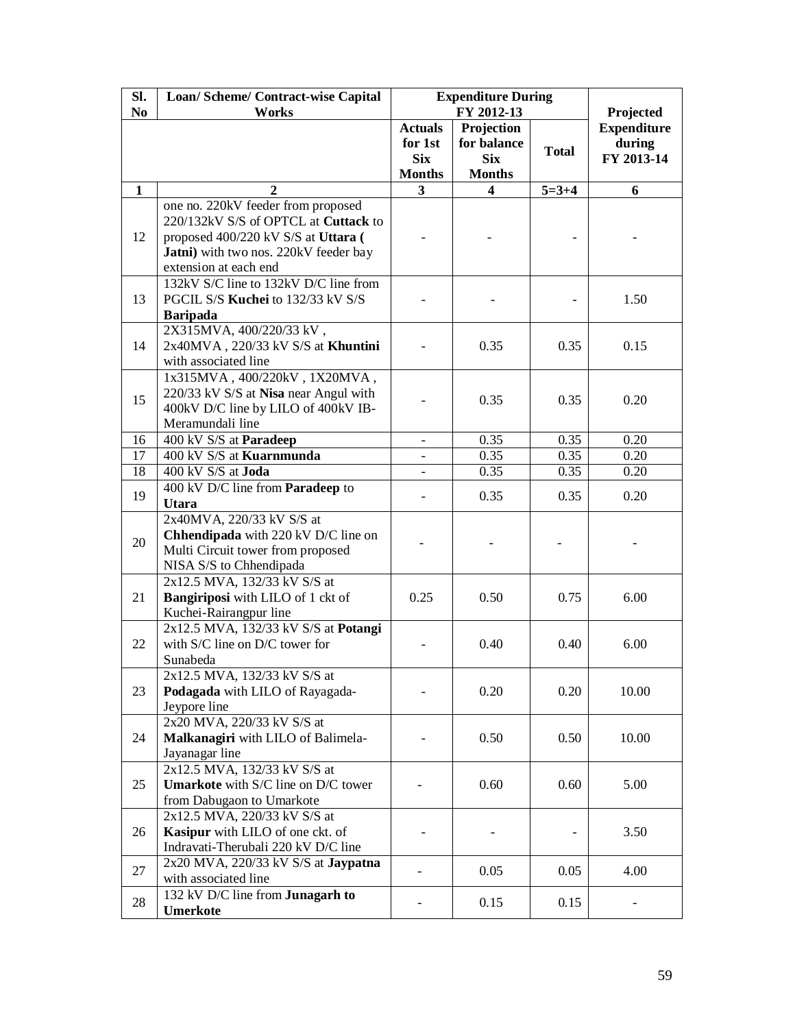| Sl. No | Loan/ Scheme/ Contract-wise Capital Works | Expenditure During FY 2012-13 | | | Projected Expenditure during FY 2013-14 |
|---|---|---|---|---|---|
| | | Actuals for 1st Six Months | Projection for balance Six Months | Total | |
| 1 | 2 | 3 | 4 | 5=3+4 | 6 |
| 12 | one no. 220kV feeder from proposed 220/132kV S/S of OPTCL at **Cuttack** to proposed 400/220 kV S/S at **Uttara ( Jatni)** with two nos. 220kV feeder bay extension at each end | - | - | - | - |
| 13 | 132kV S/C line to 132kV D/C line from PGCIL S/S **Kuchei** to 132/33 kV S/S **Baripada** | - | - | - | 1.50 |
| 14 | 2X315MVA, 400/220/33 kV , 2x40MVA , 220/33 kV S/S at **Khuntini** with associated line | - | 0.35 | 0.35 | 0.15 |
| 15 | 1x315MVA , 400/220kV , 1X20MVA , 220/33 kV S/S at **Nisa** near Angul with 400kV D/C line by LILO of 400kV IB-Meramundali line | - | 0.35 | 0.35 | 0.20 |
| 16 | 400 kV S/S at **Paradeep** | - | 0.35 | 0.35 | 0.20 |
| 17 | 400 kV S/S at **Kuarnmunda** | - | 0.35 | 0.35 | 0.20 |
| 18 | 400 kV S/S at **Joda** | - | 0.35 | 0.35 | 0.20 |
| 19 | 400 kV D/C line from **Paradeep** to **Utara** | - | 0.35 | 0.35 | 0.20 |
| 20 | 2x40MVA, 220/33 kV S/S at **Chhendipada** with 220 kV D/C line on Multi Circuit tower from proposed NISA S/S to Chhendipada | - | - | - | - |
| 21 | 2x12.5 MVA, 132/33 kV S/S at **Bangiriposi** with LILO of 1 ckt of Kuchei-Rairangpur line | 0.25 | 0.50 | 0.75 | 6.00 |
| 22 | 2x12.5 MVA, 132/33 kV S/S at **Potangi** with S/C line on D/C tower for Sunabeda | - | 0.40 | 0.40 | 6.00 |
| 23 | 2x12.5 MVA, 132/33 kV S/S at **Podagada** with LILO of Rayagada-Jeypore line | - | 0.20 | 0.20 | 10.00 |
| 24 | 2x20 MVA, 220/33 kV S/S at **Malkanagiri** with LILO of Balimela-Jayanagar line | - | 0.50 | 0.50 | 10.00 |
| 25 | 2x12.5 MVA, 132/33 kV S/S at **Umarkote** with S/C line on D/C tower from Dabugaon to Umarkote | - | 0.60 | 0.60 | 5.00 |
| 26 | 2x12.5 MVA, 220/33 kV S/S at **Kasipur** with LILO of one ckt. of Indravati-Therubali 220 kV D/C line | - | - | - | 3.50 |
| 27 | 2x20 MVA, 220/33 kV S/S at **Jaypatna** with associated line | - | 0.05 | 0.05 | 4.00 |
| 28 | 132 kV D/C line from **Junagarh to Umerkote** | - | 0.15 | 0.15 | - |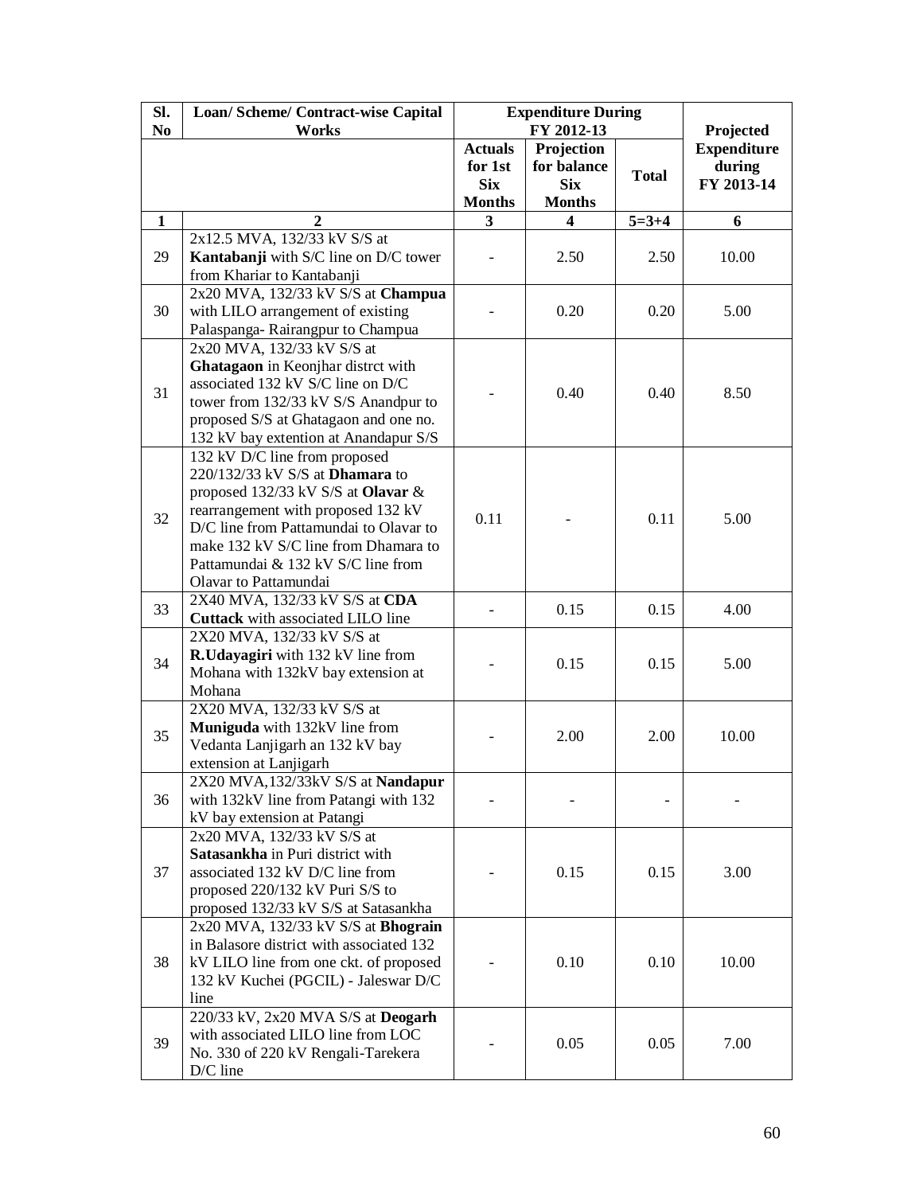| Sl. No | Loan/ Scheme/ Contract-wise Capital Works | Expenditure During FY 2012-13 | | | Projected Expenditure during FY 2013-14 |
|---|---|---|---|---|---|
| | | Actuals for 1st Six Months | Projection for balance Six Months | Total | |
| 1 | 2 | 3 | 4 | 5=3+4 | 6 |
| 29 | 2x12.5 MVA, 132/33 kV S/S at **Kantabanji** with S/C line on D/C tower from Khariar to Kantabanji | - | 2.50 | 2.50 | 10.00 |
| 30 | 2x20 MVA, 132/33 kV S/S at **Champua** with LILO arrangement of existing Palaspanga- Rairangpur to Champua | - | 0.20 | 0.20 | 5.00 |
| 31 | 2x20 MVA, 132/33 kV S/S at **Ghatagaon** in Keonjhar distrct with associated 132 kV S/C line on D/C tower from 132/33 kV S/S Anandpur to proposed S/S at Ghatagaon and one no. 132 kV bay extention at Anandapur S/S | - | 0.40 | 0.40 | 8.50 |
| 32 | 132 kV D/C line from proposed 220/132/33 kV S/S at **Dhamara** to proposed 132/33 kV S/S at **Olavar** & rearrangement with proposed 132 kV D/C line from Pattamundai to Olavar to make 132 kV S/C line from Dhamara to Pattamundai & 132 kV S/C line from Olavar to Pattamundai | 0.11 | - | 0.11 | 5.00 |
| 33 | 2X40 MVA, 132/33 kV S/S at **CDA Cuttack** with associated LILO line | - | 0.15 | 0.15 | 4.00 |
| 34 | 2X20 MVA, 132/33 kV S/S at **R.Udayagiri** with 132 kV line from Mohana with 132kV bay extension at Mohana | - | 0.15 | 0.15 | 5.00 |
| 35 | 2X20 MVA, 132/33 kV S/S at **Muniguda** with 132kV line from Vedanta Lanjigarh an 132 kV bay extension at Lanjigarh | - | 2.00 | 2.00 | 10.00 |
| 36 | 2X20 MVA,132/33kV S/S at **Nandapur** with 132kV line from Patangi with 132 kV bay extension at Patangi | - | - | - | - |
| 37 | 2x20 MVA, 132/33 kV S/S at **Satasankha** in Puri district with associated 132 kV D/C line from proposed 220/132 kV Puri S/S to proposed 132/33 kV S/S at Satasankha | - | 0.15 | 0.15 | 3.00 |
| 38 | 2x20 MVA, 132/33 kV S/S at **Bhograin** in Balasore district with associated 132 kV LILO line from one ckt. of proposed 132 kV Kuchei (PGCIL) - Jaleswar D/C line | - | 0.10 | 0.10 | 10.00 |
| 39 | 220/33 kV, 2x20 MVA S/S at **Deogarh** with associated LILO line from LOC No. 330 of 220 kV Rengali-Tarekera D/C line | - | 0.05 | 0.05 | 7.00 |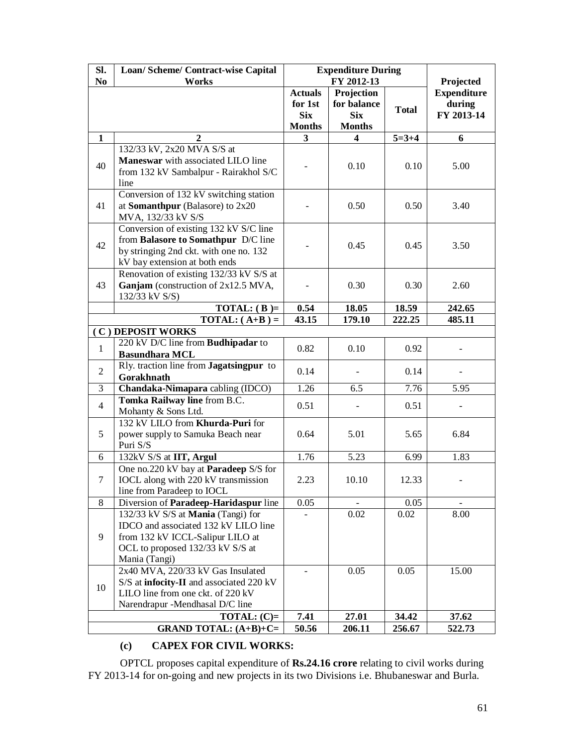| Sl. No | Loan/ Scheme/ Contract-wise Capital Works | Expenditure During FY 2012-13 | | | Projected Expenditure during FY 2013-14 |
|---|---|---|---|---|---|
| | | Actuals for 1st Six Months | Projection for balance Six Months | Total | |
| 1 | 2 | 3 | 4 | 5=3+4 | 6 |
| 40 | 132/33 kV, 2x20 MVA S/S at **Maneswar** with associated LILO line from 132 kV Sambalpur - Rairakhol S/C line | - | 0.10 | 0.10 | 5.00 |
| 41 | Conversion of 132 kV switching station at **Somanthpur** (Balasore) to 2x20 MVA, 132/33 kV S/S | - | 0.50 | 0.50 | 3.40 |
| 42 | Conversion of existing 132 kV S/C line from **Balasore to Somathpur** D/C line by stringing 2nd ckt. with one no. 132 kV bay extension at both ends | - | 0.45 | 0.45 | 3.50 |
| 43 | Renovation of existing 132/33 kV S/S at **Ganjam** (construction of 2x12.5 MVA, 132/33 kV S/S) | - | 0.30 | 0.30 | 2.60 |
| | **TOTAL: ( B )=** | **0.54** | **18.05** | **18.59** | **242.65** |
| | **TOTAL: ( A+B ) =** | **43.15** | **179.10** | **222.25** | **485.11** |
| **( C ) DEPOSIT WORKS** | | | | | |
| 1 | 220 kV D/C line from **Budhipadar** to **Basundhara MCL** | 0.82 | 0.10 | 0.92 | - |
| 2 | Rly. traction line from **Jagatsingpur** to **Gorakhnath** | 0.14 | - | 0.14 | - |
| 3 | **Chandaka-Nimapara** cabling (IDCO) | 1.26 | 6.5 | 7.76 | 5.95 |
| 4 | **Tomka Railway line** from B.C. Mohanty & Sons Ltd. | 0.51 | - | 0.51 | - |
| 5 | 132 kV LILO from **Khurda-Puri** for power supply to Samuka Beach near Puri S/S | 0.64 | 5.01 | 5.65 | 6.84 |
| 6 | 132kV S/S at **IIT, Argul** | 1.76 | 5.23 | 6.99 | 1.83 |
| 7 | One no.220 kV bay at **Paradeep** S/S for IOCL along with 220 kV transmission line from Paradeep to IOCL | 2.23 | 10.10 | 12.33 | - |
| 8 | Diversion of **Paradeep-Haridaspur** line | 0.05 | - | 0.05 | - |
| 9 | 132/33 kV S/S at **Mania** (Tangi) for IDCO and associated 132 kV LILO line from 132 kV ICCL-Salipur LILO at OCL to proposed 132/33 kV S/S at Mania (Tangi) | - | 0.02 | 0.02 | 8.00 |
| 10 | 2x40 MVA, 220/33 kV Gas Insulated S/S at **infocity-II** and associated 220 kV LILO line from one ckt. of 220 kV Narendrapur -Mendhasal D/C line | - | 0.05 | 0.05 | 15.00 |
| | **TOTAL: (C)=** | **7.41** | **27.01** | **34.42** | **37.62** |
| | **GRAND TOTAL: (A+B)+C=** | **50.56** | **206.11** | **256.67** | **522.73** |

### (c) CAPEX FOR CIVIL WORKS:

OPTCL proposes capital expenditure of **Rs.24.16 crore** relating to civil works during FY 2013-14 for on-going and new projects in its two Divisions i.e. Bhubaneswar and Burla.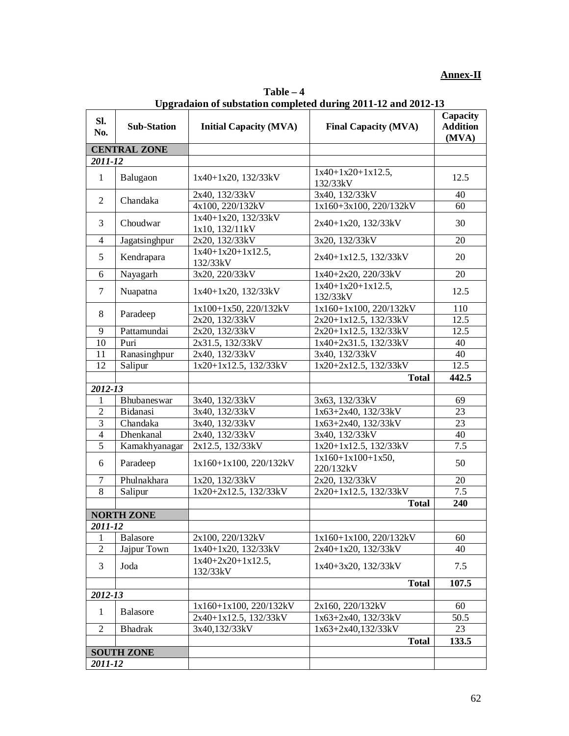**Annex-II**

**Table – 4**
**Upgradaion of substation completed during 2011-12 and 2012-13**

| Sl. No. | Sub-Station | Initial Capacity (MVA) | Final Capacity (MVA) | Capacity Addition (MVA) |
|---|---|---|---|---|
| **CENTRAL ZONE** | | | | |
| ***2011-12*** | | | | |
| 1 | Balugaon | 1x40+1x20, 132/33kV | 1x40+1x20+1x12.5, 132/33kV | 12.5 |
| 2 | Chandaka | 2x40, 132/33kV | 3x40, 132/33kV | 40 |
| | | 4x100, 220/132kV | 1x160+3x100, 220/132kV | 60 |
| 3 | Choudwar | 1x40+1x20, 132/33kV 1x10, 132/11kV | 2x40+1x20, 132/33kV | 30 |
| 4 | Jagatsinghpur | 2x20, 132/33kV | 3x20, 132/33kV | 20 |
| 5 | Kendrapara | 1x40+1x20+1x12.5, 132/33kV | 2x40+1x12.5, 132/33kV | 20 |
| 6 | Nayagarh | 3x20, 220/33kV | 1x40+2x20, 220/33kV | 20 |
| 7 | Nuapatna | 1x40+1x20, 132/33kV | 1x40+1x20+1x12.5, 132/33kV | 12.5 |
| 8 | Paradeep | 1x100+1x50, 220/132kV | 1x160+1x100, 220/132kV | 110 |
| | | 2x20, 132/33kV | 2x20+1x12.5, 132/33kV | 12.5 |
| 9 | Pattamundai | 2x20, 132/33kV | 2x20+1x12.5, 132/33kV | 12.5 |
| 10 | Puri | 2x31.5, 132/33kV | 1x40+2x31.5, 132/33kV | 40 |
| 11 | Ranasinghpur | 2x40, 132/33kV | 3x40, 132/33kV | 40 |
| 12 | Salipur | 1x20+1x12.5, 132/33kV | 1x20+2x12.5, 132/33kV | 12.5 |
| | | | **Total** | **442.5** |
| ***2012-13*** | | | | |
| 1 | Bhubaneswar | 3x40, 132/33kV | 3x63, 132/33kV | 69 |
| 2 | Bidanasi | 3x40, 132/33kV | 1x63+2x40, 132/33kV | 23 |
| 3 | Chandaka | 3x40, 132/33kV | 1x63+2x40, 132/33kV | 23 |
| 4 | Dhenkanal | 2x40, 132/33kV | 3x40, 132/33kV | 40 |
| 5 | Kamakhyanagar | 2x12.5, 132/33kV | 1x20+1x12.5, 132/33kV | 7.5 |
| 6 | Paradeep | 1x160+1x100, 220/132kV | 1x160+1x100+1x50, 220/132kV | 50 |
| 7 | Phulnakhara | 1x20, 132/33kV | 2x20, 132/33kV | 20 |
| 8 | Salipur | 1x20+2x12.5, 132/33kV | 2x20+1x12.5, 132/33kV | 7.5 |
| | | | **Total** | **240** |
| **NORTH ZONE** | | | | |
| ***2011-12*** | | | | |
| 1 | Balasore | 2x100, 220/132kV | 1x160+1x100, 220/132kV | 60 |
| 2 | Jajpur Town | 1x40+1x20, 132/33kV | 2x40+1x20, 132/33kV | 40 |
| 3 | Joda | 1x40+2x20+1x12.5, 132/33kV | 1x40+3x20, 132/33kV | 7.5 |
| | | | **Total** | **107.5** |
| ***2012-13*** | | | | |
| 1 | Balasore | 1x160+1x100, 220/132kV | 2x160, 220/132kV | 60 |
| | | 2x40+1x12.5, 132/33kV | 1x63+2x40, 132/33kV | 50.5 |
| 2 | Bhadrak | 3x40,132/33kV | 1x63+2x40,132/33kV | 23 |
| | | | **Total** | **133.5** |
| **SOUTH ZONE** | | | | |
| ***2011-12*** | | | | |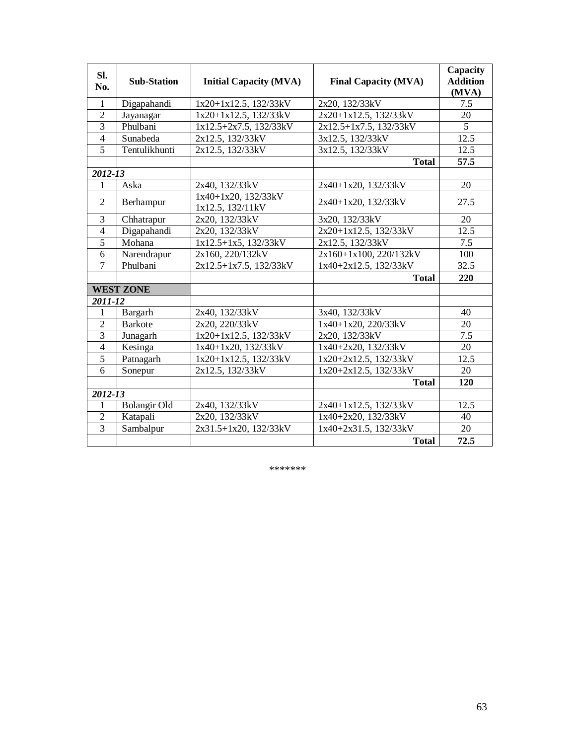| Sl. No. | Sub-Station | Initial Capacity (MVA) | Final Capacity (MVA) | Capacity Addition (MVA) |
|---|---|---|---|---|
| 1 | Digapahandi | 1x20+1x12.5, 132/33kV | 2x20, 132/33kV | 7.5 |
| 2 | Jayanagar | 1x20+1x12.5, 132/33kV | 2x20+1x12.5, 132/33kV | 20 |
| 3 | Phulbani | 1x12.5+2x7.5, 132/33kV | 2x12.5+1x7.5, 132/33kV | 5 |
| 4 | Sunabeda | 2x12.5, 132/33kV | 3x12.5, 132/33kV | 12.5 |
| 5 | Tentulikhunti | 2x12.5, 132/33kV | 3x12.5, 132/33kV | 12.5 |
| | | | **Total** | **57.5** |
| ***2012-13*** | | | | |
| 1 | Aska | 2x40, 132/33kV | 2x40+1x20, 132/33kV | 20 |
| 2 | Berhampur | 1x40+1x20, 132/33kV 1x12.5, 132/11kV | 2x40+1x20, 132/33kV | 27.5 |
| 3 | Chhatrapur | 2x20, 132/33kV | 3x20, 132/33kV | 20 |
| 4 | Digapahandi | 2x20, 132/33kV | 2x20+1x12.5, 132/33kV | 12.5 |
| 5 | Mohana | 1x12.5+1x5, 132/33kV | 2x12.5, 132/33kV | 7.5 |
| 6 | Narendrapur | 2x160, 220/132kV | 2x160+1x100, 220/132kV | 100 |
| 7 | Phulbani | 2x12.5+1x7.5, 132/33kV | 1x40+2x12.5, 132/33kV | 32.5 |
| | | | **Total** | **220** |
| **WEST ZONE** | | | | |
| ***2011-12*** | | | | |
| 1 | Bargarh | 2x40, 132/33kV | 3x40, 132/33kV | 40 |
| 2 | Barkote | 2x20, 220/33kV | 1x40+1x20, 220/33kV | 20 |
| 3 | Junagarh | 1x20+1x12.5, 132/33kV | 2x20, 132/33kV | 7.5 |
| 4 | Kesinga | 1x40+1x20, 132/33kV | 1x40+2x20, 132/33kV | 20 |
| 5 | Patnagarh | 1x20+1x12.5, 132/33kV | 1x20+2x12.5, 132/33kV | 12.5 |
| 6 | Sonepur | 2x12.5, 132/33kV | 1x20+2x12.5, 132/33kV | 20 |
| | | | **Total** | **120** |
| ***2012-13*** | | | | |
| 1 | Bolangir Old | 2x40, 132/33kV | 2x40+1x12.5, 132/33kV | 12.5 |
| 2 | Katapali | 2x20, 132/33kV | 1x40+2x20, 132/33kV | 40 |
| 3 | Sambalpur | 2x31.5+1x20, 132/33kV | 1x40+2x31.5, 132/33kV | 20 |
| | | | **Total** | **72.5** |

*******